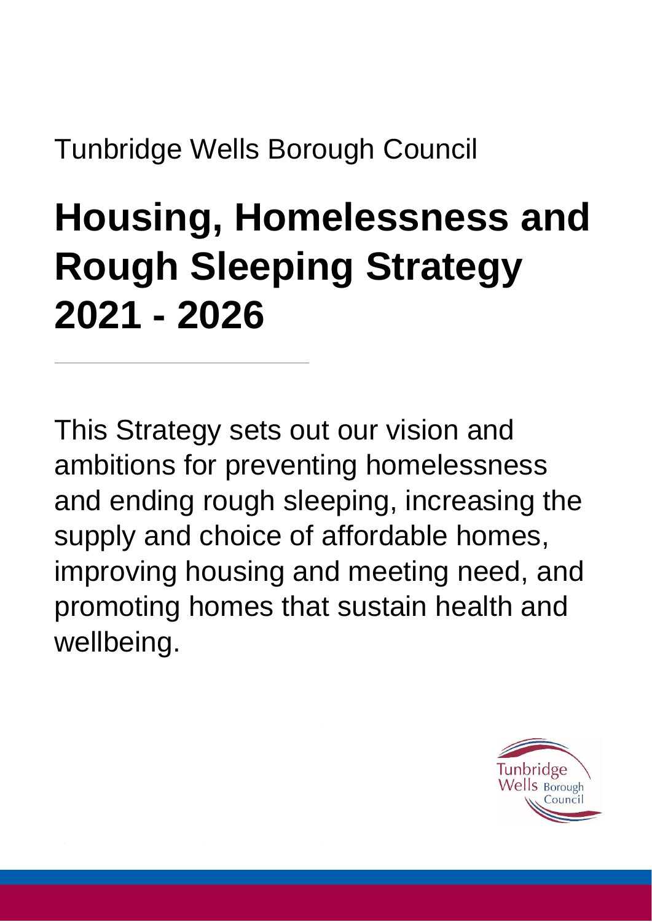Tunbridge Wells Borough Council

# Housing, Homelessness and Rough Sleeping Strategy 2021 - 2026

---

This Strategy sets out our vision and ambitions for preventing homelessness and ending rough sleeping, increasing the supply and choice of affordable homes, improving housing and meeting need, and promoting homes that sustain health and wellbeing.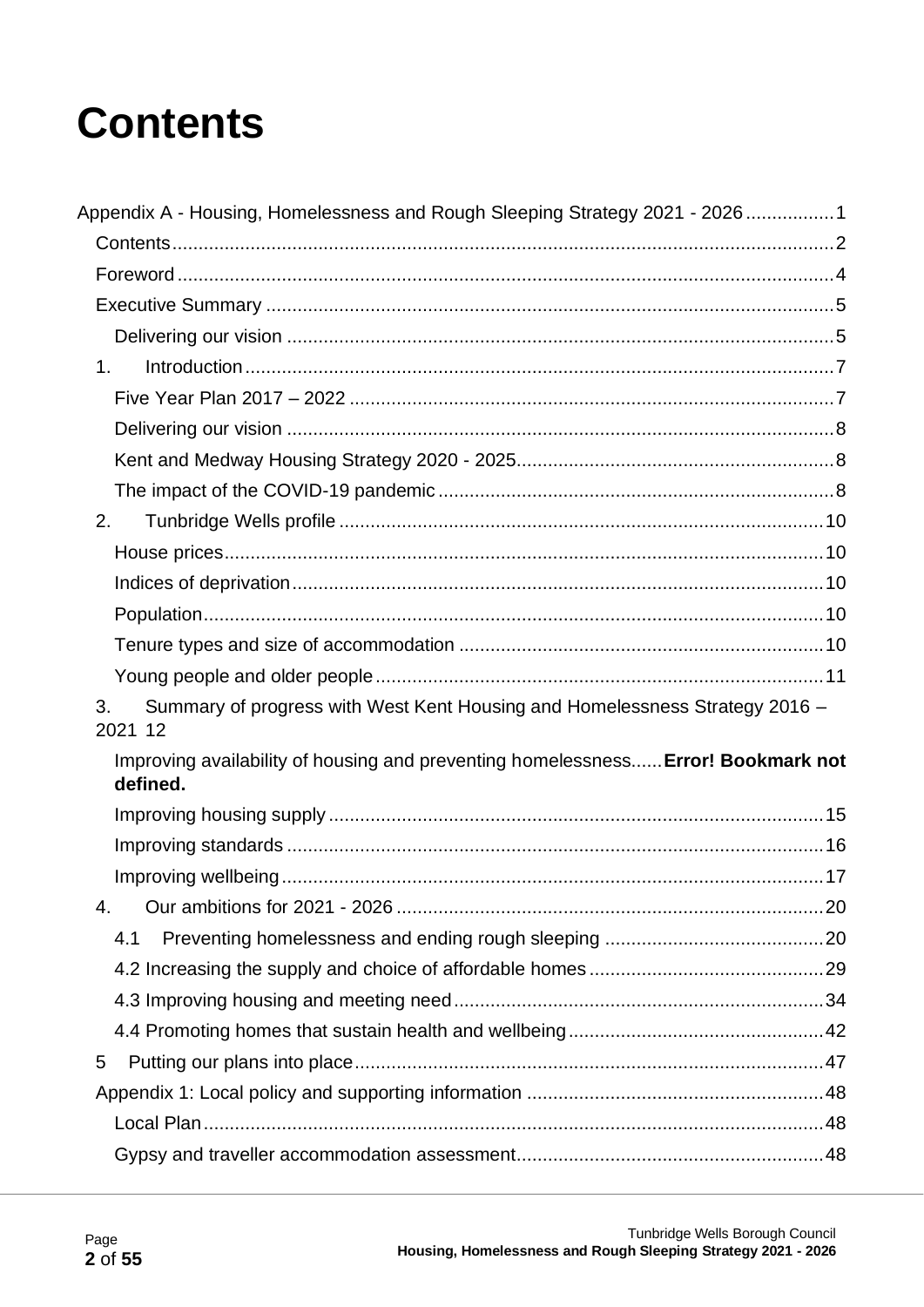# Contents

Appendix A - Housing, Homelessness and Rough Sleeping Strategy 2021 - 2026 ................1

- Contents ................2
- Foreword ................4
- Executive Summary ................5
  - Delivering our vision ................5
- 1. Introduction ................7
  - Five Year Plan 2017 – 2022 ................7
  - Delivering our vision ................8
  - Kent and Medway Housing Strategy 2020 - 2025 ................8
  - The impact of the COVID-19 pandemic ................8
- 2. Tunbridge Wells profile ................10
  - House prices ................10
  - Indices of deprivation ................10
  - Population ................10
  - Tenure types and size of accommodation ................10
  - Young people and older people ................11
- 3. Summary of progress with West Kent Housing and Homelessness Strategy 2016 – 2021 12
  - Improving availability of housing and preventing homelessness...... **Error! Bookmark not defined.**
  - Improving housing supply ................15
  - Improving standards ................16
  - Improving wellbeing ................17
- 4. Our ambitions for 2021 - 2026 ................20
  - 4.1 Preventing homelessness and ending rough sleeping ................20
  - 4.2 Increasing the supply and choice of affordable homes ................29
  - 4.3 Improving housing and meeting need ................34
  - 4.4 Promoting homes that sustain health and wellbeing ................42
- 5 Putting our plans into place ................47
- Appendix 1: Local policy and supporting information ................48
  - Local Plan ................48
  - Gypsy and traveller accommodation assessment ................48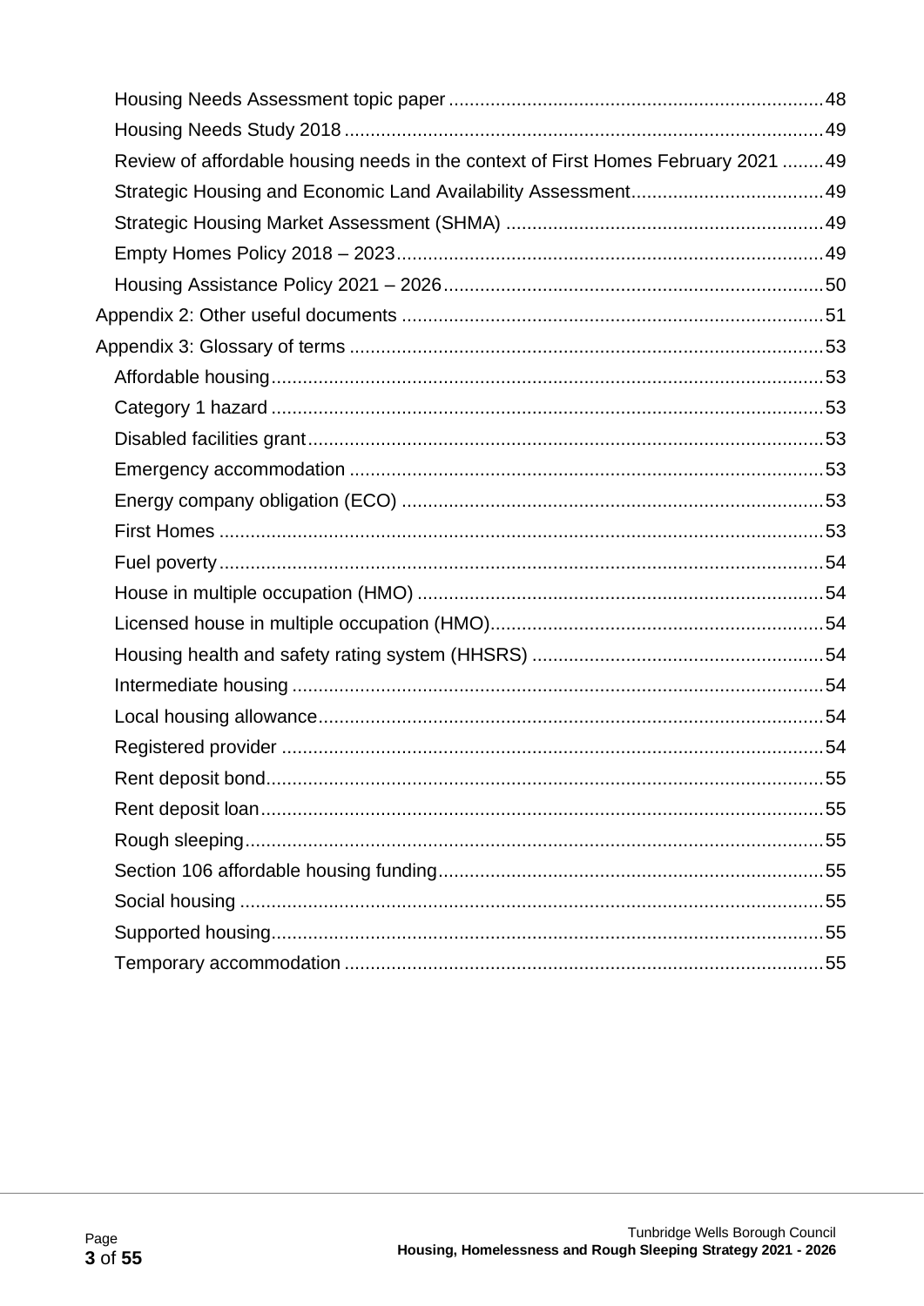- Housing Needs Assessment topic paper ..... 48
- Housing Needs Study 2018 ..... 49
- Review of affordable housing needs in the context of First Homes February 2021 ..... 49
- Strategic Housing and Economic Land Availability Assessment ..... 49
- Strategic Housing Market Assessment (SHMA) ..... 49
- Empty Homes Policy 2018 – 2023 ..... 49
- Housing Assistance Policy 2021 – 2026 ..... 50

Appendix 2: Other useful documents ..... 51

Appendix 3: Glossary of terms ..... 53

- Affordable housing ..... 53
- Category 1 hazard ..... 53
- Disabled facilities grant ..... 53
- Emergency accommodation ..... 53
- Energy company obligation (ECO) ..... 53
- First Homes ..... 53
- Fuel poverty ..... 54
- House in multiple occupation (HMO) ..... 54
- Licensed house in multiple occupation (HMO) ..... 54
- Housing health and safety rating system (HHSRS) ..... 54
- Intermediate housing ..... 54
- Local housing allowance ..... 54
- Registered provider ..... 54
- Rent deposit bond ..... 55
- Rent deposit loan ..... 55
- Rough sleeping ..... 55
- Section 106 affordable housing funding ..... 55
- Social housing ..... 55
- Supported housing ..... 55
- Temporary accommodation ..... 55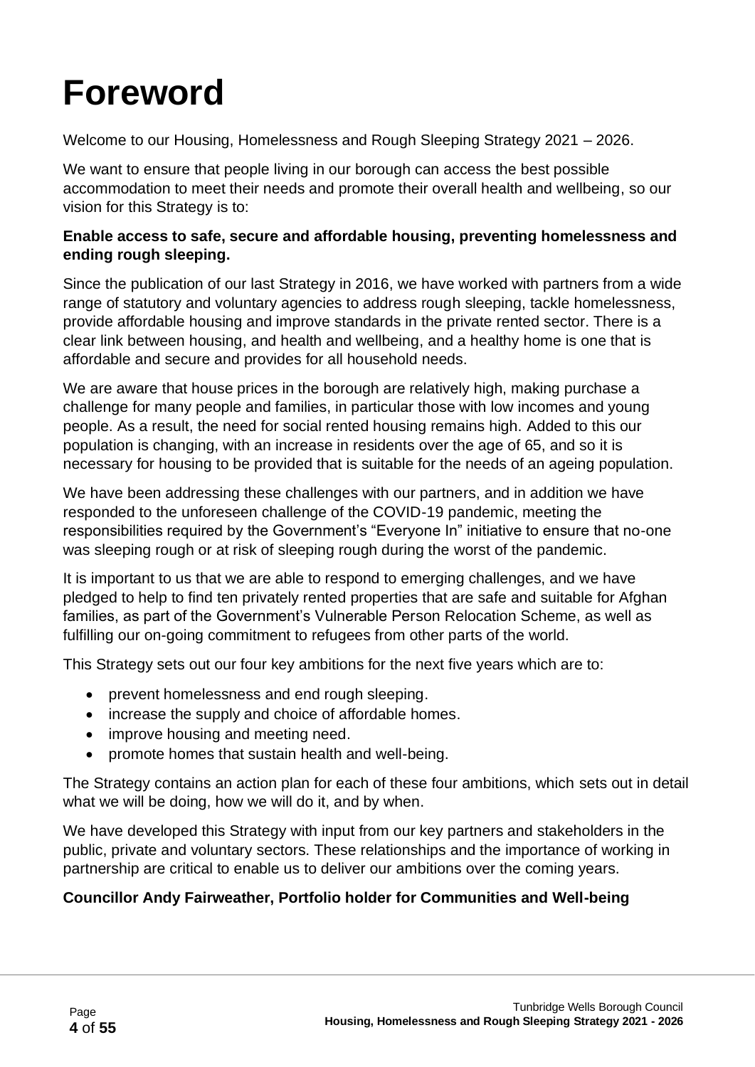# Foreword

Welcome to our Housing, Homelessness and Rough Sleeping Strategy 2021 – 2026.

We want to ensure that people living in our borough can access the best possible accommodation to meet their needs and promote their overall health and wellbeing, so our vision for this Strategy is to:

**Enable access to safe, secure and affordable housing, preventing homelessness and ending rough sleeping.**

Since the publication of our last Strategy in 2016, we have worked with partners from a wide range of statutory and voluntary agencies to address rough sleeping, tackle homelessness, provide affordable housing and improve standards in the private rented sector. There is a clear link between housing, and health and wellbeing, and a healthy home is one that is affordable and secure and provides for all household needs.

We are aware that house prices in the borough are relatively high, making purchase a challenge for many people and families, in particular those with low incomes and young people. As a result, the need for social rented housing remains high. Added to this our population is changing, with an increase in residents over the age of 65, and so it is necessary for housing to be provided that is suitable for the needs of an ageing population.

We have been addressing these challenges with our partners, and in addition we have responded to the unforeseen challenge of the COVID-19 pandemic, meeting the responsibilities required by the Government's "Everyone In" initiative to ensure that no-one was sleeping rough or at risk of sleeping rough during the worst of the pandemic.

It is important to us that we are able to respond to emerging challenges, and we have pledged to help to find ten privately rented properties that are safe and suitable for Afghan families, as part of the Government's Vulnerable Person Relocation Scheme, as well as fulfilling our on-going commitment to refugees from other parts of the world.

This Strategy sets out our four key ambitions for the next five years which are to:

- prevent homelessness and end rough sleeping.
- increase the supply and choice of affordable homes.
- improve housing and meeting need.
- promote homes that sustain health and well-being.

The Strategy contains an action plan for each of these four ambitions, which sets out in detail what we will be doing, how we will do it, and by when.

We have developed this Strategy with input from our key partners and stakeholders in the public, private and voluntary sectors. These relationships and the importance of working in partnership are critical to enable us to deliver our ambitions over the coming years.

**Councillor Andy Fairweather, Portfolio holder for Communities and Well-being**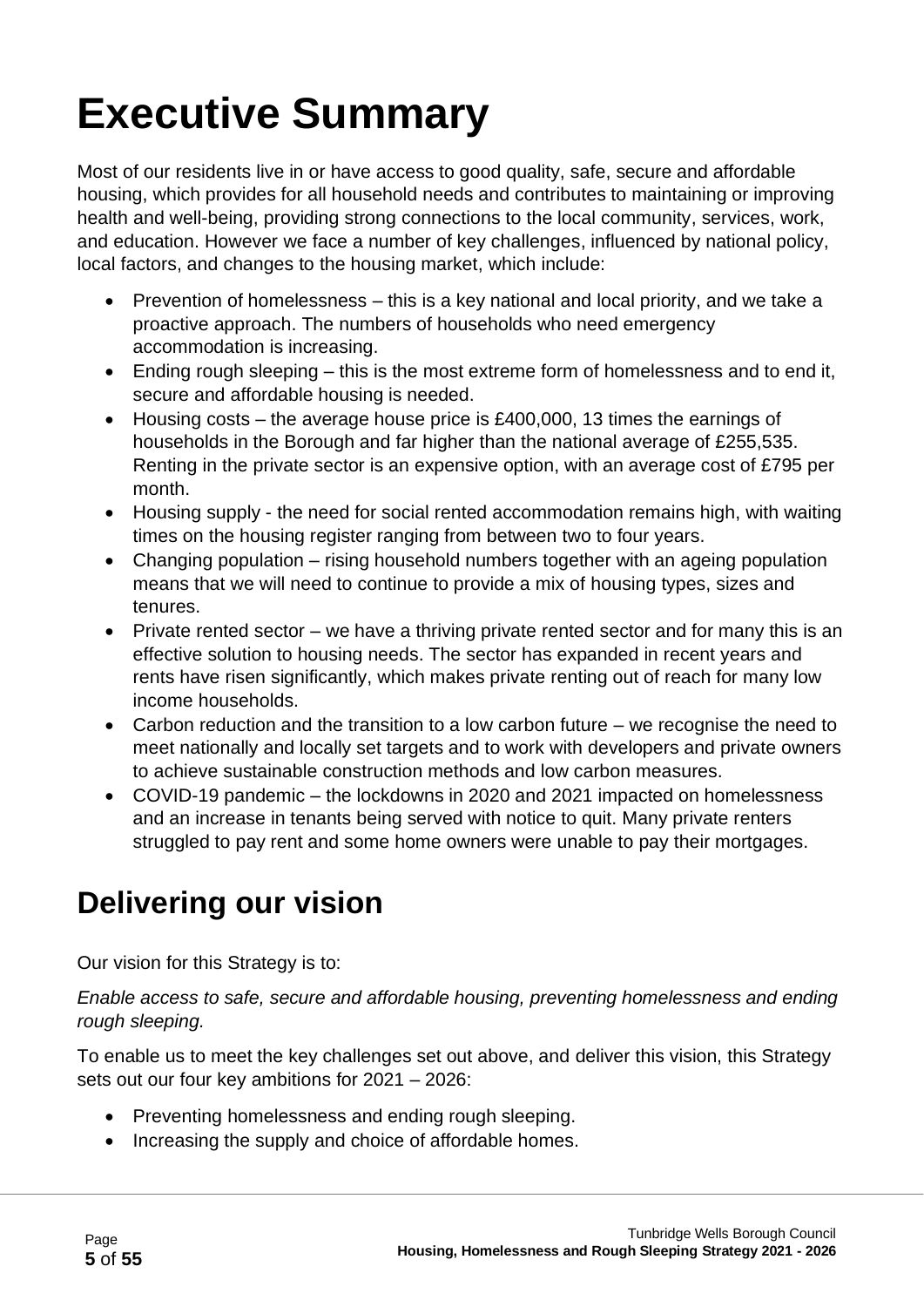# Executive Summary

Most of our residents live in or have access to good quality, safe, secure and affordable housing, which provides for all household needs and contributes to maintaining or improving health and well-being, providing strong connections to the local community, services, work, and education. However we face a number of key challenges, influenced by national policy, local factors, and changes to the housing market, which include:

- Prevention of homelessness – this is a key national and local priority, and we take a proactive approach. The numbers of households who need emergency accommodation is increasing.
- Ending rough sleeping – this is the most extreme form of homelessness and to end it, secure and affordable housing is needed.
- Housing costs – the average house price is £400,000, 13 times the earnings of households in the Borough and far higher than the national average of £255,535. Renting in the private sector is an expensive option, with an average cost of £795 per month.
- Housing supply - the need for social rented accommodation remains high, with waiting times on the housing register ranging from between two to four years.
- Changing population – rising household numbers together with an ageing population means that we will need to continue to provide a mix of housing types, sizes and tenures.
- Private rented sector – we have a thriving private rented sector and for many this is an effective solution to housing needs. The sector has expanded in recent years and rents have risen significantly, which makes private renting out of reach for many low income households.
- Carbon reduction and the transition to a low carbon future – we recognise the need to meet nationally and locally set targets and to work with developers and private owners to achieve sustainable construction methods and low carbon measures.
- COVID-19 pandemic – the lockdowns in 2020 and 2021 impacted on homelessness and an increase in tenants being served with notice to quit. Many private renters struggled to pay rent and some home owners were unable to pay their mortgages.

## Delivering our vision

Our vision for this Strategy is to:

*Enable access to safe, secure and affordable housing, preventing homelessness and ending rough sleeping.*

To enable us to meet the key challenges set out above, and deliver this vision, this Strategy sets out our four key ambitions for 2021 – 2026:

- Preventing homelessness and ending rough sleeping.
- Increasing the supply and choice of affordable homes.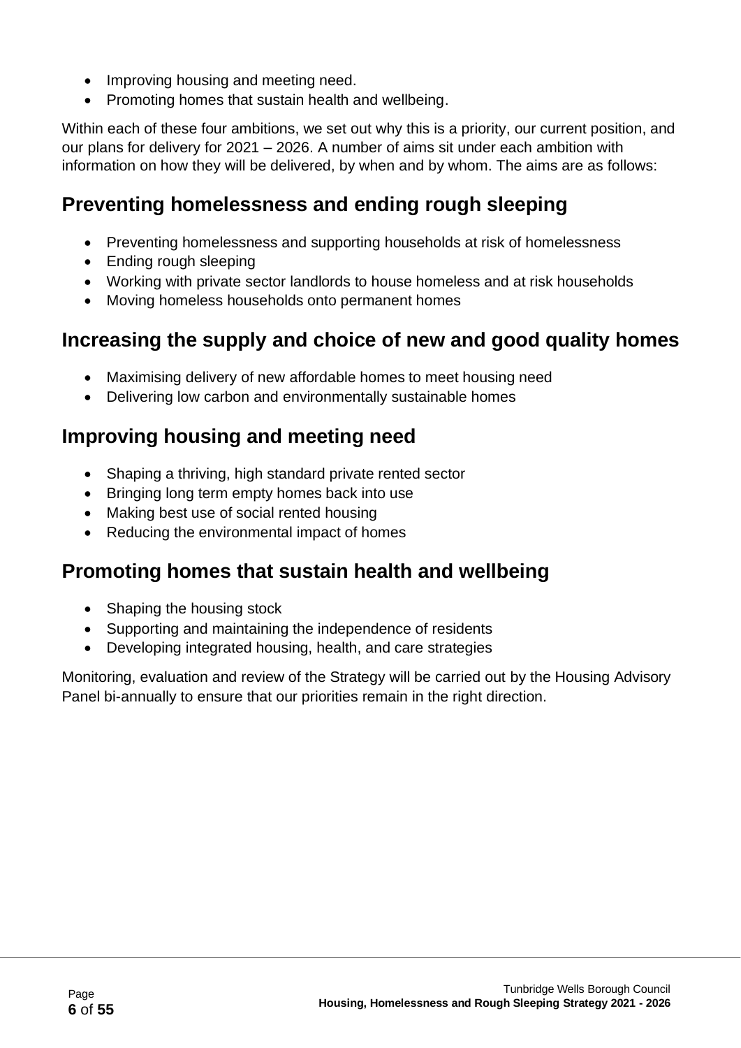- Improving housing and meeting need.
- Promoting homes that sustain health and wellbeing.

Within each of these four ambitions, we set out why this is a priority, our current position, and our plans for delivery for 2021 – 2026. A number of aims sit under each ambition with information on how they will be delivered, by when and by whom. The aims are as follows:

## Preventing homelessness and ending rough sleeping

- Preventing homelessness and supporting households at risk of homelessness
- Ending rough sleeping
- Working with private sector landlords to house homeless and at risk households
- Moving homeless households onto permanent homes

## Increasing the supply and choice of new and good quality homes

- Maximising delivery of new affordable homes to meet housing need
- Delivering low carbon and environmentally sustainable homes

## Improving housing and meeting need

- Shaping a thriving, high standard private rented sector
- Bringing long term empty homes back into use
- Making best use of social rented housing
- Reducing the environmental impact of homes

## Promoting homes that sustain health and wellbeing

- Shaping the housing stock
- Supporting and maintaining the independence of residents
- Developing integrated housing, health, and care strategies

Monitoring, evaluation and review of the Strategy will be carried out by the Housing Advisory Panel bi-annually to ensure that our priorities remain in the right direction.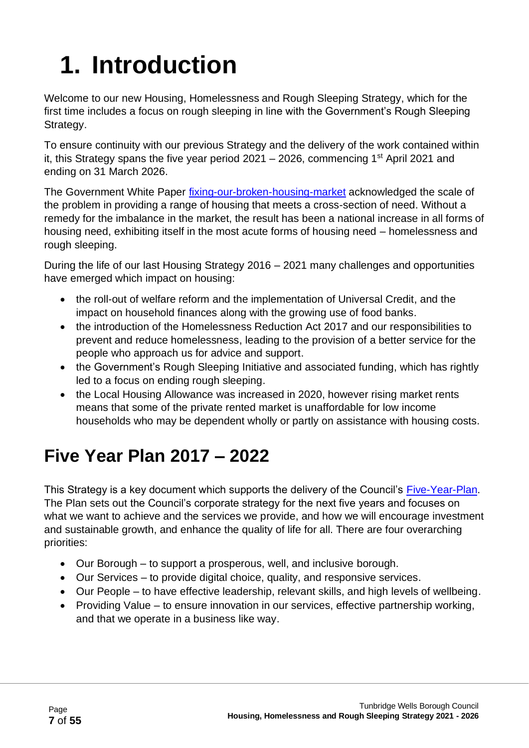# 1. Introduction

Welcome to our new Housing, Homelessness and Rough Sleeping Strategy, which for the first time includes a focus on rough sleeping in line with the Government's Rough Sleeping Strategy.

To ensure continuity with our previous Strategy and the delivery of the work contained within it, this Strategy spans the five year period 2021 – 2026, commencing 1st April 2021 and ending on 31 March 2026.

The Government White Paper [fixing-our-broken-housing-market]() acknowledged the scale of the problem in providing a range of housing that meets a cross-section of need. Without a remedy for the imbalance in the market, the result has been a national increase in all forms of housing need, exhibiting itself in the most acute forms of housing need – homelessness and rough sleeping.

During the life of our last Housing Strategy 2016 – 2021 many challenges and opportunities have emerged which impact on housing:

- the roll-out of welfare reform and the implementation of Universal Credit, and the impact on household finances along with the growing use of food banks.
- the introduction of the Homelessness Reduction Act 2017 and our responsibilities to prevent and reduce homelessness, leading to the provision of a better service for the people who approach us for advice and support.
- the Government's Rough Sleeping Initiative and associated funding, which has rightly led to a focus on ending rough sleeping.
- the Local Housing Allowance was increased in 2020, however rising market rents means that some of the private rented market is unaffordable for low income households who may be dependent wholly or partly on assistance with housing costs.

## Five Year Plan 2017 – 2022

This Strategy is a key document which supports the delivery of the Council's [Five-Year-Plan](). The Plan sets out the Council's corporate strategy for the next five years and focuses on what we want to achieve and the services we provide, and how we will encourage investment and sustainable growth, and enhance the quality of life for all. There are four overarching priorities:

- Our Borough – to support a prosperous, well, and inclusive borough.
- Our Services – to provide digital choice, quality, and responsive services.
- Our People – to have effective leadership, relevant skills, and high levels of wellbeing.
- Providing Value – to ensure innovation in our services, effective partnership working, and that we operate in a business like way.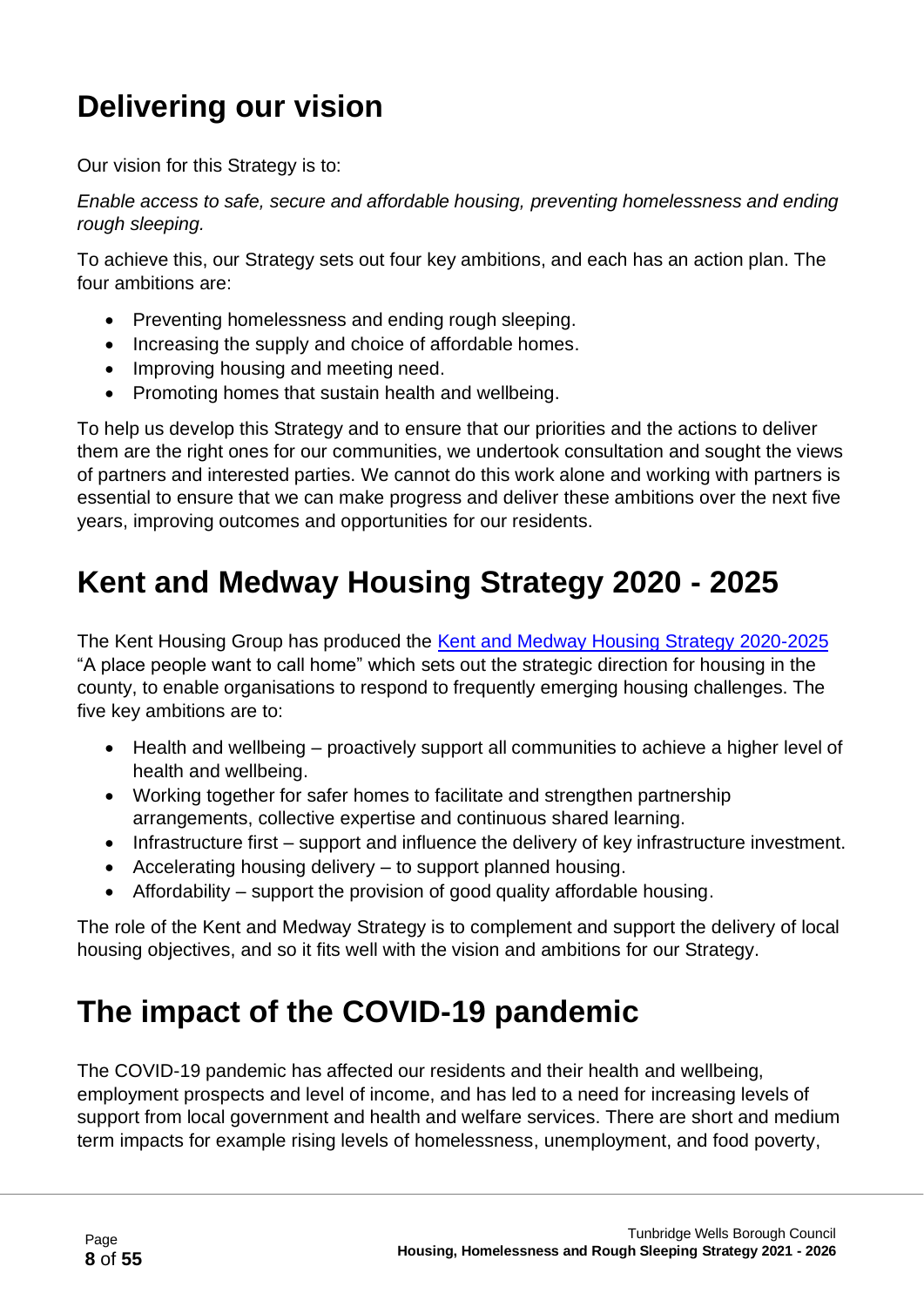# Delivering our vision

Our vision for this Strategy is to:

*Enable access to safe, secure and affordable housing, preventing homelessness and ending rough sleeping.*

To achieve this, our Strategy sets out four key ambitions, and each has an action plan. The four ambitions are:

- Preventing homelessness and ending rough sleeping.
- Increasing the supply and choice of affordable homes.
- Improving housing and meeting need.
- Promoting homes that sustain health and wellbeing.

To help us develop this Strategy and to ensure that our priorities and the actions to deliver them are the right ones for our communities, we undertook consultation and sought the views of partners and interested parties. We cannot do this work alone and working with partners is essential to ensure that we can make progress and deliver these ambitions over the next five years, improving outcomes and opportunities for our residents.

# Kent and Medway Housing Strategy 2020 - 2025

The Kent Housing Group has produced the [Kent and Medway Housing Strategy 2020-2025] "A place people want to call home" which sets out the strategic direction for housing in the county, to enable organisations to respond to frequently emerging housing challenges. The five key ambitions are to:

- Health and wellbeing – proactively support all communities to achieve a higher level of health and wellbeing.
- Working together for safer homes to facilitate and strengthen partnership arrangements, collective expertise and continuous shared learning.
- Infrastructure first – support and influence the delivery of key infrastructure investment.
- Accelerating housing delivery – to support planned housing.
- Affordability – support the provision of good quality affordable housing.

The role of the Kent and Medway Strategy is to complement and support the delivery of local housing objectives, and so it fits well with the vision and ambitions for our Strategy.

# The impact of the COVID-19 pandemic

The COVID-19 pandemic has affected our residents and their health and wellbeing, employment prospects and level of income, and has led to a need for increasing levels of support from local government and health and welfare services. There are short and medium term impacts for example rising levels of homelessness, unemployment, and food poverty,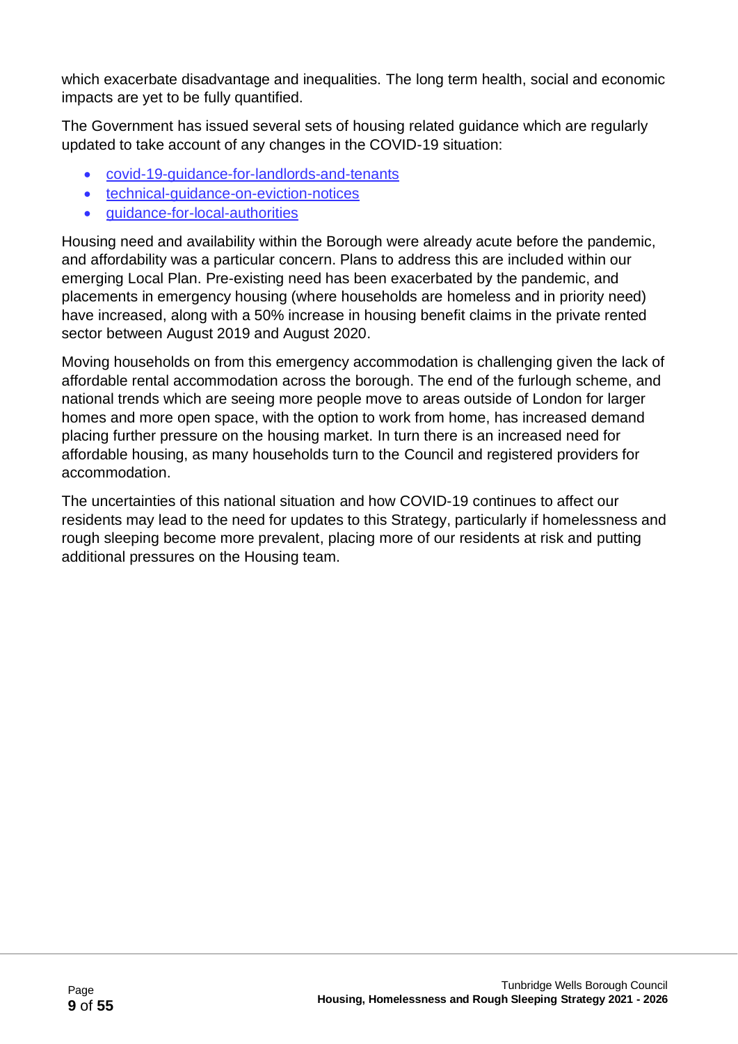which exacerbate disadvantage and inequalities. The long term health, social and economic impacts are yet to be fully quantified.

The Government has issued several sets of housing related guidance which are regularly updated to take account of any changes in the COVID-19 situation:

- covid-19-guidance-for-landlords-and-tenants
- technical-guidance-on-eviction-notices
- guidance-for-local-authorities

Housing need and availability within the Borough were already acute before the pandemic, and affordability was a particular concern. Plans to address this are included within our emerging Local Plan. Pre-existing need has been exacerbated by the pandemic, and placements in emergency housing (where households are homeless and in priority need) have increased, along with a 50% increase in housing benefit claims in the private rented sector between August 2019 and August 2020.

Moving households on from this emergency accommodation is challenging given the lack of affordable rental accommodation across the borough. The end of the furlough scheme, and national trends which are seeing more people move to areas outside of London for larger homes and more open space, with the option to work from home, has increased demand placing further pressure on the housing market. In turn there is an increased need for affordable housing, as many households turn to the Council and registered providers for accommodation.

The uncertainties of this national situation and how COVID-19 continues to affect our residents may lead to the need for updates to this Strategy, particularly if homelessness and rough sleeping become more prevalent, placing more of our residents at risk and putting additional pressures on the Housing team.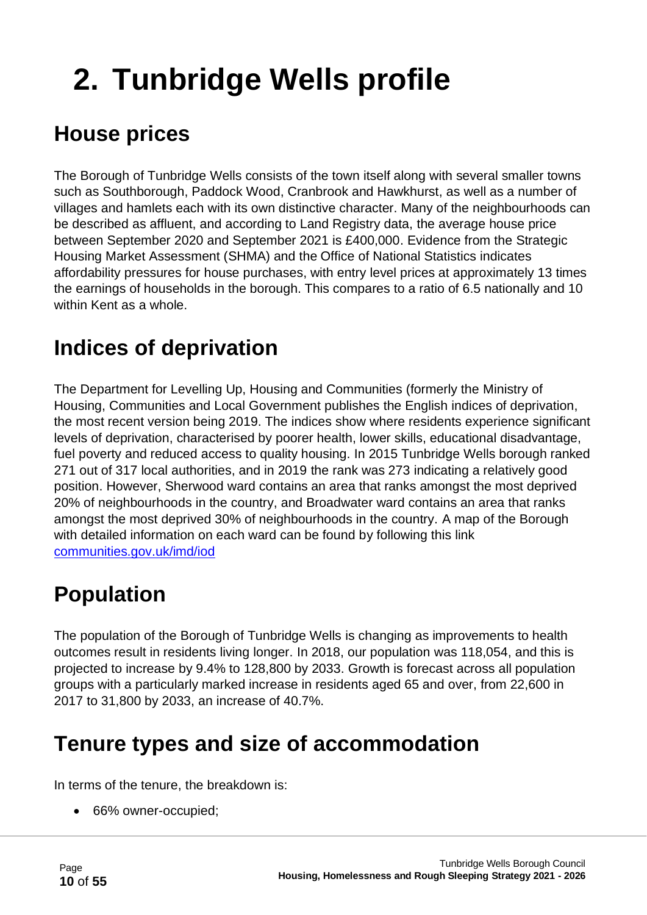# 2. Tunbridge Wells profile

## House prices

The Borough of Tunbridge Wells consists of the town itself along with several smaller towns such as Southborough, Paddock Wood, Cranbrook and Hawkhurst, as well as a number of villages and hamlets each with its own distinctive character. Many of the neighbourhoods can be described as affluent, and according to Land Registry data, the average house price between September 2020 and September 2021 is £400,000. Evidence from the Strategic Housing Market Assessment (SHMA) and the Office of National Statistics indicates affordability pressures for house purchases, with entry level prices at approximately 13 times the earnings of households in the borough. This compares to a ratio of 6.5 nationally and 10 within Kent as a whole.

## Indices of deprivation

The Department for Levelling Up, Housing and Communities (formerly the Ministry of Housing, Communities and Local Government publishes the English indices of deprivation, the most recent version being 2019. The indices show where residents experience significant levels of deprivation, characterised by poorer health, lower skills, educational disadvantage, fuel poverty and reduced access to quality housing. In 2015 Tunbridge Wells borough ranked 271 out of 317 local authorities, and in 2019 the rank was 273 indicating a relatively good position. However, Sherwood ward contains an area that ranks amongst the most deprived 20% of neighbourhoods in the country, and Broadwater ward contains an area that ranks amongst the most deprived 30% of neighbourhoods in the country. A map of the Borough with detailed information on each ward can be found by following this link [communities.gov.uk/imd/iod](communities.gov.uk/imd/iod)

## Population

The population of the Borough of Tunbridge Wells is changing as improvements to health outcomes result in residents living longer. In 2018, our population was 118,054, and this is projected to increase by 9.4% to 128,800 by 2033. Growth is forecast across all population groups with a particularly marked increase in residents aged 65 and over, from 22,600 in 2017 to 31,800 by 2033, an increase of 40.7%.

## Tenure types and size of accommodation

In terms of the tenure, the breakdown is:

- 66% owner-occupied;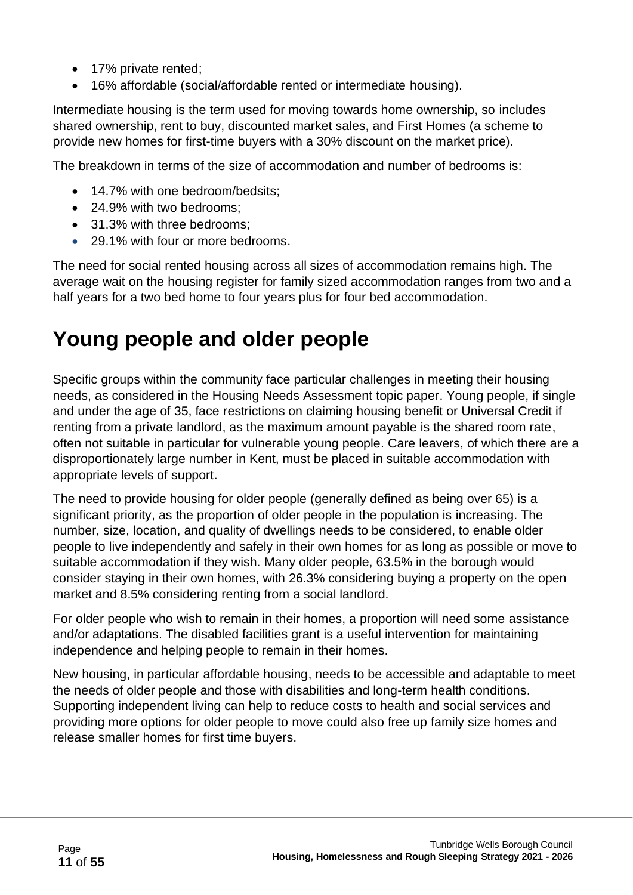- 17% private rented;
- 16% affordable (social/affordable rented or intermediate housing).

Intermediate housing is the term used for moving towards home ownership, so includes shared ownership, rent to buy, discounted market sales, and First Homes (a scheme to provide new homes for first-time buyers with a 30% discount on the market price).

The breakdown in terms of the size of accommodation and number of bedrooms is:

- 14.7% with one bedroom/bedsits;
- 24.9% with two bedrooms;
- 31.3% with three bedrooms;
- 29.1% with four or more bedrooms.

The need for social rented housing across all sizes of accommodation remains high. The average wait on the housing register for family sized accommodation ranges from two and a half years for a two bed home to four years plus for four bed accommodation.

# Young people and older people

Specific groups within the community face particular challenges in meeting their housing needs, as considered in the Housing Needs Assessment topic paper. Young people, if single and under the age of 35, face restrictions on claiming housing benefit or Universal Credit if renting from a private landlord, as the maximum amount payable is the shared room rate, often not suitable in particular for vulnerable young people. Care leavers, of which there are a disproportionately large number in Kent, must be placed in suitable accommodation with appropriate levels of support.

The need to provide housing for older people (generally defined as being over 65) is a significant priority, as the proportion of older people in the population is increasing. The number, size, location, and quality of dwellings needs to be considered, to enable older people to live independently and safely in their own homes for as long as possible or move to suitable accommodation if they wish. Many older people, 63.5% in the borough would consider staying in their own homes, with 26.3% considering buying a property on the open market and 8.5% considering renting from a social landlord.

For older people who wish to remain in their homes, a proportion will need some assistance and/or adaptations. The disabled facilities grant is a useful intervention for maintaining independence and helping people to remain in their homes.

New housing, in particular affordable housing, needs to be accessible and adaptable to meet the needs of older people and those with disabilities and long-term health conditions. Supporting independent living can help to reduce costs to health and social services and providing more options for older people to move could also free up family size homes and release smaller homes for first time buyers.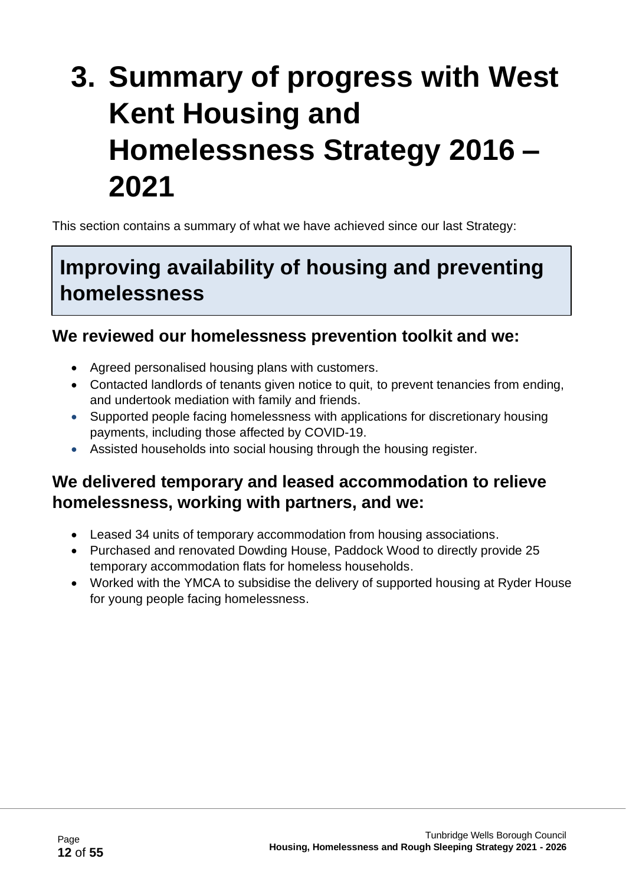# 3. Summary of progress with West Kent Housing and Homelessness Strategy 2016 – 2021

This section contains a summary of what we have achieved since our last Strategy:

## Improving availability of housing and preventing homelessness

### We reviewed our homelessness prevention toolkit and we:

- Agreed personalised housing plans with customers.
- Contacted landlords of tenants given notice to quit, to prevent tenancies from ending, and undertook mediation with family and friends.
- Supported people facing homelessness with applications for discretionary housing payments, including those affected by COVID-19.
- Assisted households into social housing through the housing register.

### We delivered temporary and leased accommodation to relieve homelessness, working with partners, and we:

- Leased 34 units of temporary accommodation from housing associations.
- Purchased and renovated Dowding House, Paddock Wood to directly provide 25 temporary accommodation flats for homeless households.
- Worked with the YMCA to subsidise the delivery of supported housing at Ryder House for young people facing homelessness.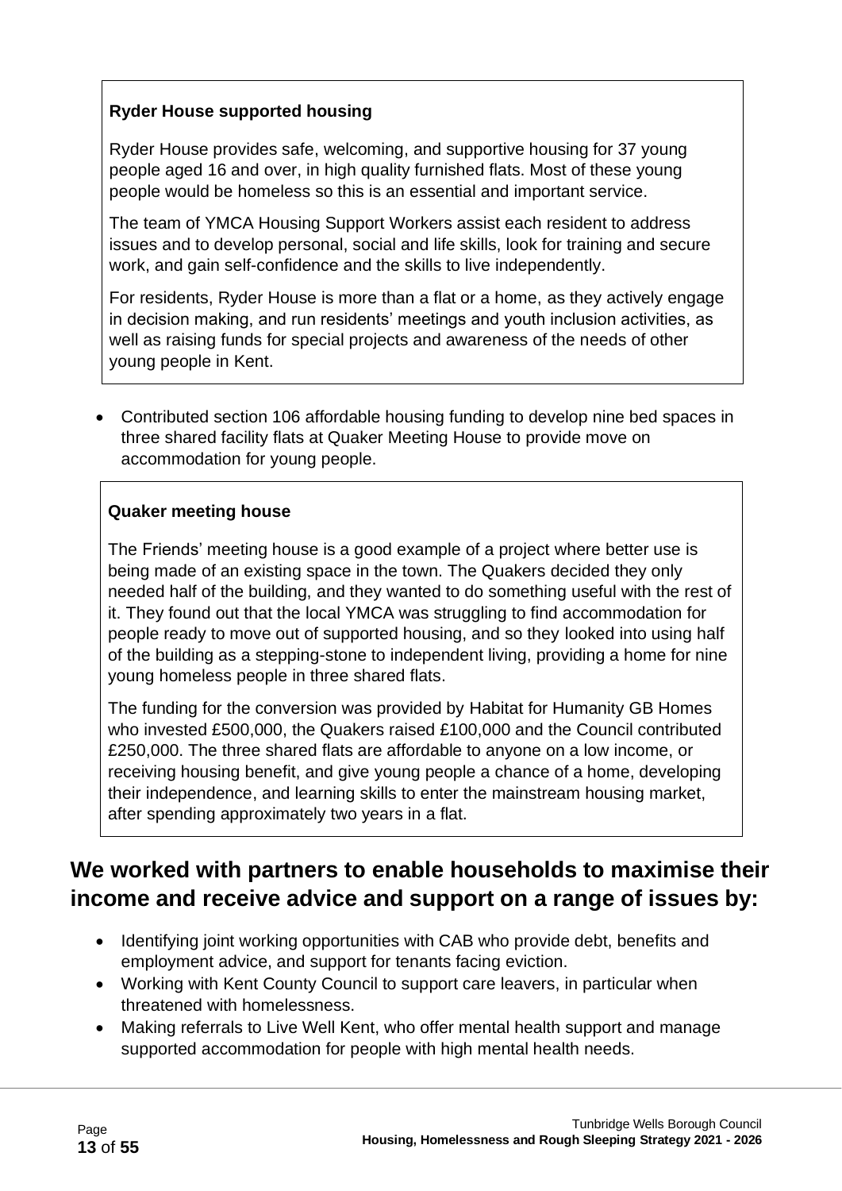**Ryder House supported housing**

Ryder House provides safe, welcoming, and supportive housing for 37 young people aged 16 and over, in high quality furnished flats. Most of these young people would be homeless so this is an essential and important service.

The team of YMCA Housing Support Workers assist each resident to address issues and to develop personal, social and life skills, look for training and secure work, and gain self-confidence and the skills to live independently.

For residents, Ryder House is more than a flat or a home, as they actively engage in decision making, and run residents' meetings and youth inclusion activities, as well as raising funds for special projects and awareness of the needs of other young people in Kent.

- Contributed section 106 affordable housing funding to develop nine bed spaces in three shared facility flats at Quaker Meeting House to provide move on accommodation for young people.

**Quaker meeting house**

The Friends' meeting house is a good example of a project where better use is being made of an existing space in the town. The Quakers decided they only needed half of the building, and they wanted to do something useful with the rest of it. They found out that the local YMCA was struggling to find accommodation for people ready to move out of supported housing, and so they looked into using half of the building as a stepping-stone to independent living, providing a home for nine young homeless people in three shared flats.

The funding for the conversion was provided by Habitat for Humanity GB Homes who invested £500,000, the Quakers raised £100,000 and the Council contributed £250,000. The three shared flats are affordable to anyone on a low income, or receiving housing benefit, and give young people a chance of a home, developing their independence, and learning skills to enter the mainstream housing market, after spending approximately two years in a flat.

## We worked with partners to enable households to maximise their income and receive advice and support on a range of issues by:

- Identifying joint working opportunities with CAB who provide debt, benefits and employment advice, and support for tenants facing eviction.
- Working with Kent County Council to support care leavers, in particular when threatened with homelessness.
- Making referrals to Live Well Kent, who offer mental health support and manage supported accommodation for people with high mental health needs.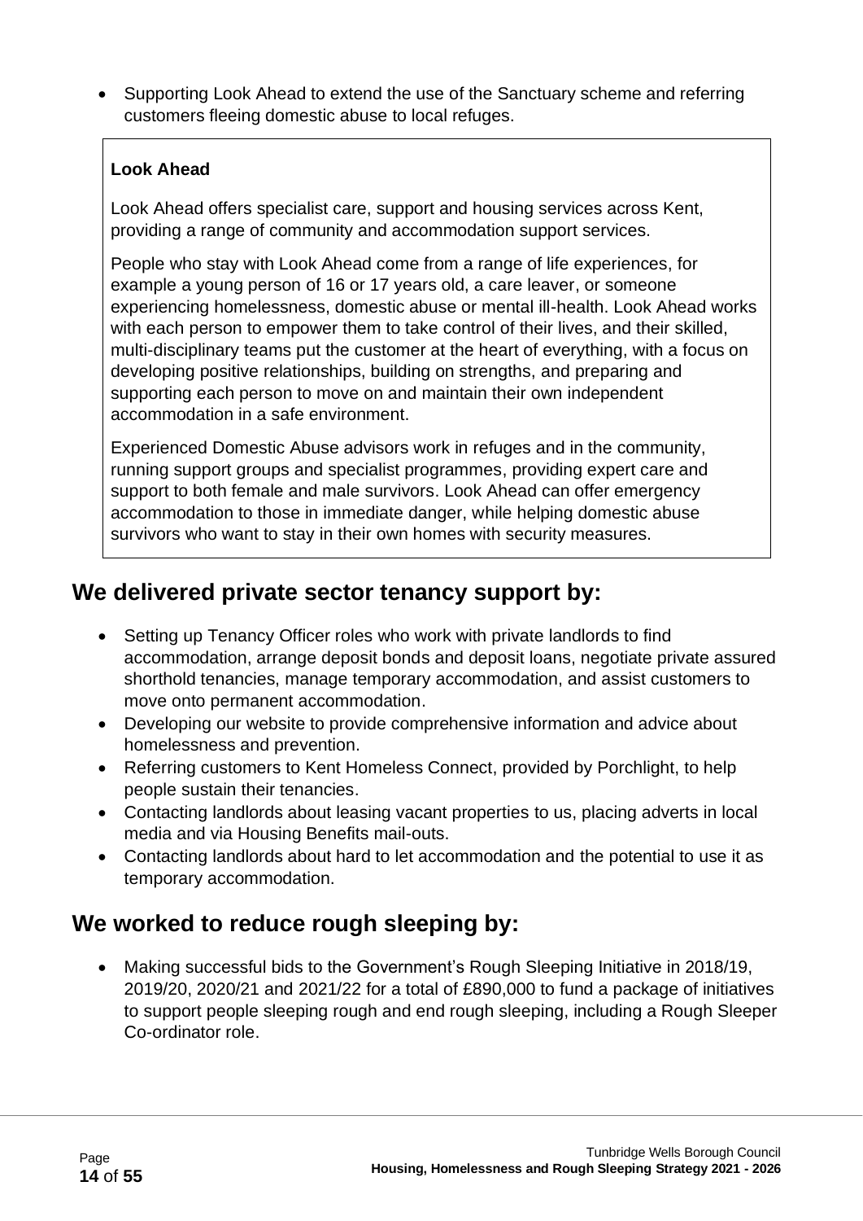- Supporting Look Ahead to extend the use of the Sanctuary scheme and referring customers fleeing domestic abuse to local refuges.

> **Look Ahead**
>
> Look Ahead offers specialist care, support and housing services across Kent, providing a range of community and accommodation support services.
>
> People who stay with Look Ahead come from a range of life experiences, for example a young person of 16 or 17 years old, a care leaver, or someone experiencing homelessness, domestic abuse or mental ill-health. Look Ahead works with each person to empower them to take control of their lives, and their skilled, multi-disciplinary teams put the customer at the heart of everything, with a focus on developing positive relationships, building on strengths, and preparing and supporting each person to move on and maintain their own independent accommodation in a safe environment.
>
> Experienced Domestic Abuse advisors work in refuges and in the community, running support groups and specialist programmes, providing expert care and support to both female and male survivors. Look Ahead can offer emergency accommodation to those in immediate danger, while helping domestic abuse survivors who want to stay in their own homes with security measures.

## We delivered private sector tenancy support by:

- Setting up Tenancy Officer roles who work with private landlords to find accommodation, arrange deposit bonds and deposit loans, negotiate private assured shorthold tenancies, manage temporary accommodation, and assist customers to move onto permanent accommodation.
- Developing our website to provide comprehensive information and advice about homelessness and prevention.
- Referring customers to Kent Homeless Connect, provided by Porchlight, to help people sustain their tenancies.
- Contacting landlords about leasing vacant properties to us, placing adverts in local media and via Housing Benefits mail-outs.
- Contacting landlords about hard to let accommodation and the potential to use it as temporary accommodation.

## We worked to reduce rough sleeping by:

- Making successful bids to the Government's Rough Sleeping Initiative in 2018/19, 2019/20, 2020/21 and 2021/22 for a total of £890,000 to fund a package of initiatives to support people sleeping rough and end rough sleeping, including a Rough Sleeper Co-ordinator role.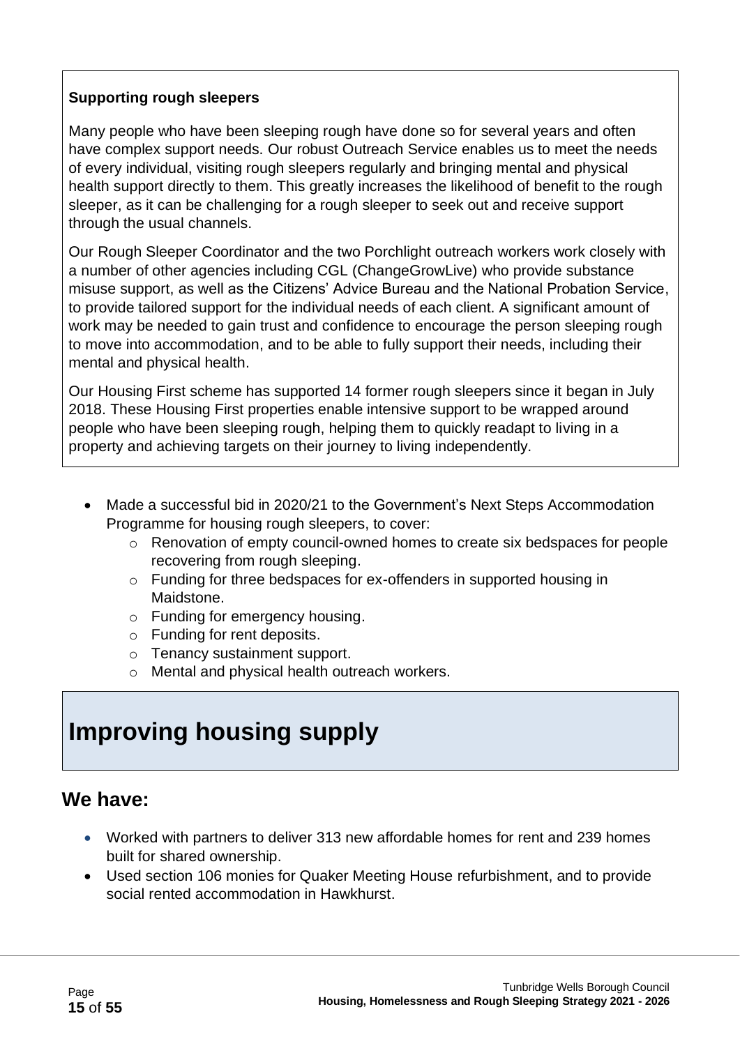**Supporting rough sleepers**

Many people who have been sleeping rough have done so for several years and often have complex support needs. Our robust Outreach Service enables us to meet the needs of every individual, visiting rough sleepers regularly and bringing mental and physical health support directly to them. This greatly increases the likelihood of benefit to the rough sleeper, as it can be challenging for a rough sleeper to seek out and receive support through the usual channels.

Our Rough Sleeper Coordinator and the two Porchlight outreach workers work closely with a number of other agencies including CGL (ChangeGrowLive) who provide substance misuse support, as well as the Citizens' Advice Bureau and the National Probation Service, to provide tailored support for the individual needs of each client. A significant amount of work may be needed to gain trust and confidence to encourage the person sleeping rough to move into accommodation, and to be able to fully support their needs, including their mental and physical health.

Our Housing First scheme has supported 14 former rough sleepers since it began in July 2018. These Housing First properties enable intensive support to be wrapped around people who have been sleeping rough, helping them to quickly readapt to living in a property and achieving targets on their journey to living independently.

- Made a successful bid in 2020/21 to the Government's Next Steps Accommodation Programme for housing rough sleepers, to cover:
  - Renovation of empty council-owned homes to create six bedspaces for people recovering from rough sleeping.
  - Funding for three bedspaces for ex-offenders in supported housing in Maidstone.
  - Funding for emergency housing.
  - Funding for rent deposits.
  - Tenancy sustainment support.
  - Mental and physical health outreach workers.

# Improving housing supply

## We have:

- Worked with partners to deliver 313 new affordable homes for rent and 239 homes built for shared ownership.
- Used section 106 monies for Quaker Meeting House refurbishment, and to provide social rented accommodation in Hawkhurst.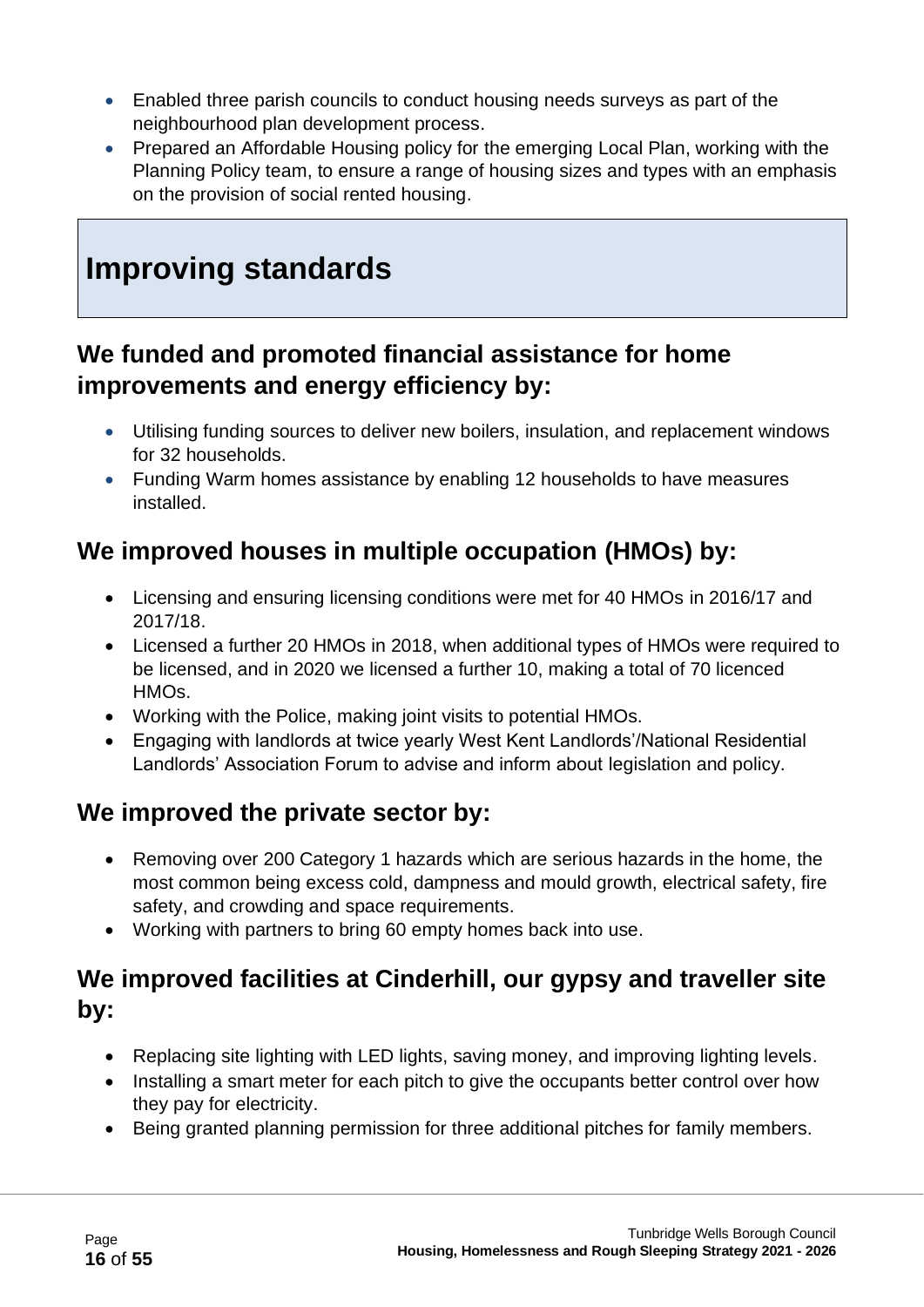- Enabled three parish councils to conduct housing needs surveys as part of the neighbourhood plan development process.
- Prepared an Affordable Housing policy for the emerging Local Plan, working with the Planning Policy team, to ensure a range of housing sizes and types with an emphasis on the provision of social rented housing.

# Improving standards

## We funded and promoted financial assistance for home improvements and energy efficiency by:

- Utilising funding sources to deliver new boilers, insulation, and replacement windows for 32 households.
- Funding Warm homes assistance by enabling 12 households to have measures installed.

## We improved houses in multiple occupation (HMOs) by:

- Licensing and ensuring licensing conditions were met for 40 HMOs in 2016/17 and 2017/18.
- Licensed a further 20 HMOs in 2018, when additional types of HMOs were required to be licensed, and in 2020 we licensed a further 10, making a total of 70 licenced HMOs.
- Working with the Police, making joint visits to potential HMOs.
- Engaging with landlords at twice yearly West Kent Landlords'/National Residential Landlords' Association Forum to advise and inform about legislation and policy.

## We improved the private sector by:

- Removing over 200 Category 1 hazards which are serious hazards in the home, the most common being excess cold, dampness and mould growth, electrical safety, fire safety, and crowding and space requirements.
- Working with partners to bring 60 empty homes back into use.

## We improved facilities at Cinderhill, our gypsy and traveller site by:

- Replacing site lighting with LED lights, saving money, and improving lighting levels.
- Installing a smart meter for each pitch to give the occupants better control over how they pay for electricity.
- Being granted planning permission for three additional pitches for family members.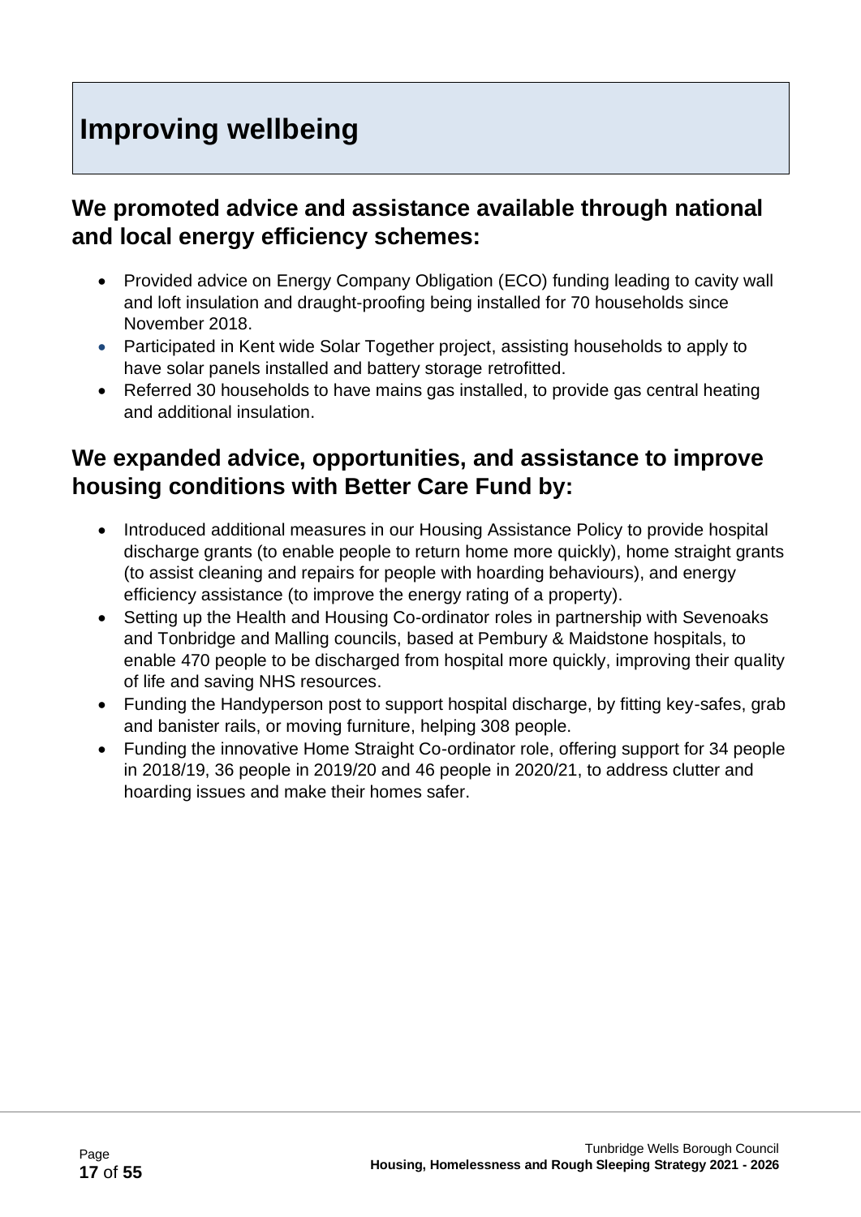# Improving wellbeing

## We promoted advice and assistance available through national and local energy efficiency schemes:

- Provided advice on Energy Company Obligation (ECO) funding leading to cavity wall and loft insulation and draught-proofing being installed for 70 households since November 2018.
- Participated in Kent wide Solar Together project, assisting households to apply to have solar panels installed and battery storage retrofitted.
- Referred 30 households to have mains gas installed, to provide gas central heating and additional insulation.

## We expanded advice, opportunities, and assistance to improve housing conditions with Better Care Fund by:

- Introduced additional measures in our Housing Assistance Policy to provide hospital discharge grants (to enable people to return home more quickly), home straight grants (to assist cleaning and repairs for people with hoarding behaviours), and energy efficiency assistance (to improve the energy rating of a property).
- Setting up the Health and Housing Co-ordinator roles in partnership with Sevenoaks and Tonbridge and Malling councils, based at Pembury & Maidstone hospitals, to enable 470 people to be discharged from hospital more quickly, improving their quality of life and saving NHS resources.
- Funding the Handyperson post to support hospital discharge, by fitting key-safes, grab and banister rails, or moving furniture, helping 308 people.
- Funding the innovative Home Straight Co-ordinator role, offering support for 34 people in 2018/19, 36 people in 2019/20 and 46 people in 2020/21, to address clutter and hoarding issues and make their homes safer.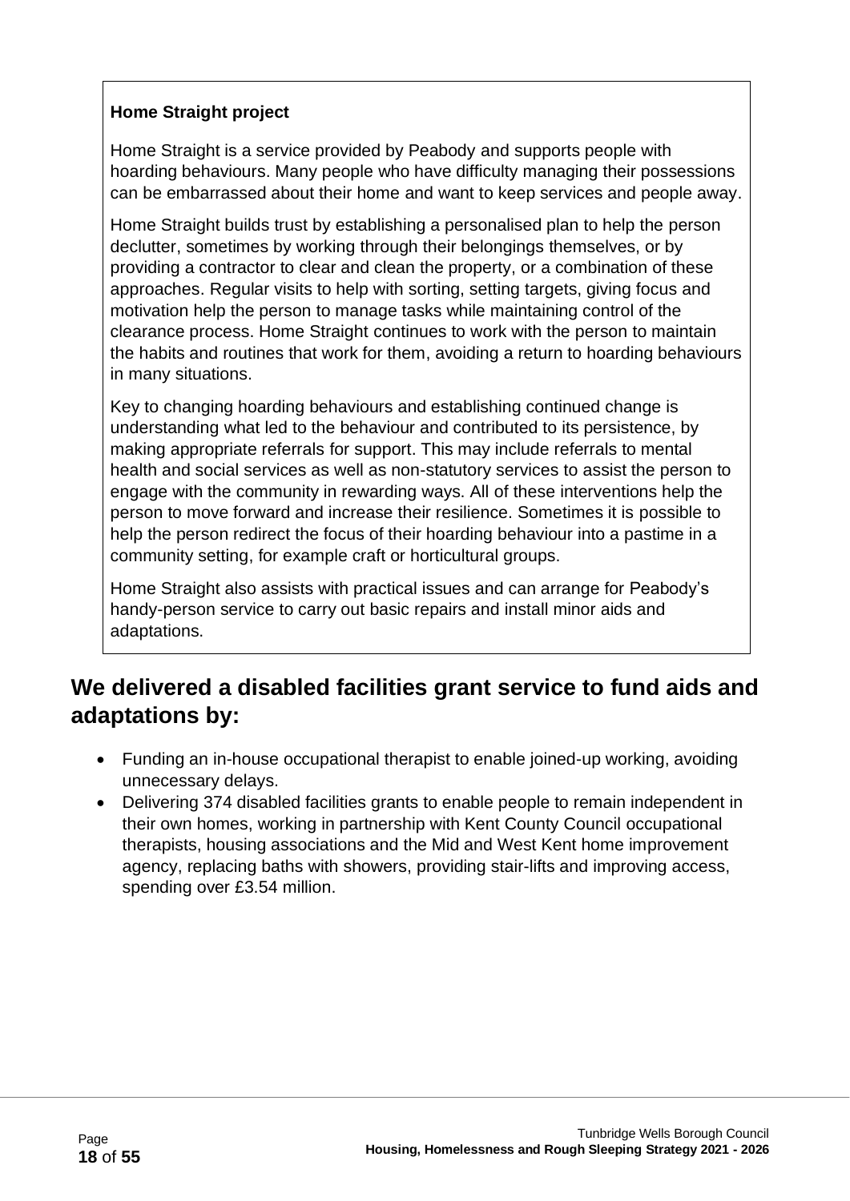**Home Straight project**

Home Straight is a service provided by Peabody and supports people with hoarding behaviours. Many people who have difficulty managing their possessions can be embarrassed about their home and want to keep services and people away.

Home Straight builds trust by establishing a personalised plan to help the person declutter, sometimes by working through their belongings themselves, or by providing a contractor to clear and clean the property, or a combination of these approaches. Regular visits to help with sorting, setting targets, giving focus and motivation help the person to manage tasks while maintaining control of the clearance process. Home Straight continues to work with the person to maintain the habits and routines that work for them, avoiding a return to hoarding behaviours in many situations.

Key to changing hoarding behaviours and establishing continued change is understanding what led to the behaviour and contributed to its persistence, by making appropriate referrals for support. This may include referrals to mental health and social services as well as non-statutory services to assist the person to engage with the community in rewarding ways. All of these interventions help the person to move forward and increase their resilience. Sometimes it is possible to help the person redirect the focus of their hoarding behaviour into a pastime in a community setting, for example craft or horticultural groups.

Home Straight also assists with practical issues and can arrange for Peabody's handy-person service to carry out basic repairs and install minor aids and adaptations.

## We delivered a disabled facilities grant service to fund aids and adaptations by:

- Funding an in-house occupational therapist to enable joined-up working, avoiding unnecessary delays.
- Delivering 374 disabled facilities grants to enable people to remain independent in their own homes, working in partnership with Kent County Council occupational therapists, housing associations and the Mid and West Kent home improvement agency, replacing baths with showers, providing stair-lifts and improving access, spending over £3.54 million.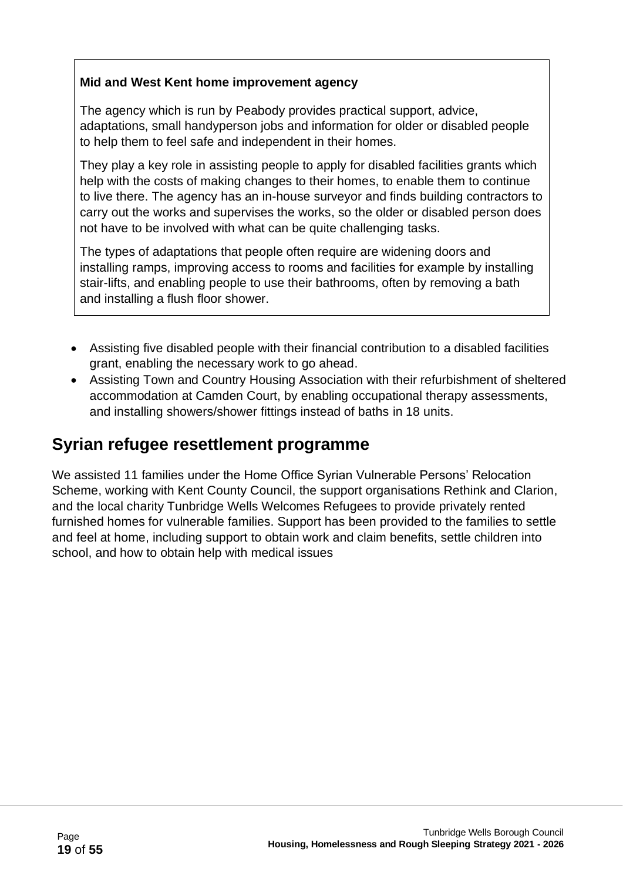**Mid and West Kent home improvement agency**

The agency which is run by Peabody provides practical support, advice, adaptations, small handyperson jobs and information for older or disabled people to help them to feel safe and independent in their homes.

They play a key role in assisting people to apply for disabled facilities grants which help with the costs of making changes to their homes, to enable them to continue to live there. The agency has an in-house surveyor and finds building contractors to carry out the works and supervises the works, so the older or disabled person does not have to be involved with what can be quite challenging tasks.

The types of adaptations that people often require are widening doors and installing ramps, improving access to rooms and facilities for example by installing stair-lifts, and enabling people to use their bathrooms, often by removing a bath and installing a flush floor shower.

- Assisting five disabled people with their financial contribution to a disabled facilities grant, enabling the necessary work to go ahead.
- Assisting Town and Country Housing Association with their refurbishment of sheltered accommodation at Camden Court, by enabling occupational therapy assessments, and installing showers/shower fittings instead of baths in 18 units.

## Syrian refugee resettlement programme

We assisted 11 families under the Home Office Syrian Vulnerable Persons' Relocation Scheme, working with Kent County Council, the support organisations Rethink and Clarion, and the local charity Tunbridge Wells Welcomes Refugees to provide privately rented furnished homes for vulnerable families. Support has been provided to the families to settle and feel at home, including support to obtain work and claim benefits, settle children into school, and how to obtain help with medical issues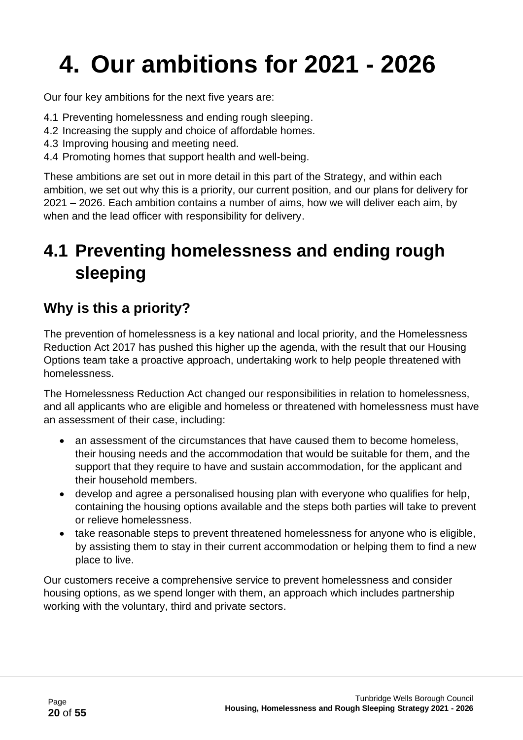# 4. Our ambitions for 2021 - 2026

Our four key ambitions for the next five years are:

4.1 Preventing homelessness and ending rough sleeping.
4.2 Increasing the supply and choice of affordable homes.
4.3 Improving housing and meeting need.
4.4 Promoting homes that support health and well-being.

These ambitions are set out in more detail in this part of the Strategy, and within each ambition, we set out why this is a priority, our current position, and our plans for delivery for 2021 – 2026. Each ambition contains a number of aims, how we will deliver each aim, by when and the lead officer with responsibility for delivery.

## 4.1 Preventing homelessness and ending rough sleeping

### Why is this a priority?

The prevention of homelessness is a key national and local priority, and the Homelessness Reduction Act 2017 has pushed this higher up the agenda, with the result that our Housing Options team take a proactive approach, undertaking work to help people threatened with homelessness.

The Homelessness Reduction Act changed our responsibilities in relation to homelessness, and all applicants who are eligible and homeless or threatened with homelessness must have an assessment of their case, including:

- an assessment of the circumstances that have caused them to become homeless, their housing needs and the accommodation that would be suitable for them, and the support that they require to have and sustain accommodation, for the applicant and their household members.
- develop and agree a personalised housing plan with everyone who qualifies for help, containing the housing options available and the steps both parties will take to prevent or relieve homelessness.
- take reasonable steps to prevent threatened homelessness for anyone who is eligible, by assisting them to stay in their current accommodation or helping them to find a new place to live.

Our customers receive a comprehensive service to prevent homelessness and consider housing options, as we spend longer with them, an approach which includes partnership working with the voluntary, third and private sectors.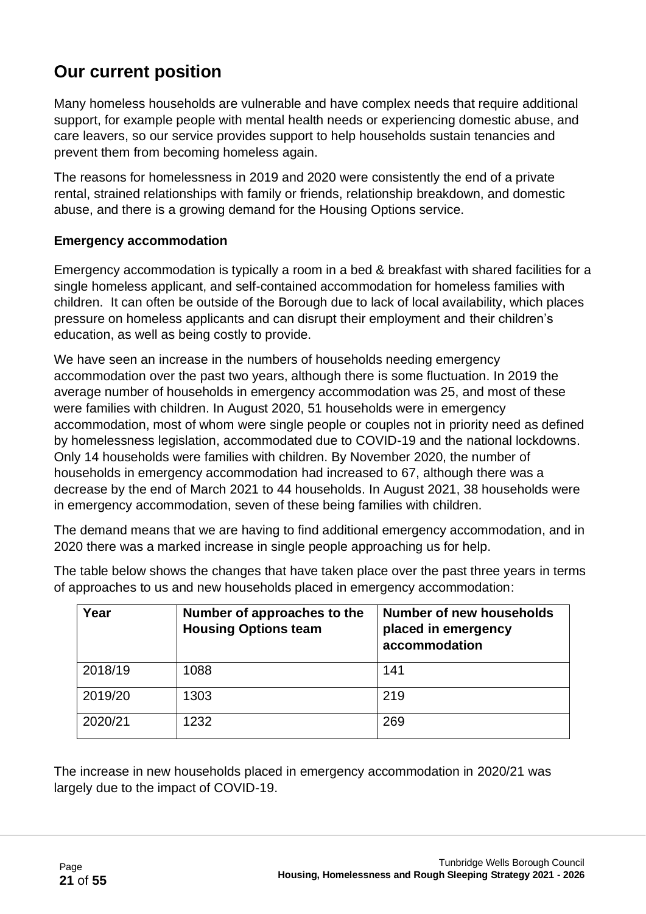## Our current position

Many homeless households are vulnerable and have complex needs that require additional support, for example people with mental health needs or experiencing domestic abuse, and care leavers, so our service provides support to help households sustain tenancies and prevent them from becoming homeless again.

The reasons for homelessness in 2019 and 2020 were consistently the end of a private rental, strained relationships with family or friends, relationship breakdown, and domestic abuse, and there is a growing demand for the Housing Options service.

### Emergency accommodation

Emergency accommodation is typically a room in a bed & breakfast with shared facilities for a single homeless applicant, and self-contained accommodation for homeless families with children. It can often be outside of the Borough due to lack of local availability, which places pressure on homeless applicants and can disrupt their employment and their children's education, as well as being costly to provide.

We have seen an increase in the numbers of households needing emergency accommodation over the past two years, although there is some fluctuation. In 2019 the average number of households in emergency accommodation was 25, and most of these were families with children. In August 2020, 51 households were in emergency accommodation, most of whom were single people or couples not in priority need as defined by homelessness legislation, accommodated due to COVID-19 and the national lockdowns. Only 14 households were families with children. By November 2020, the number of households in emergency accommodation had increased to 67, although there was a decrease by the end of March 2021 to 44 households. In August 2021, 38 households were in emergency accommodation, seven of these being families with children.

The demand means that we are having to find additional emergency accommodation, and in 2020 there was a marked increase in single people approaching us for help.

The table below shows the changes that have taken place over the past three years in terms of approaches to us and new households placed in emergency accommodation:

| Year | Number of approaches to the Housing Options team | Number of new households placed in emergency accommodation |
|---|---|---|
| 2018/19 | 1088 | 141 |
| 2019/20 | 1303 | 219 |
| 2020/21 | 1232 | 269 |

The increase in new households placed in emergency accommodation in 2020/21 was largely due to the impact of COVID-19.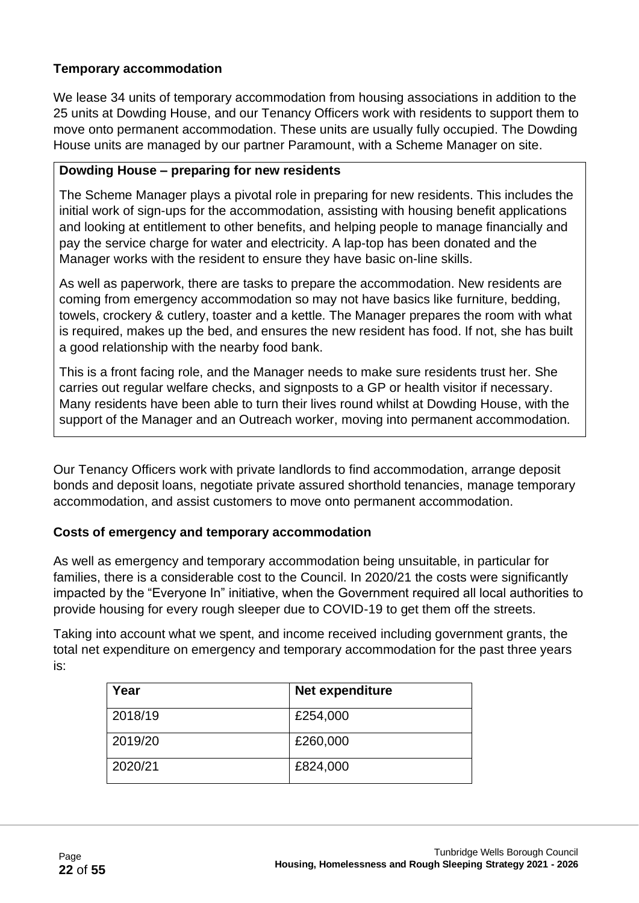### Temporary accommodation

We lease 34 units of temporary accommodation from housing associations in addition to the 25 units at Dowding House, and our Tenancy Officers work with residents to support them to move onto permanent accommodation. These units are usually fully occupied. The Dowding House units are managed by our partner Paramount, with a Scheme Manager on site.

> **Dowding House – preparing for new residents**
>
> The Scheme Manager plays a pivotal role in preparing for new residents. This includes the initial work of sign-ups for the accommodation, assisting with housing benefit applications and looking at entitlement to other benefits, and helping people to manage financially and pay the service charge for water and electricity. A lap-top has been donated and the Manager works with the resident to ensure they have basic on-line skills.
>
> As well as paperwork, there are tasks to prepare the accommodation. New residents are coming from emergency accommodation so may not have basics like furniture, bedding, towels, crockery & cutlery, toaster and a kettle. The Manager prepares the room with what is required, makes up the bed, and ensures the new resident has food. If not, she has built a good relationship with the nearby food bank.
>
> This is a front facing role, and the Manager needs to make sure residents trust her. She carries out regular welfare checks, and signposts to a GP or health visitor if necessary. Many residents have been able to turn their lives round whilst at Dowding House, with the support of the Manager and an Outreach worker, moving into permanent accommodation.

Our Tenancy Officers work with private landlords to find accommodation, arrange deposit bonds and deposit loans, negotiate private assured shorthold tenancies, manage temporary accommodation, and assist customers to move onto permanent accommodation.

### Costs of emergency and temporary accommodation

As well as emergency and temporary accommodation being unsuitable, in particular for families, there is a considerable cost to the Council. In 2020/21 the costs were significantly impacted by the "Everyone In" initiative, when the Government required all local authorities to provide housing for every rough sleeper due to COVID-19 to get them off the streets.

Taking into account what we spent, and income received including government grants, the total net expenditure on emergency and temporary accommodation for the past three years is:

| Year | Net expenditure |
|---|---|
| 2018/19 | £254,000 |
| 2019/20 | £260,000 |
| 2020/21 | £824,000 |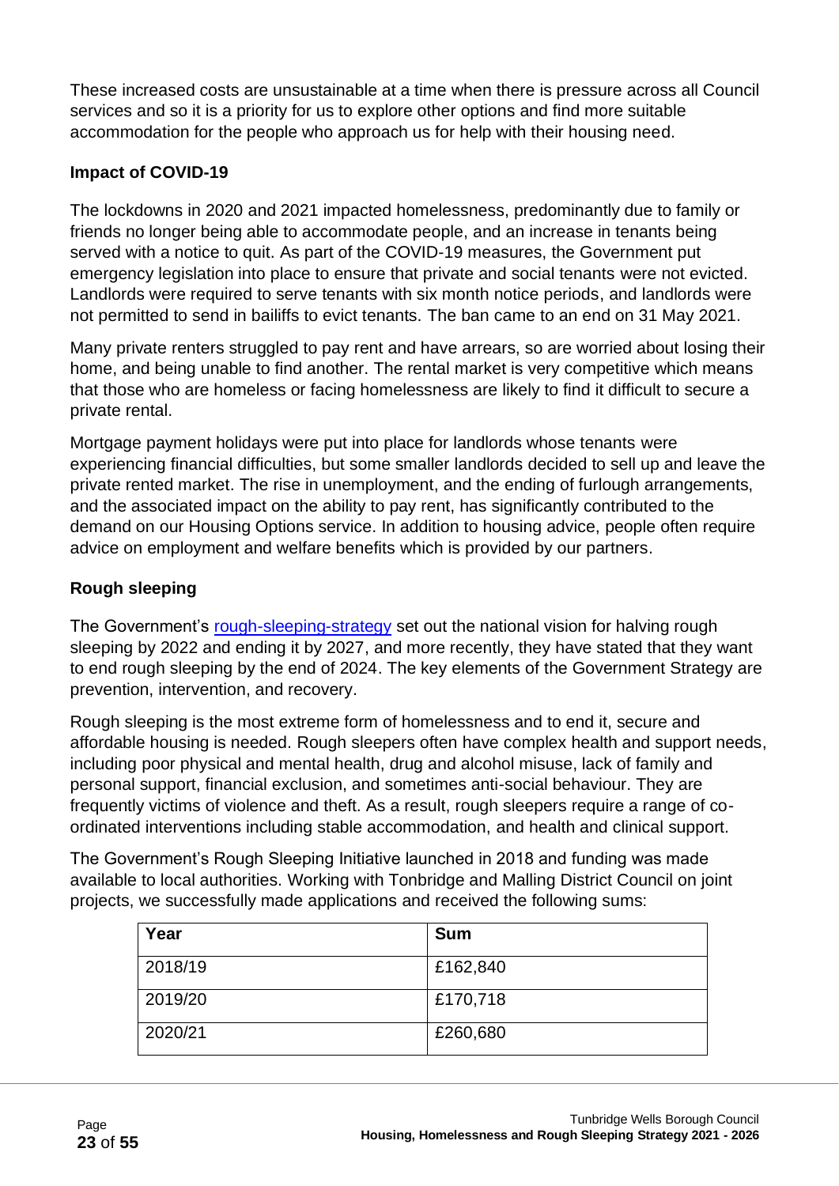These increased costs are unsustainable at a time when there is pressure across all Council services and so it is a priority for us to explore other options and find more suitable accommodation for the people who approach us for help with their housing need.

### Impact of COVID-19

The lockdowns in 2020 and 2021 impacted homelessness, predominantly due to family or friends no longer being able to accommodate people, and an increase in tenants being served with a notice to quit. As part of the COVID-19 measures, the Government put emergency legislation into place to ensure that private and social tenants were not evicted. Landlords were required to serve tenants with six month notice periods, and landlords were not permitted to send in bailiffs to evict tenants. The ban came to an end on 31 May 2021.

Many private renters struggled to pay rent and have arrears, so are worried about losing their home, and being unable to find another. The rental market is very competitive which means that those who are homeless or facing homelessness are likely to find it difficult to secure a private rental.

Mortgage payment holidays were put into place for landlords whose tenants were experiencing financial difficulties, but some smaller landlords decided to sell up and leave the private rented market. The rise in unemployment, and the ending of furlough arrangements, and the associated impact on the ability to pay rent, has significantly contributed to the demand on our Housing Options service. In addition to housing advice, people often require advice on employment and welfare benefits which is provided by our partners.

### Rough sleeping

The Government's rough-sleeping-strategy set out the national vision for halving rough sleeping by 2022 and ending it by 2027, and more recently, they have stated that they want to end rough sleeping by the end of 2024. The key elements of the Government Strategy are prevention, intervention, and recovery.

Rough sleeping is the most extreme form of homelessness and to end it, secure and affordable housing is needed. Rough sleepers often have complex health and support needs, including poor physical and mental health, drug and alcohol misuse, lack of family and personal support, financial exclusion, and sometimes anti-social behaviour. They are frequently victims of violence and theft. As a result, rough sleepers require a range of co-ordinated interventions including stable accommodation, and health and clinical support.

The Government's Rough Sleeping Initiative launched in 2018 and funding was made available to local authorities. Working with Tonbridge and Malling District Council on joint projects, we successfully made applications and received the following sums:

| Year | Sum |
|---|---|
| 2018/19 | £162,840 |
| 2019/20 | £170,718 |
| 2020/21 | £260,680 |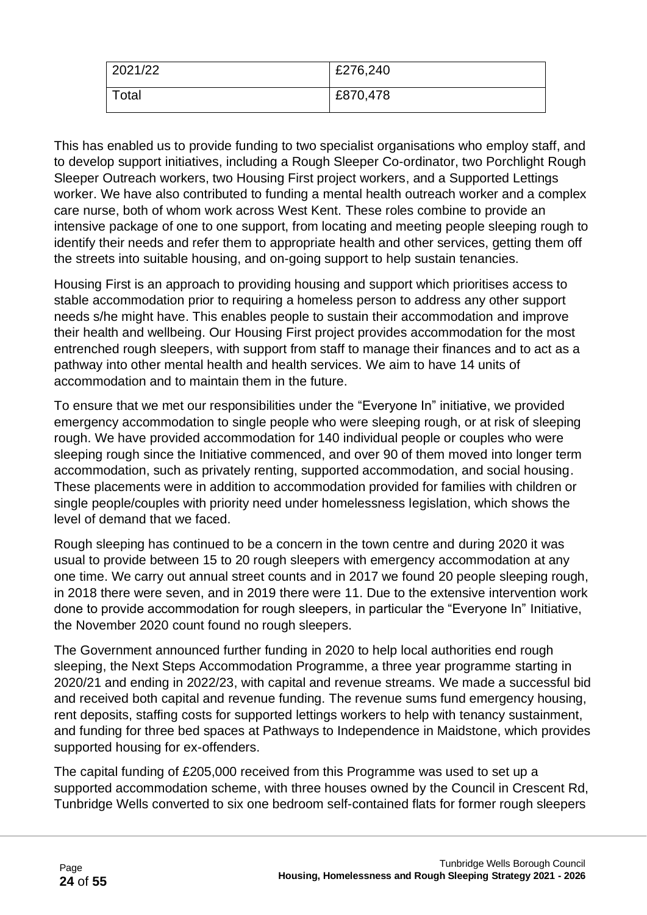| 2021/22 | £276,240 |
|---|---|
| Total | £870,478 |

This has enabled us to provide funding to two specialist organisations who employ staff, and to develop support initiatives, including a Rough Sleeper Co-ordinator, two Porchlight Rough Sleeper Outreach workers, two Housing First project workers, and a Supported Lettings worker. We have also contributed to funding a mental health outreach worker and a complex care nurse, both of whom work across West Kent. These roles combine to provide an intensive package of one to one support, from locating and meeting people sleeping rough to identify their needs and refer them to appropriate health and other services, getting them off the streets into suitable housing, and on-going support to help sustain tenancies.

Housing First is an approach to providing housing and support which prioritises access to stable accommodation prior to requiring a homeless person to address any other support needs s/he might have. This enables people to sustain their accommodation and improve their health and wellbeing. Our Housing First project provides accommodation for the most entrenched rough sleepers, with support from staff to manage their finances and to act as a pathway into other mental health and health services. We aim to have 14 units of accommodation and to maintain them in the future.

To ensure that we met our responsibilities under the "Everyone In" initiative, we provided emergency accommodation to single people who were sleeping rough, or at risk of sleeping rough. We have provided accommodation for 140 individual people or couples who were sleeping rough since the Initiative commenced, and over 90 of them moved into longer term accommodation, such as privately renting, supported accommodation, and social housing. These placements were in addition to accommodation provided for families with children or single people/couples with priority need under homelessness legislation, which shows the level of demand that we faced.

Rough sleeping has continued to be a concern in the town centre and during 2020 it was usual to provide between 15 to 20 rough sleepers with emergency accommodation at any one time. We carry out annual street counts and in 2017 we found 20 people sleeping rough, in 2018 there were seven, and in 2019 there were 11. Due to the extensive intervention work done to provide accommodation for rough sleepers, in particular the "Everyone In" Initiative, the November 2020 count found no rough sleepers.

The Government announced further funding in 2020 to help local authorities end rough sleeping, the Next Steps Accommodation Programme, a three year programme starting in 2020/21 and ending in 2022/23, with capital and revenue streams. We made a successful bid and received both capital and revenue funding. The revenue sums fund emergency housing, rent deposits, staffing costs for supported lettings workers to help with tenancy sustainment, and funding for three bed spaces at Pathways to Independence in Maidstone, which provides supported housing for ex-offenders.

The capital funding of £205,000 received from this Programme was used to set up a supported accommodation scheme, with three houses owned by the Council in Crescent Rd, Tunbridge Wells converted to six one bedroom self-contained flats for former rough sleepers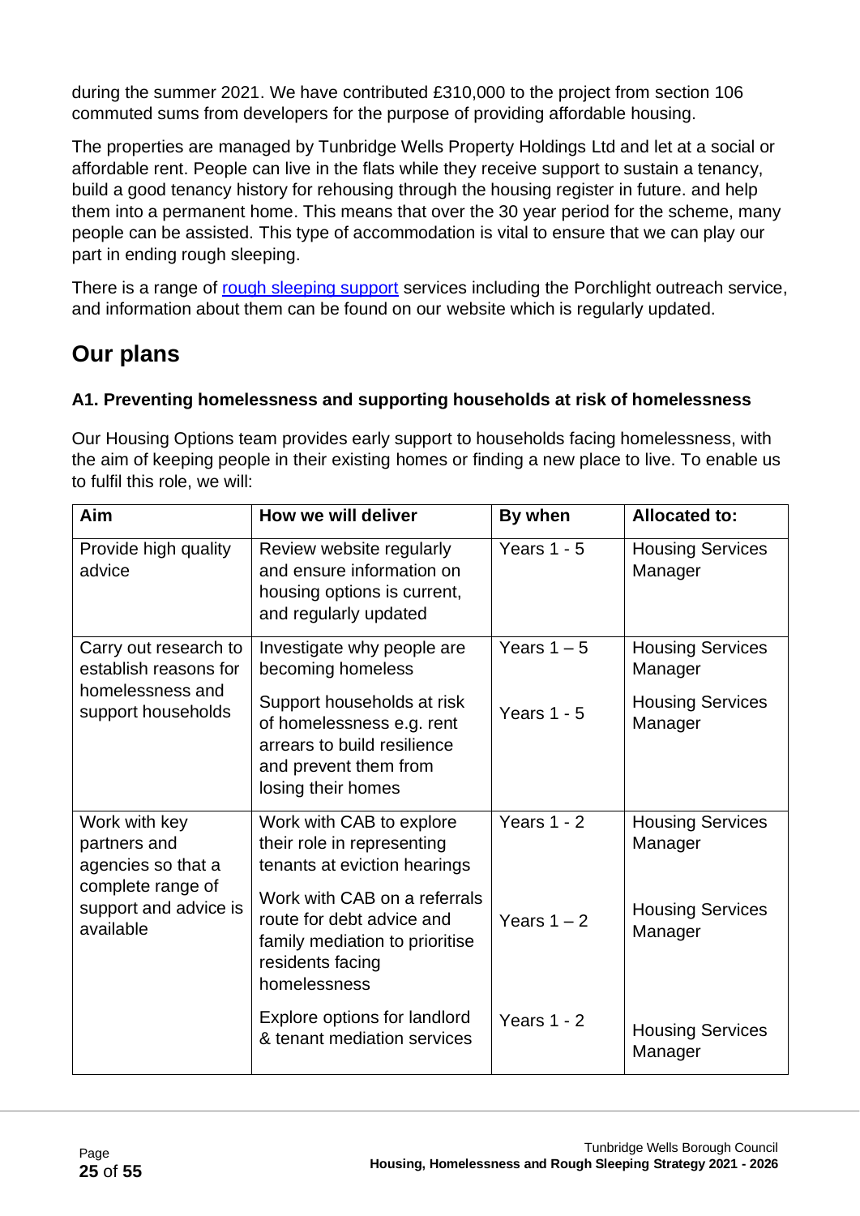during the summer 2021. We have contributed £310,000 to the project from section 106 commuted sums from developers for the purpose of providing affordable housing.

The properties are managed by Tunbridge Wells Property Holdings Ltd and let at a social or affordable rent. People can live in the flats while they receive support to sustain a tenancy, build a good tenancy history for rehousing through the housing register in future. and help them into a permanent home. This means that over the 30 year period for the scheme, many people can be assisted. This type of accommodation is vital to ensure that we can play our part in ending rough sleeping.

There is a range of rough sleeping support services including the Porchlight outreach service, and information about them can be found on our website which is regularly updated.

## Our plans

### A1. Preventing homelessness and supporting households at risk of homelessness

Our Housing Options team provides early support to households facing homelessness, with the aim of keeping people in their existing homes or finding a new place to live. To enable us to fulfil this role, we will:

| Aim | How we will deliver | By when | Allocated to: |
|---|---|---|---|
| Provide high quality advice | Review website regularly and ensure information on housing options is current, and regularly updated | Years 1 - 5 | Housing Services Manager |
| Carry out research to establish reasons for homelessness and support households | Investigate why people are becoming homeless | Years 1 – 5 | Housing Services Manager |
| | Support households at risk of homelessness e.g. rent arrears to build resilience and prevent them from losing their homes | Years 1 - 5 | Housing Services Manager |
| Work with key partners and agencies so that a complete range of support and advice is available | Work with CAB to explore their role in representing tenants at eviction hearings | Years 1 - 2 | Housing Services Manager |
| | Work with CAB on a referrals route for debt advice and family mediation to prioritise residents facing homelessness | Years 1 – 2 | Housing Services Manager |
| | Explore options for landlord & tenant mediation services | Years 1 - 2 | Housing Services Manager |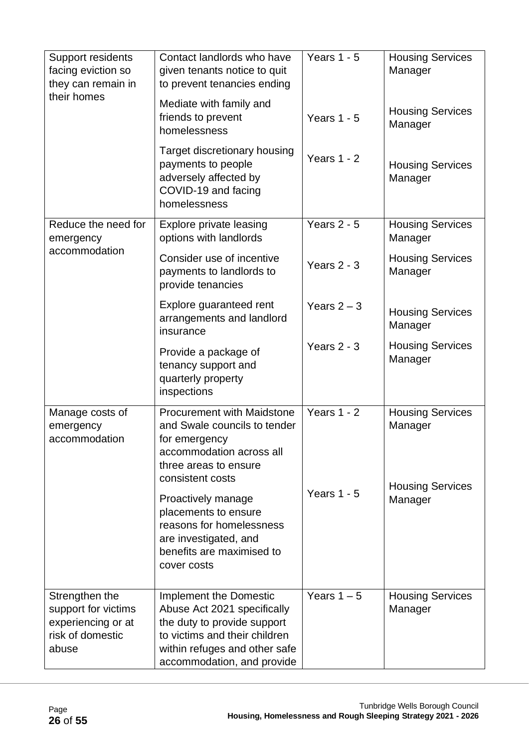| | | | |
|---|---|---|---|
| Support residents facing eviction so they can remain in their homes | Contact landlords who have given tenants notice to quit to prevent tenancies ending | Years 1 - 5 | Housing Services Manager |
| | Mediate with family and friends to prevent homelessness | Years 1 - 5 | Housing Services Manager |
| | Target discretionary housing payments to people adversely affected by COVID-19 and facing homelessness | Years 1 - 2 | Housing Services Manager |
| Reduce the need for emergency accommodation | Explore private leasing options with landlords | Years 2 - 5 | Housing Services Manager |
| | Consider use of incentive payments to landlords to provide tenancies | Years 2 - 3 | Housing Services Manager |
| | Explore guaranteed rent arrangements and landlord insurance | Years 2 – 3 | Housing Services Manager |
| | Provide a package of tenancy support and quarterly property inspections | Years 2 - 3 | Housing Services Manager |
| Manage costs of emergency accommodation | Procurement with Maidstone and Swale councils to tender for emergency accommodation across all three areas to ensure consistent costs | Years 1 - 2 | Housing Services Manager |
| | Proactively manage placements to ensure reasons for homelessness are investigated, and benefits are maximised to cover costs | Years 1 - 5 | Housing Services Manager |
| Strengthen the support for victims experiencing or at risk of domestic abuse | Implement the Domestic Abuse Act 2021 specifically the duty to provide support to victims and their children within refuges and other safe accommodation, and provide | Years 1 – 5 | Housing Services Manager |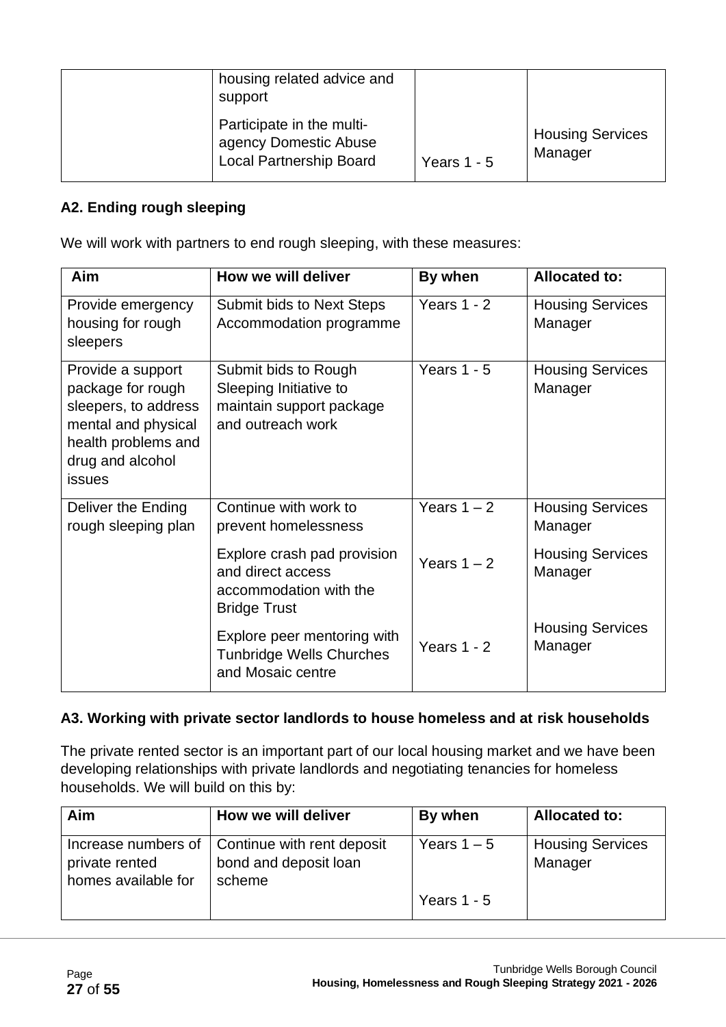| | housing related advice and support | | |
|---|---|---|---|
| | Participate in the multi-agency Domestic Abuse Local Partnership Board | Years 1 - 5 | Housing Services Manager |

**A2. Ending rough sleeping**

We will work with partners to end rough sleeping, with these measures:

| Aim | How we will deliver | By when | Allocated to: |
|---|---|---|---|
| Provide emergency housing for rough sleepers | Submit bids to Next Steps Accommodation programme | Years 1 - 2 | Housing Services Manager |
| Provide a support package for rough sleepers, to address mental and physical health problems and drug and alcohol issues | Submit bids to Rough Sleeping Initiative to maintain support package and outreach work | Years 1 - 5 | Housing Services Manager |
| Deliver the Ending rough sleeping plan | Continue with work to prevent homelessness | Years 1 – 2 | Housing Services Manager |
| | Explore crash pad provision and direct access accommodation with the Bridge Trust | Years 1 – 2 | Housing Services Manager |
| | Explore peer mentoring with Tunbridge Wells Churches and Mosaic centre | Years 1 - 2 | Housing Services Manager |

**A3. Working with private sector landlords to house homeless and at risk households**

The private rented sector is an important part of our local housing market and we have been developing relationships with private landlords and negotiating tenancies for homeless households. We will build on this by:

| Aim | How we will deliver | By when | Allocated to: |
|---|---|---|---|
| Increase numbers of private rented homes available for | Continue with rent deposit bond and deposit loan scheme | Years 1 – 5 | Housing Services Manager |
| | | Years 1 - 5 | |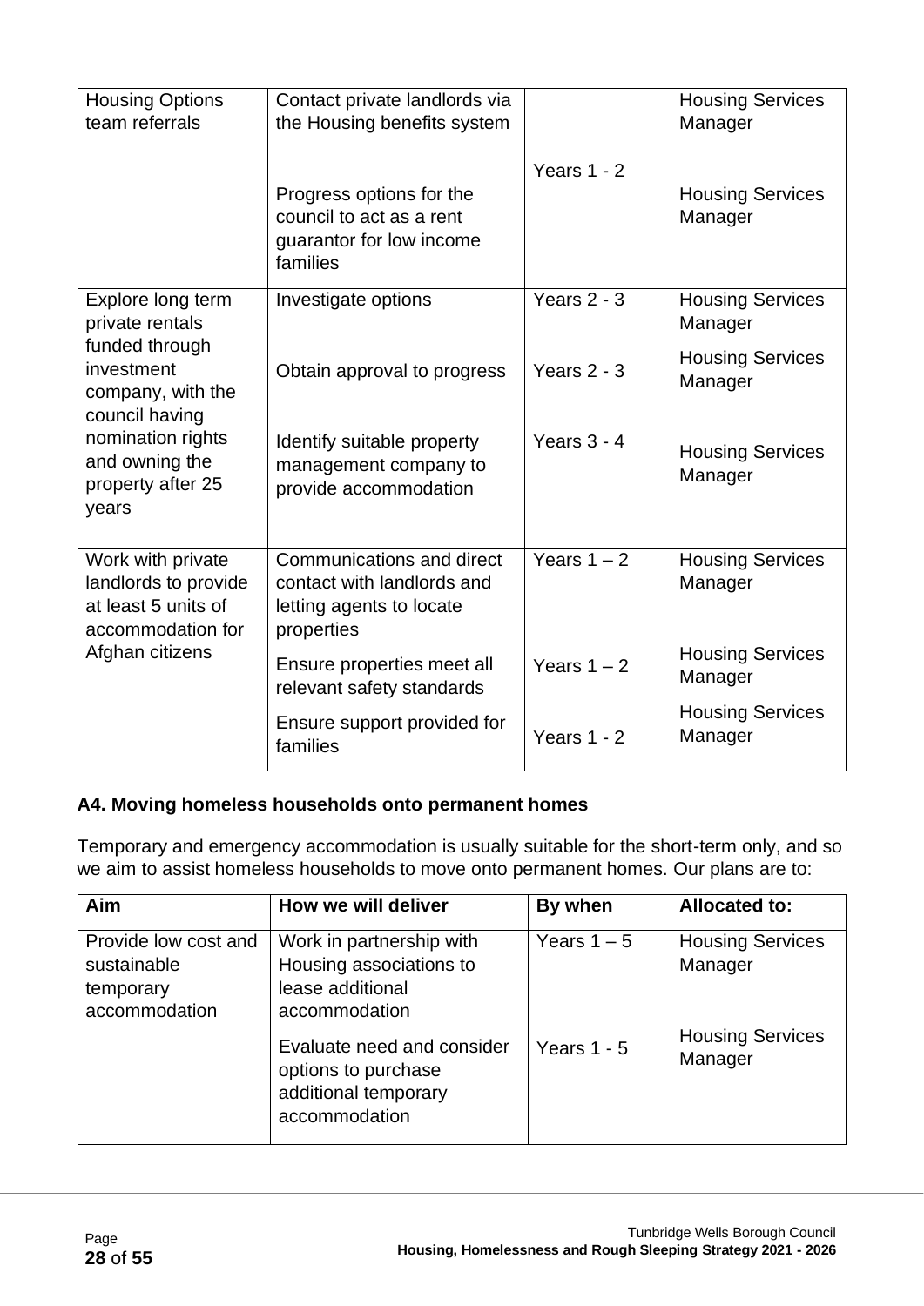| | | | |
|---|---|---|---|
| Housing Options team referrals | Contact private landlords via the Housing benefits system | Years 1 - 2 | Housing Services Manager |
| | Progress options for the council to act as a rent guarantor for low income families | | Housing Services Manager |
| Explore long term private rentals funded through investment company, with the council having nomination rights and owning the property after 25 years | Investigate options | Years 2 - 3 | Housing Services Manager |
| | Obtain approval to progress | Years 2 - 3 | Housing Services Manager |
| | Identify suitable property management company to provide accommodation | Years 3 - 4 | Housing Services Manager |
| Work with private landlords to provide at least 5 units of accommodation for Afghan citizens | Communications and direct contact with landlords and letting agents to locate properties | Years 1 – 2 | Housing Services Manager |
| | Ensure properties meet all relevant safety standards | Years 1 – 2 | Housing Services Manager |
| | Ensure support provided for families | Years 1 - 2 | Housing Services Manager |

### A4. Moving homeless households onto permanent homes

Temporary and emergency accommodation is usually suitable for the short-term only, and so we aim to assist homeless households to move onto permanent homes. Our plans are to:

| Aim | How we will deliver | By when | Allocated to: |
|---|---|---|---|
| Provide low cost and sustainable temporary accommodation | Work in partnership with Housing associations to lease additional accommodation | Years 1 – 5 | Housing Services Manager |
| | Evaluate need and consider options to purchase additional temporary accommodation | Years 1 - 5 | Housing Services Manager |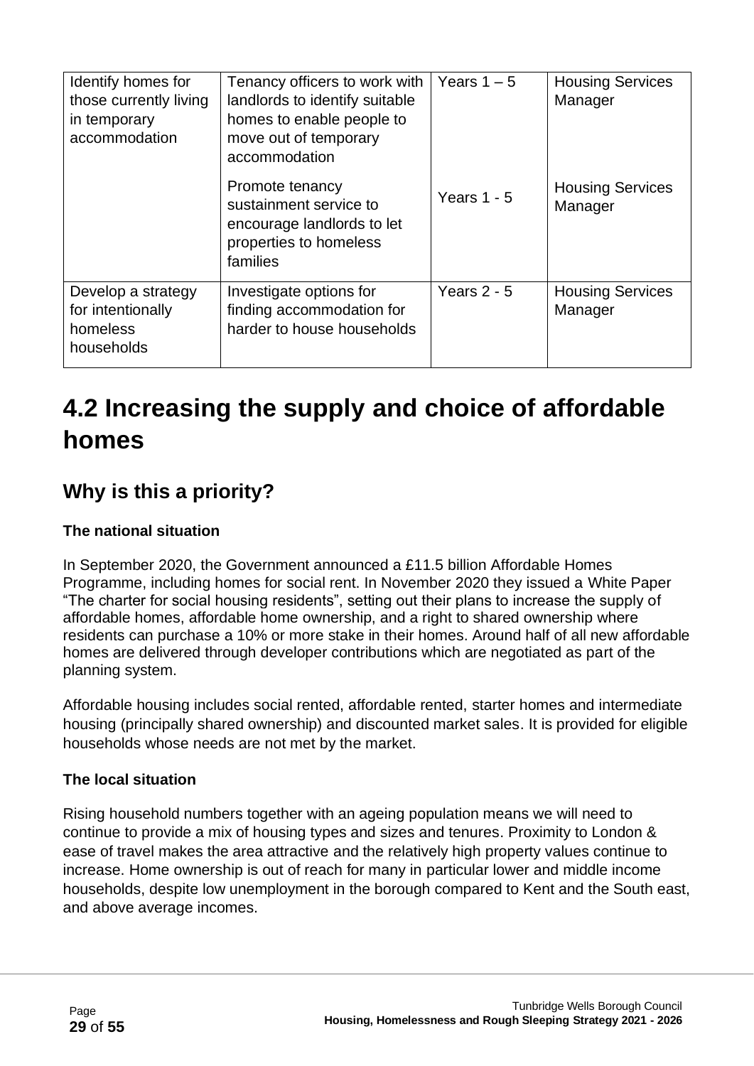| Identify homes for those currently living in temporary accommodation | Tenancy officers to work with landlords to identify suitable homes to enable people to move out of temporary accommodation | Years 1 – 5 | Housing Services Manager |
|---|---|---|---|
| | Promote tenancy sustainment service to encourage landlords to let properties to homeless families | Years 1 - 5 | Housing Services Manager |
| Develop a strategy for intentionally homeless households | Investigate options for finding accommodation for harder to house households | Years 2 - 5 | Housing Services Manager |

# 4.2 Increasing the supply and choice of affordable homes

## Why is this a priority?

**The national situation**

In September 2020, the Government announced a £11.5 billion Affordable Homes Programme, including homes for social rent. In November 2020 they issued a White Paper "The charter for social housing residents", setting out their plans to increase the supply of affordable homes, affordable home ownership, and a right to shared ownership where residents can purchase a 10% or more stake in their homes. Around half of all new affordable homes are delivered through developer contributions which are negotiated as part of the planning system.

Affordable housing includes social rented, affordable rented, starter homes and intermediate housing (principally shared ownership) and discounted market sales. It is provided for eligible households whose needs are not met by the market.

**The local situation**

Rising household numbers together with an ageing population means we will need to continue to provide a mix of housing types and sizes and tenures. Proximity to London & ease of travel makes the area attractive and the relatively high property values continue to increase. Home ownership is out of reach for many in particular lower and middle income households, despite low unemployment in the borough compared to Kent and the South east, and above average incomes.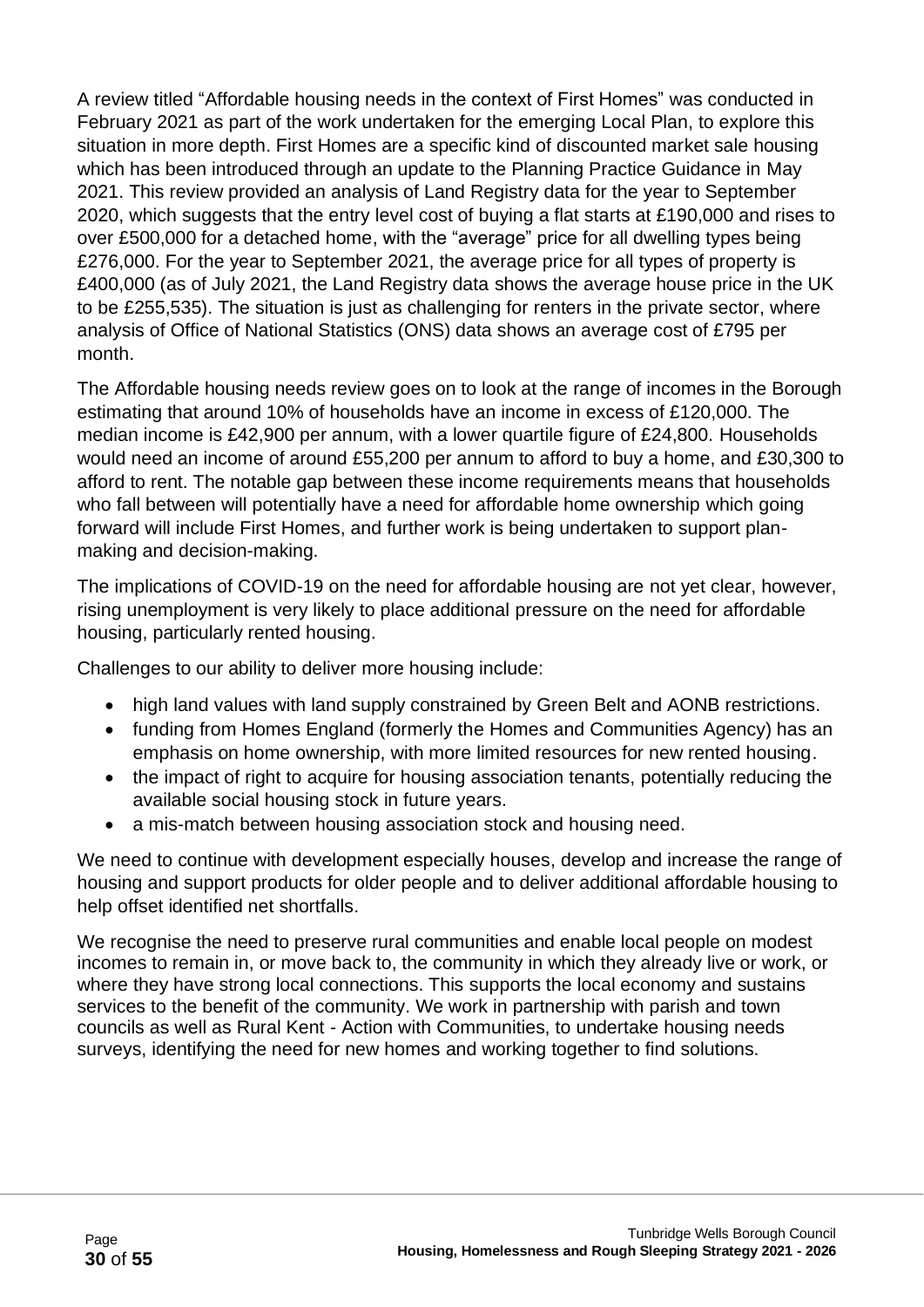A review titled "Affordable housing needs in the context of First Homes" was conducted in February 2021 as part of the work undertaken for the emerging Local Plan, to explore this situation in more depth. First Homes are a specific kind of discounted market sale housing which has been introduced through an update to the Planning Practice Guidance in May 2021. This review provided an analysis of Land Registry data for the year to September 2020, which suggests that the entry level cost of buying a flat starts at £190,000 and rises to over £500,000 for a detached home, with the "average" price for all dwelling types being £276,000. For the year to September 2021, the average price for all types of property is £400,000 (as of July 2021, the Land Registry data shows the average house price in the UK to be £255,535). The situation is just as challenging for renters in the private sector, where analysis of Office of National Statistics (ONS) data shows an average cost of £795 per month.

The Affordable housing needs review goes on to look at the range of incomes in the Borough estimating that around 10% of households have an income in excess of £120,000. The median income is £42,900 per annum, with a lower quartile figure of £24,800. Households would need an income of around £55,200 per annum to afford to buy a home, and £30,300 to afford to rent. The notable gap between these income requirements means that households who fall between will potentially have a need for affordable home ownership which going forward will include First Homes, and further work is being undertaken to support plan-making and decision-making.

The implications of COVID-19 on the need for affordable housing are not yet clear, however, rising unemployment is very likely to place additional pressure on the need for affordable housing, particularly rented housing.

Challenges to our ability to deliver more housing include:

- high land values with land supply constrained by Green Belt and AONB restrictions.
- funding from Homes England (formerly the Homes and Communities Agency) has an emphasis on home ownership, with more limited resources for new rented housing.
- the impact of right to acquire for housing association tenants, potentially reducing the available social housing stock in future years.
- a mis-match between housing association stock and housing need.

We need to continue with development especially houses, develop and increase the range of housing and support products for older people and to deliver additional affordable housing to help offset identified net shortfalls.

We recognise the need to preserve rural communities and enable local people on modest incomes to remain in, or move back to, the community in which they already live or work, or where they have strong local connections. This supports the local economy and sustains services to the benefit of the community. We work in partnership with parish and town councils as well as Rural Kent - Action with Communities, to undertake housing needs surveys, identifying the need for new homes and working together to find solutions.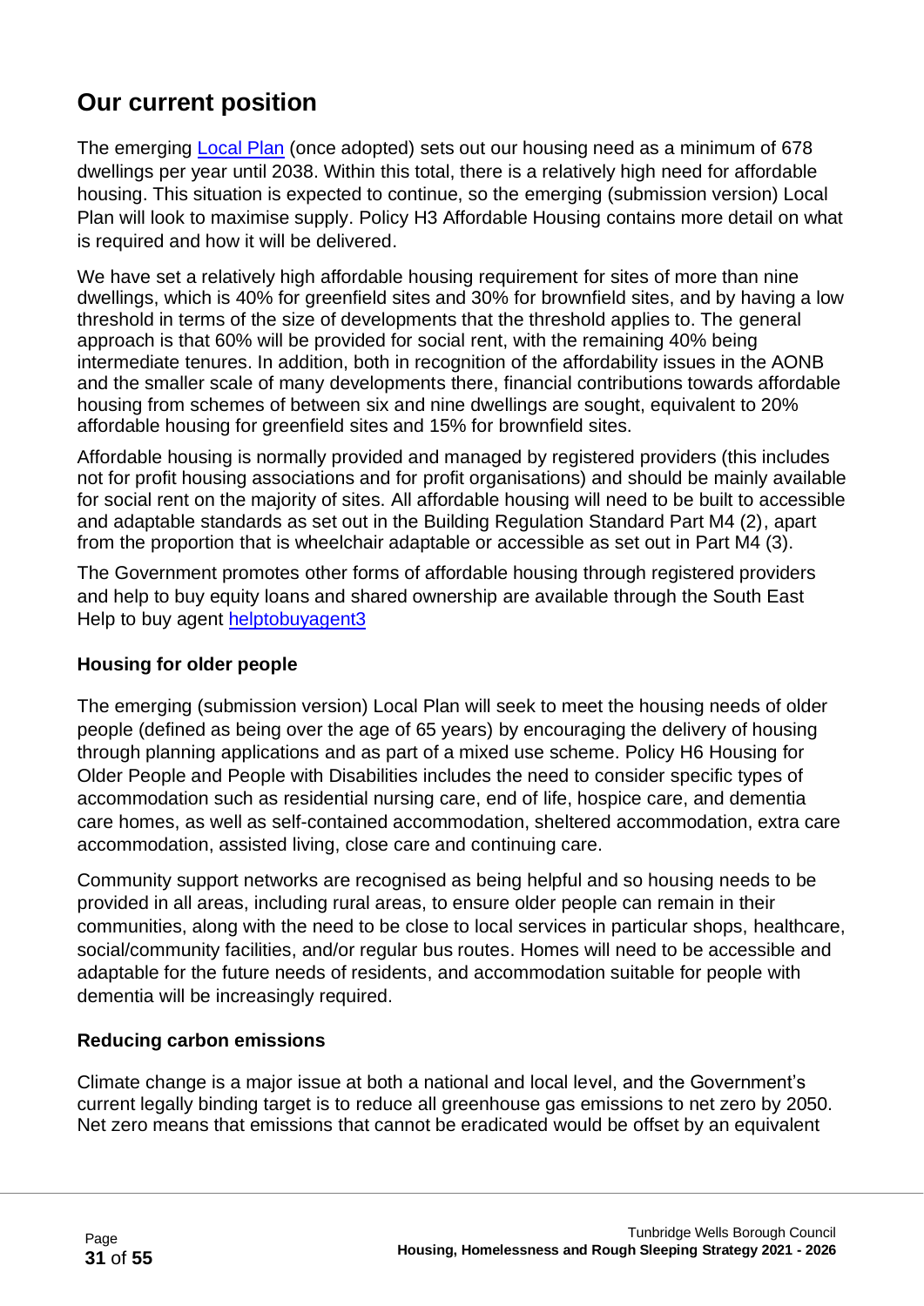## Our current position

The emerging Local Plan (once adopted) sets out our housing need as a minimum of 678 dwellings per year until 2038. Within this total, there is a relatively high need for affordable housing. This situation is expected to continue, so the emerging (submission version) Local Plan will look to maximise supply. Policy H3 Affordable Housing contains more detail on what is required and how it will be delivered.

We have set a relatively high affordable housing requirement for sites of more than nine dwellings, which is 40% for greenfield sites and 30% for brownfield sites, and by having a low threshold in terms of the size of developments that the threshold applies to. The general approach is that 60% will be provided for social rent, with the remaining 40% being intermediate tenures. In addition, both in recognition of the affordability issues in the AONB and the smaller scale of many developments there, financial contributions towards affordable housing from schemes of between six and nine dwellings are sought, equivalent to 20% affordable housing for greenfield sites and 15% for brownfield sites.

Affordable housing is normally provided and managed by registered providers (this includes not for profit housing associations and for profit organisations) and should be mainly available for social rent on the majority of sites. All affordable housing will need to be built to accessible and adaptable standards as set out in the Building Regulation Standard Part M4 (2), apart from the proportion that is wheelchair adaptable or accessible as set out in Part M4 (3).

The Government promotes other forms of affordable housing through registered providers and help to buy equity loans and shared ownership are available through the South East Help to buy agent helptobuyagent3

### Housing for older people

The emerging (submission version) Local Plan will seek to meet the housing needs of older people (defined as being over the age of 65 years) by encouraging the delivery of housing through planning applications and as part of a mixed use scheme. Policy H6 Housing for Older People and People with Disabilities includes the need to consider specific types of accommodation such as residential nursing care, end of life, hospice care, and dementia care homes, as well as self-contained accommodation, sheltered accommodation, extra care accommodation, assisted living, close care and continuing care.

Community support networks are recognised as being helpful and so housing needs to be provided in all areas, including rural areas, to ensure older people can remain in their communities, along with the need to be close to local services in particular shops, healthcare, social/community facilities, and/or regular bus routes. Homes will need to be accessible and adaptable for the future needs of residents, and accommodation suitable for people with dementia will be increasingly required.

### Reducing carbon emissions

Climate change is a major issue at both a national and local level, and the Government's current legally binding target is to reduce all greenhouse gas emissions to net zero by 2050. Net zero means that emissions that cannot be eradicated would be offset by an equivalent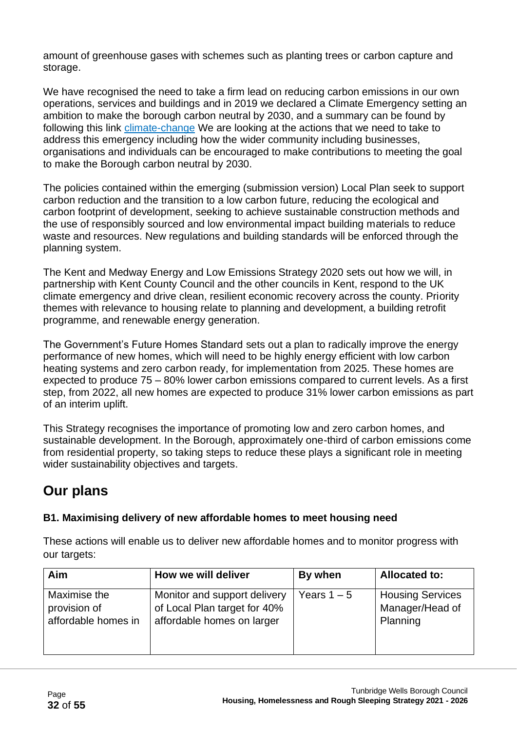amount of greenhouse gases with schemes such as planting trees or carbon capture and storage.

We have recognised the need to take a firm lead on reducing carbon emissions in our own operations, services and buildings and in 2019 we declared a Climate Emergency setting an ambition to make the borough carbon neutral by 2030, and a summary can be found by following this link [climate-change](climate-change) We are looking at the actions that we need to take to address this emergency including how the wider community including businesses, organisations and individuals can be encouraged to make contributions to meeting the goal to make the Borough carbon neutral by 2030.

The policies contained within the emerging (submission version) Local Plan seek to support carbon reduction and the transition to a low carbon future, reducing the ecological and carbon footprint of development, seeking to achieve sustainable construction methods and the use of responsibly sourced and low environmental impact building materials to reduce waste and resources. New regulations and building standards will be enforced through the planning system.

The Kent and Medway Energy and Low Emissions Strategy 2020 sets out how we will, in partnership with Kent County Council and the other councils in Kent, respond to the UK climate emergency and drive clean, resilient economic recovery across the county. Priority themes with relevance to housing relate to planning and development, a building retrofit programme, and renewable energy generation.

The Government's Future Homes Standard sets out a plan to radically improve the energy performance of new homes, which will need to be highly energy efficient with low carbon heating systems and zero carbon ready, for implementation from 2025. These homes are expected to produce 75 – 80% lower carbon emissions compared to current levels. As a first step, from 2022, all new homes are expected to produce 31% lower carbon emissions as part of an interim uplift.

This Strategy recognises the importance of promoting low and zero carbon homes, and sustainable development. In the Borough, approximately one-third of carbon emissions come from residential property, so taking steps to reduce these plays a significant role in meeting wider sustainability objectives and targets.

## Our plans

### B1. Maximising delivery of new affordable homes to meet housing need

These actions will enable us to deliver new affordable homes and to monitor progress with our targets:

| Aim | How we will deliver | By when | Allocated to: |
|---|---|---|---|
| Maximise the provision of affordable homes in | Monitor and support delivery of Local Plan target for 40% affordable homes on larger | Years 1 – 5 | Housing Services Manager/Head of Planning |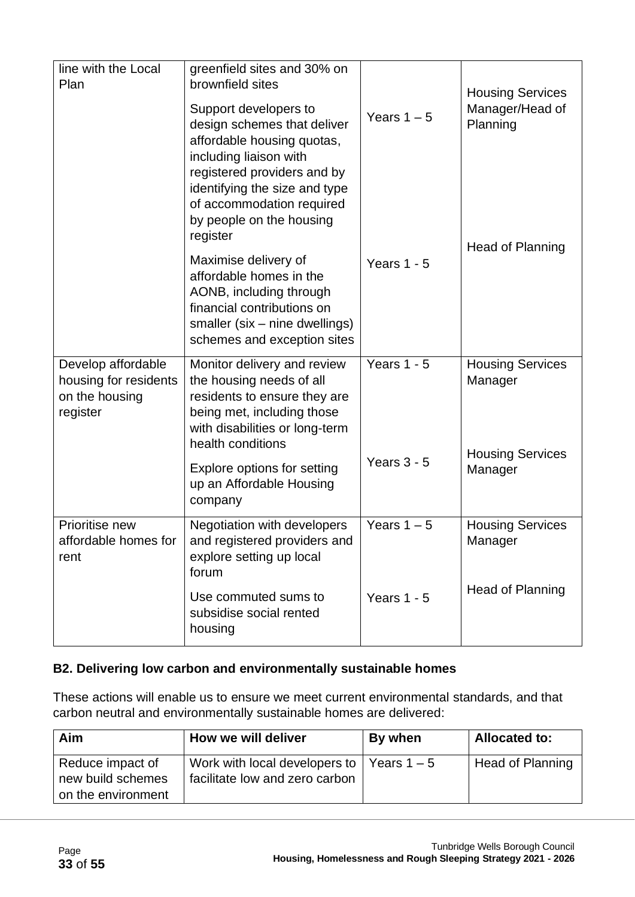| | | | |
|---|---|---|---|
| line with the Local Plan | greenfield sites and 30% on brownfield sites<br><br>Support developers to design schemes that deliver affordable housing quotas, including liaison with registered providers and by identifying the size and type of accommodation required by people on the housing register | Years 1 – 5 | Housing Services Manager/Head of Planning |
| | Maximise delivery of affordable homes in the AONB, including through financial contributions on smaller (six – nine dwellings) schemes and exception sites | Years 1 - 5 | Head of Planning |
| Develop affordable housing for residents on the housing register | Monitor delivery and review the housing needs of all residents to ensure they are being met, including those with disabilities or long-term health conditions | Years 1 - 5 | Housing Services Manager |
| | Explore options for setting up an Affordable Housing company | Years 3 - 5 | Housing Services Manager |
| Prioritise new affordable homes for rent | Negotiation with developers and registered providers and explore setting up local forum | Years 1 – 5 | Housing Services Manager |
| | Use commuted sums to subsidise social rented housing | Years 1 - 5 | Head of Planning |

**B2. Delivering low carbon and environmentally sustainable homes**

These actions will enable us to ensure we meet current environmental standards, and that carbon neutral and environmentally sustainable homes are delivered:

| Aim | How we will deliver | By when | Allocated to: |
|---|---|---|---|
| Reduce impact of new build schemes on the environment | Work with local developers to facilitate low and zero carbon | Years 1 – 5 | Head of Planning |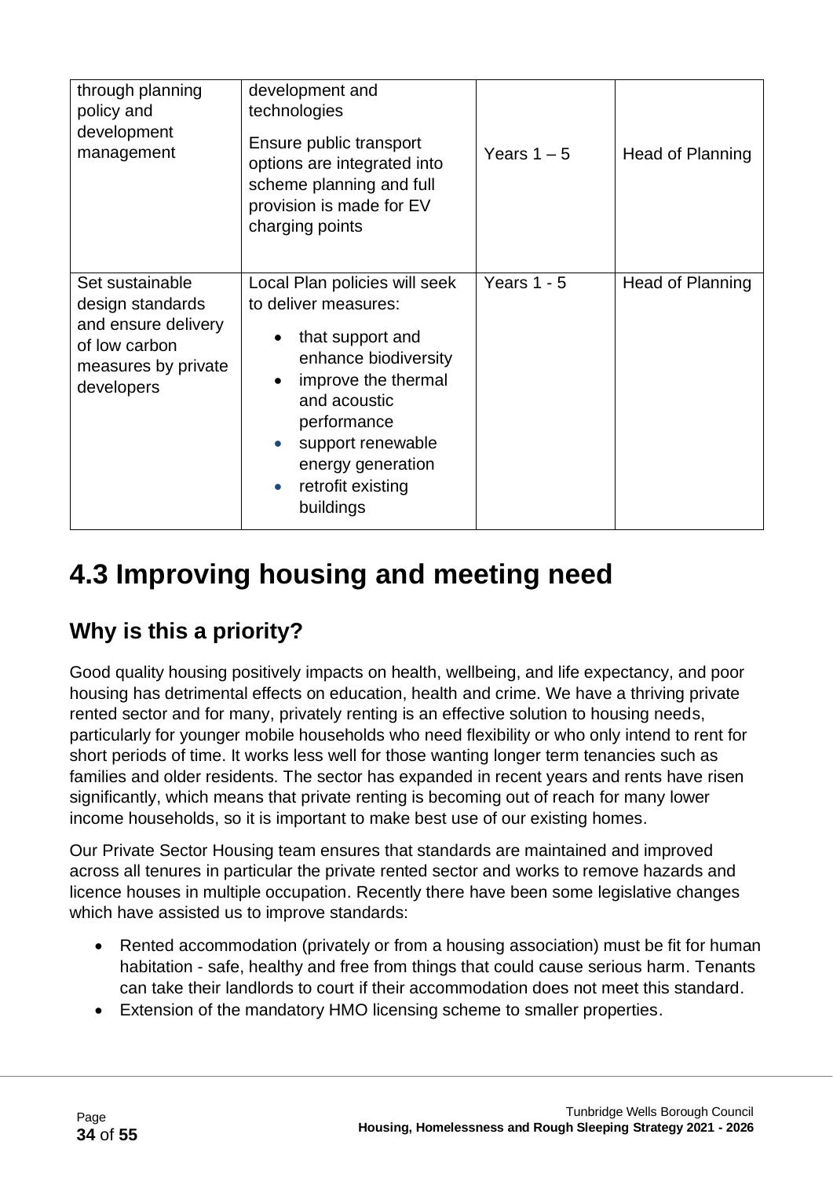| through planning policy and development management | development and technologies<br><br>Ensure public transport options are integrated into scheme planning and full provision is made for EV charging points | Years 1 – 5 | Head of Planning |
|---|---|---|---|
| Set sustainable design standards and ensure delivery of low carbon measures by private developers | Local Plan policies will seek to deliver measures:<br>• that support and enhance biodiversity<br>• improve the thermal and acoustic performance<br>• support renewable energy generation<br>• retrofit existing buildings | Years 1 - 5 | Head of Planning |

# 4.3 Improving housing and meeting need

## Why is this a priority?

Good quality housing positively impacts on health, wellbeing, and life expectancy, and poor housing has detrimental effects on education, health and crime. We have a thriving private rented sector and for many, privately renting is an effective solution to housing needs, particularly for younger mobile households who need flexibility or who only intend to rent for short periods of time. It works less well for those wanting longer term tenancies such as families and older residents. The sector has expanded in recent years and rents have risen significantly, which means that private renting is becoming out of reach for many lower income households, so it is important to make best use of our existing homes.

Our Private Sector Housing team ensures that standards are maintained and improved across all tenures in particular the private rented sector and works to remove hazards and licence houses in multiple occupation. Recently there have been some legislative changes which have assisted us to improve standards:

- Rented accommodation (privately or from a housing association) must be fit for human habitation - safe, healthy and free from things that could cause serious harm. Tenants can take their landlords to court if their accommodation does not meet this standard.
- Extension of the mandatory HMO licensing scheme to smaller properties.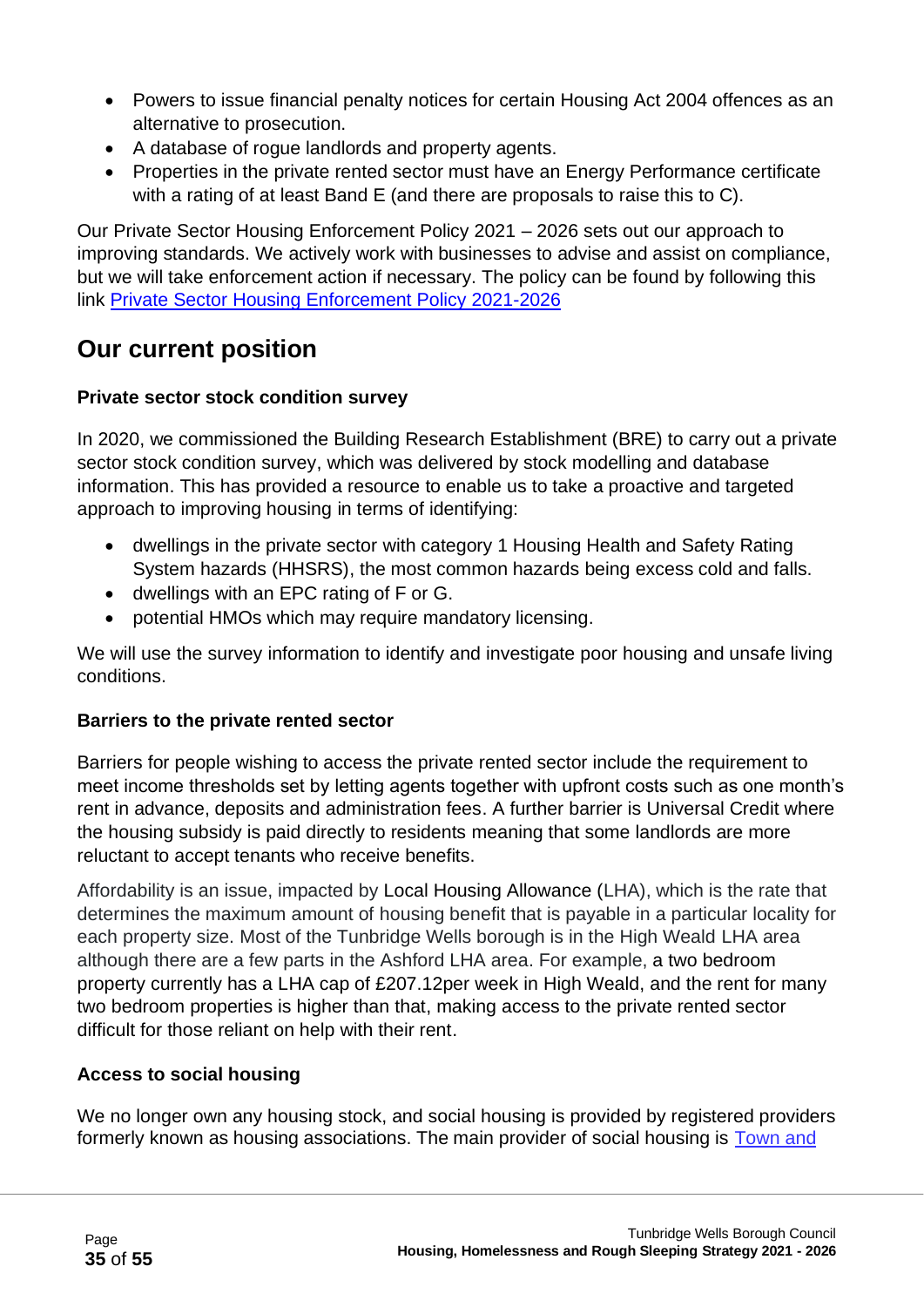- Powers to issue financial penalty notices for certain Housing Act 2004 offences as an alternative to prosecution.
- A database of rogue landlords and property agents.
- Properties in the private rented sector must have an Energy Performance certificate with a rating of at least Band E (and there are proposals to raise this to C).

Our Private Sector Housing Enforcement Policy 2021 – 2026 sets out our approach to improving standards. We actively work with businesses to advise and assist on compliance, but we will take enforcement action if necessary. The policy can be found by following this link [Private Sector Housing Enforcement Policy 2021-2026]

## Our current position

**Private sector stock condition survey**

In 2020, we commissioned the Building Research Establishment (BRE) to carry out a private sector stock condition survey, which was delivered by stock modelling and database information. This has provided a resource to enable us to take a proactive and targeted approach to improving housing in terms of identifying:

- dwellings in the private sector with category 1 Housing Health and Safety Rating System hazards (HHSRS), the most common hazards being excess cold and falls.
- dwellings with an EPC rating of F or G.
- potential HMOs which may require mandatory licensing.

We will use the survey information to identify and investigate poor housing and unsafe living conditions.

**Barriers to the private rented sector**

Barriers for people wishing to access the private rented sector include the requirement to meet income thresholds set by letting agents together with upfront costs such as one month's rent in advance, deposits and administration fees. A further barrier is Universal Credit where the housing subsidy is paid directly to residents meaning that some landlords are more reluctant to accept tenants who receive benefits.

Affordability is an issue, impacted by Local Housing Allowance (LHA), which is the rate that determines the maximum amount of housing benefit that is payable in a particular locality for each property size. Most of the Tunbridge Wells borough is in the High Weald LHA area although there are a few parts in the Ashford LHA area. For example, a two bedroom property currently has a LHA cap of £207.12per week in High Weald, and the rent for many two bedroom properties is higher than that, making access to the private rented sector difficult for those reliant on help with their rent.

**Access to social housing**

We no longer own any housing stock, and social housing is provided by registered providers formerly known as housing associations. The main provider of social housing is Town and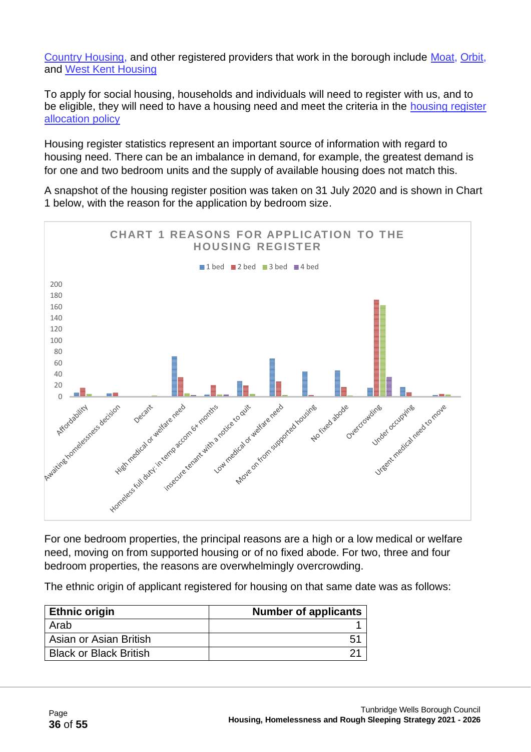Country Housing, and other registered providers that work in the borough include Moat, Orbit, and West Kent Housing

To apply for social housing, households and individuals will need to register with us, and to be eligible, they will need to have a housing need and meet the criteria in the housing register allocation policy

Housing register statistics represent an important source of information with regard to housing need. There can be an imbalance in demand, for example, the greatest demand is for one and two bedroom units and the supply of available housing does not match this.

A snapshot of the housing register position was taken on 31 July 2020 and is shown in Chart 1 below, with the reason for the application by bedroom size.

**CHART 1 REASONS FOR APPLICATION TO THE HOUSING REGISTER**

For one bedroom properties, the principal reasons are a high or a low medical or welfare need, moving on from supported housing or of no fixed abode. For two, three and four bedroom properties, the reasons are overwhelmingly overcrowding.

The ethnic origin of applicant registered for housing on that same date was as follows:

| Ethnic origin | Number of applicants |
|---|---|
| Arab | 1 |
| Asian or Asian British | 51 |
| Black or Black British | 21 |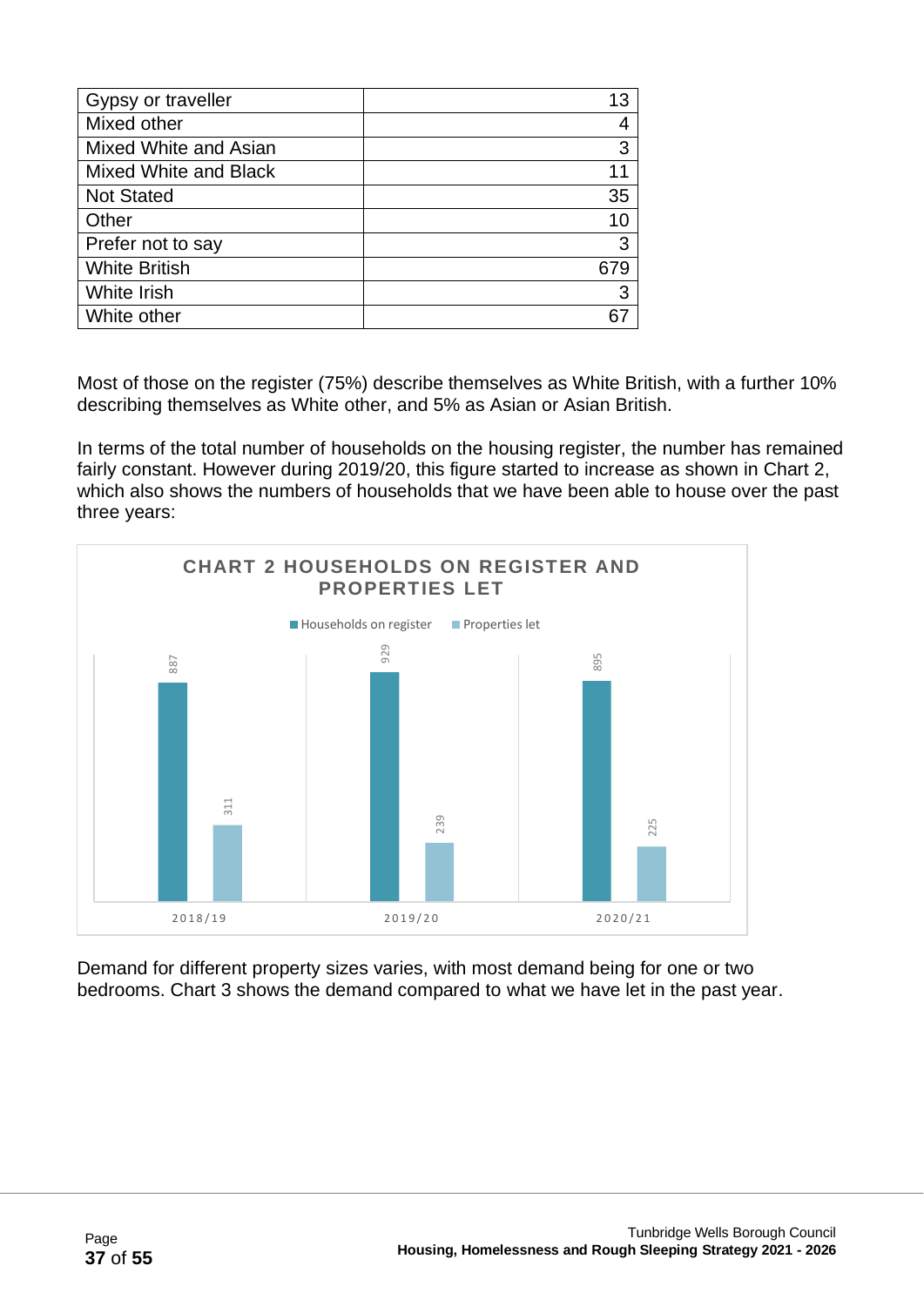| Gypsy or traveller | 13 |
|---|---|
| Mixed other | 4 |
| Mixed White and Asian | 3 |
| Mixed White and Black | 11 |
| Not Stated | 35 |
| Other | 10 |
| Prefer not to say | 3 |
| White British | 679 |
| White Irish | 3 |
| White other | 67 |

Most of those on the register (75%) describe themselves as White British, with a further 10% describing themselves as White other, and 5% as Asian or Asian British.

In terms of the total number of households on the housing register, the number has remained fairly constant. However during 2019/20, this figure started to increase as shown in Chart 2, which also shows the numbers of households that we have been able to house over the past three years:

**CHART 2 HOUSEHOLDS ON REGISTER AND PROPERTIES LET**

| | Households on register | Properties let |
|---|---|---|
| 2018/19 | 887 | 311 |
| 2019/20 | 929 | 239 |
| 2020/21 | 895 | 225 |

Demand for different property sizes varies, with most demand being for one or two bedrooms. Chart 3 shows the demand compared to what we have let in the past year.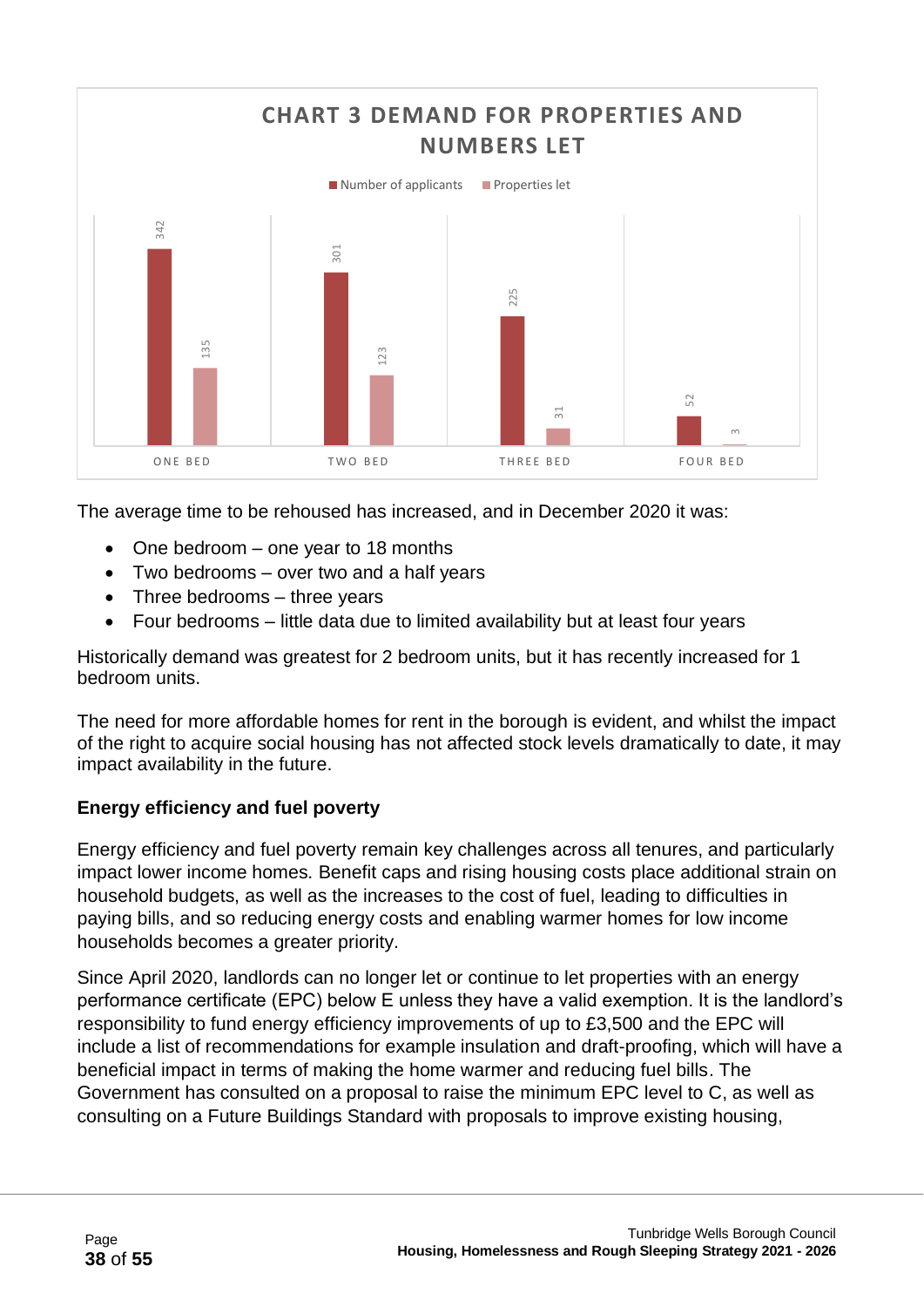**CHART 3 DEMAND FOR PROPERTIES AND NUMBERS LET**

| | Number of applicants | Properties let |
|---|---|---|
| One bed | 342 | 135 |
| Two bed | 301 | 123 |
| Three bed | 225 | 31 |
| Four bed | 52 | 3 |

The average time to be rehoused has increased, and in December 2020 it was:

- One bedroom – one year to 18 months
- Two bedrooms – over two and a half years
- Three bedrooms – three years
- Four bedrooms – little data due to limited availability but at least four years

Historically demand was greatest for 2 bedroom units, but it has recently increased for 1 bedroom units.

The need for more affordable homes for rent in the borough is evident, and whilst the impact of the right to acquire social housing has not affected stock levels dramatically to date, it may impact availability in the future.

**Energy efficiency and fuel poverty**

Energy efficiency and fuel poverty remain key challenges across all tenures, and particularly impact lower income homes. Benefit caps and rising housing costs place additional strain on household budgets, as well as the increases to the cost of fuel, leading to difficulties in paying bills, and so reducing energy costs and enabling warmer homes for low income households becomes a greater priority.

Since April 2020, landlords can no longer let or continue to let properties with an energy performance certificate (EPC) below E unless they have a valid exemption. It is the landlord's responsibility to fund energy efficiency improvements of up to £3,500 and the EPC will include a list of recommendations for example insulation and draft-proofing, which will have a beneficial impact in terms of making the home warmer and reducing fuel bills. The Government has consulted on a proposal to raise the minimum EPC level to C, as well as consulting on a Future Buildings Standard with proposals to improve existing housing,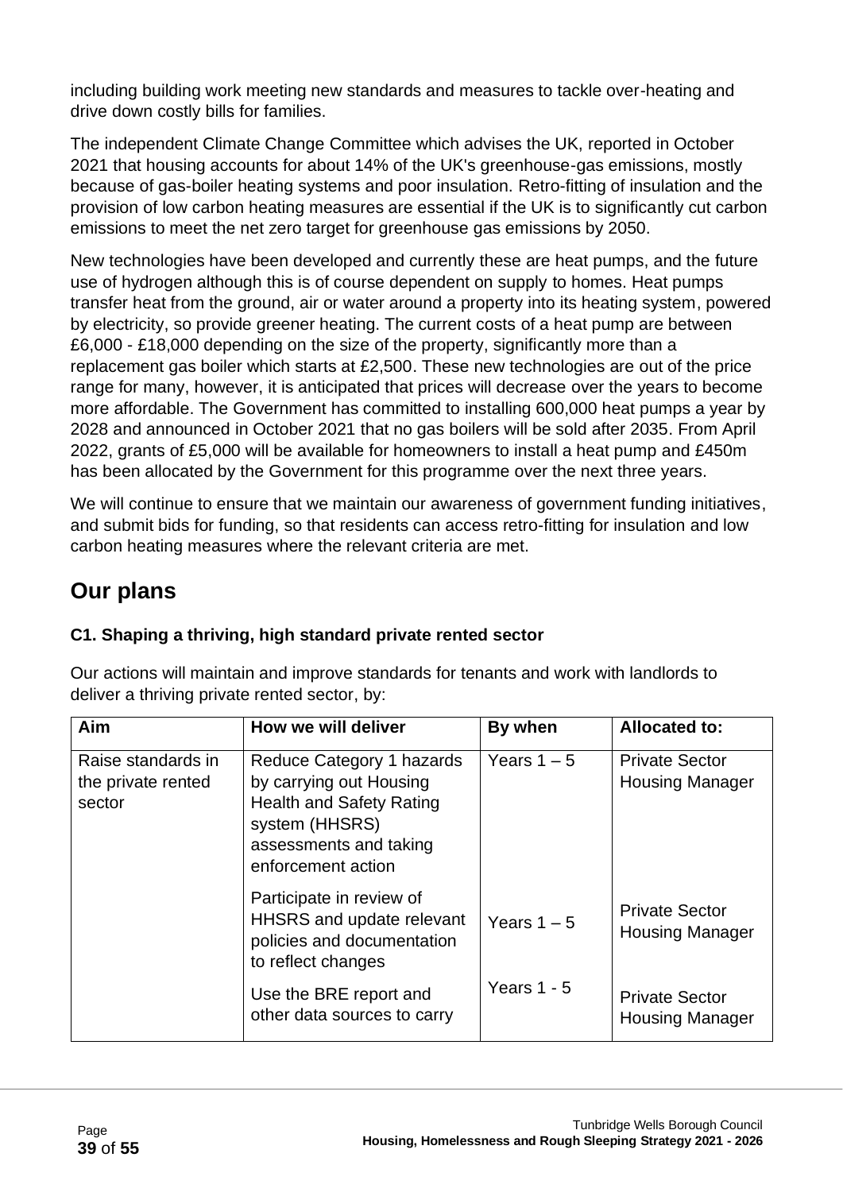including building work meeting new standards and measures to tackle over-heating and drive down costly bills for families.

The independent Climate Change Committee which advises the UK, reported in October 2021 that housing accounts for about 14% of the UK's greenhouse-gas emissions, mostly because of gas-boiler heating systems and poor insulation. Retro-fitting of insulation and the provision of low carbon heating measures are essential if the UK is to significantly cut carbon emissions to meet the net zero target for greenhouse gas emissions by 2050.

New technologies have been developed and currently these are heat pumps, and the future use of hydrogen although this is of course dependent on supply to homes. Heat pumps transfer heat from the ground, air or water around a property into its heating system, powered by electricity, so provide greener heating. The current costs of a heat pump are between £6,000 - £18,000 depending on the size of the property, significantly more than a replacement gas boiler which starts at £2,500. These new technologies are out of the price range for many, however, it is anticipated that prices will decrease over the years to become more affordable. The Government has committed to installing 600,000 heat pumps a year by 2028 and announced in October 2021 that no gas boilers will be sold after 2035. From April 2022, grants of £5,000 will be available for homeowners to install a heat pump and £450m has been allocated by the Government for this programme over the next three years.

We will continue to ensure that we maintain our awareness of government funding initiatives, and submit bids for funding, so that residents can access retro-fitting for insulation and low carbon heating measures where the relevant criteria are met.

## Our plans

### C1. Shaping a thriving, high standard private rented sector

Our actions will maintain and improve standards for tenants and work with landlords to deliver a thriving private rented sector, by:

| Aim | How we will deliver | By when | Allocated to: |
|---|---|---|---|
| Raise standards in the private rented sector | Reduce Category 1 hazards by carrying out Housing Health and Safety Rating system (HHSRS) assessments and taking enforcement action | Years 1 – 5 | Private Sector Housing Manager |
| | Participate in review of HHSRS and update relevant policies and documentation to reflect changes | Years 1 – 5 | Private Sector Housing Manager |
| | Use the BRE report and other data sources to carry | Years 1 - 5 | Private Sector Housing Manager |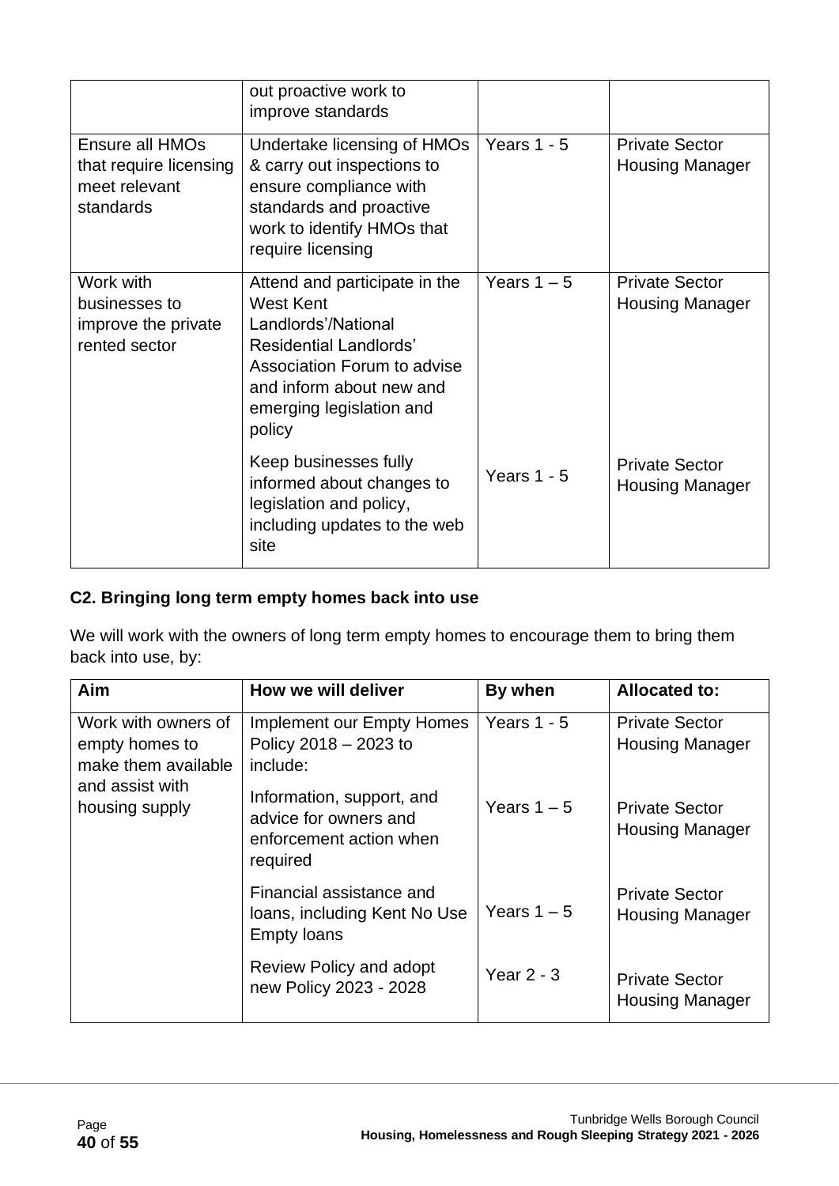| | | | |
|---|---|---|---|
| | out proactive work to improve standards | | |
| Ensure all HMOs that require licensing meet relevant standards | Undertake licensing of HMOs & carry out inspections to ensure compliance with standards and proactive work to identify HMOs that require licensing | Years 1 - 5 | Private Sector Housing Manager |
| Work with businesses to improve the private rented sector | Attend and participate in the West Kent Landlords'/National Residential Landlords' Association Forum to advise and inform about new and emerging legislation and policy | Years 1 – 5 | Private Sector Housing Manager |
| | Keep businesses fully informed about changes to legislation and policy, including updates to the web site | Years 1 - 5 | Private Sector Housing Manager |

**C2. Bringing long term empty homes back into use**

We will work with the owners of long term empty homes to encourage them to bring them back into use, by:

| Aim | How we will deliver | By when | Allocated to: |
|---|---|---|---|
| Work with owners of empty homes to make them available and assist with housing supply | Implement our Empty Homes Policy 2018 – 2023 to include: | Years 1 - 5 | Private Sector Housing Manager |
| | Information, support, and advice for owners and enforcement action when required | Years 1 – 5 | Private Sector Housing Manager |
| | Financial assistance and loans, including Kent No Use Empty loans | Years 1 – 5 | Private Sector Housing Manager |
| | Review Policy and adopt new Policy 2023 - 2028 | Year 2 - 3 | Private Sector Housing Manager |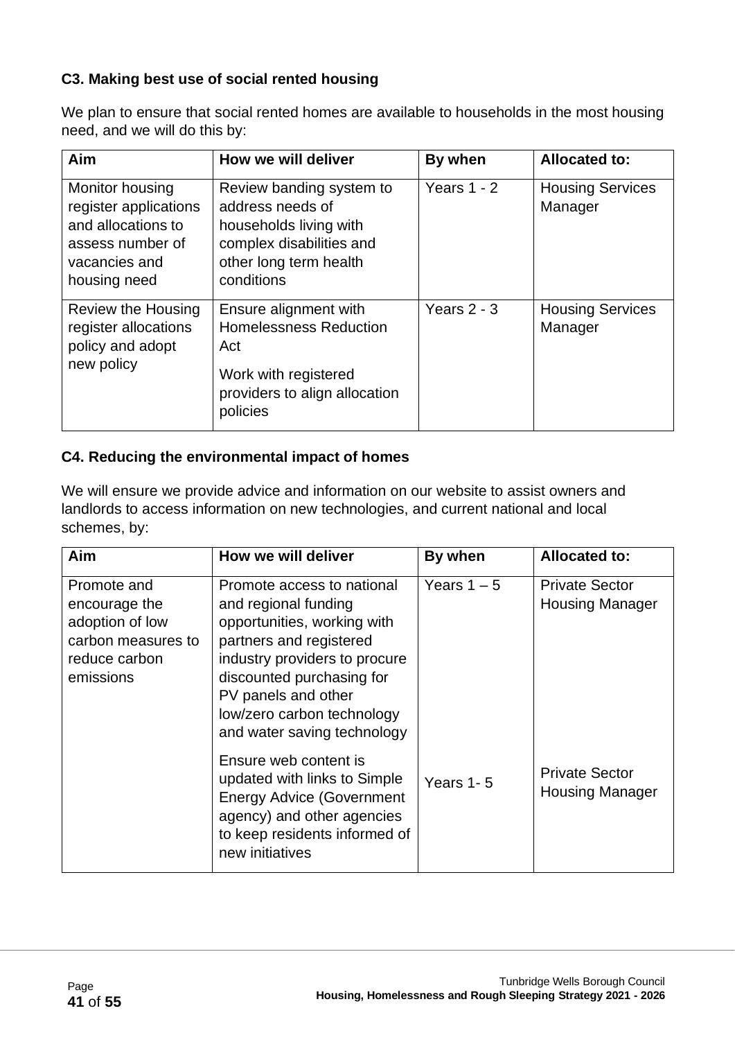**C3. Making best use of social rented housing**

We plan to ensure that social rented homes are available to households in the most housing need, and we will do this by:

| Aim | How we will deliver | By when | Allocated to: |
|---|---|---|---|
| Monitor housing register applications and allocations to assess number of vacancies and housing need | Review banding system to address needs of households living with complex disabilities and other long term health conditions | Years 1 - 2 | Housing Services Manager |
| Review the Housing register allocations policy and adopt new policy | Ensure alignment with Homelessness Reduction Act<br><br>Work with registered providers to align allocation policies | Years 2 - 3 | Housing Services Manager |

**C4. Reducing the environmental impact of homes**

We will ensure we provide advice and information on our website to assist owners and landlords to access information on new technologies, and current national and local schemes, by:

| Aim | How we will deliver | By when | Allocated to: |
|---|---|---|---|
| Promote and encourage the adoption of low carbon measures to reduce carbon emissions | Promote access to national and regional funding opportunities, working with partners and registered industry providers to procure discounted purchasing for PV panels and other low/zero carbon technology and water saving technology | Years 1 – 5 | Private Sector Housing Manager |
| | Ensure web content is updated with links to Simple Energy Advice (Government agency) and other agencies to keep residents informed of new initiatives | Years 1- 5 | Private Sector Housing Manager |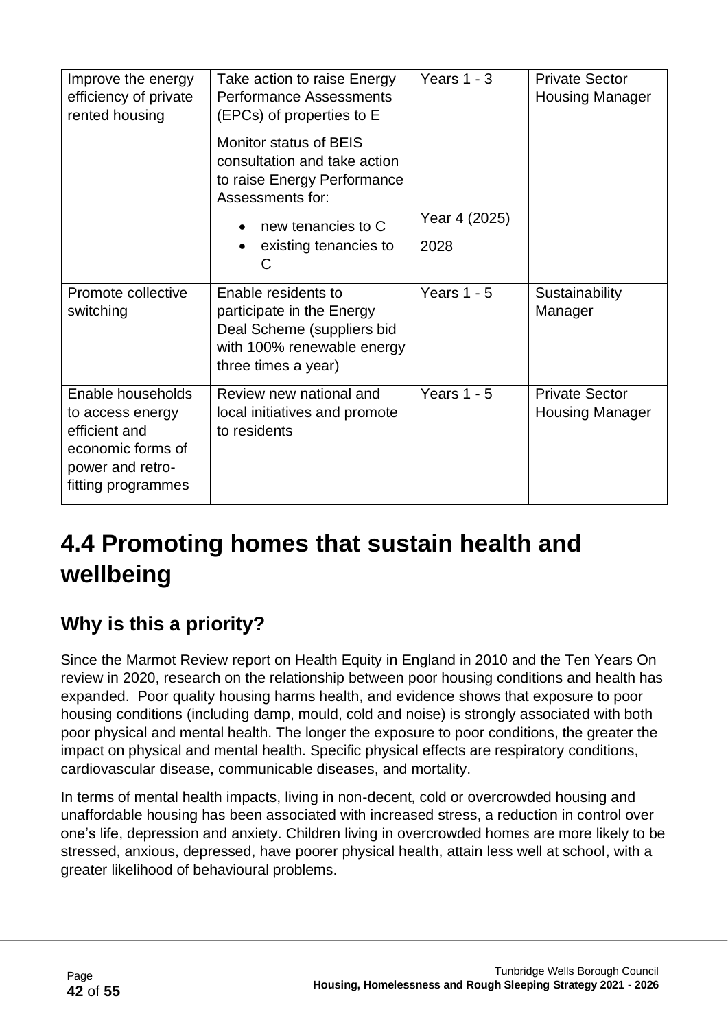| Improve the energy efficiency of private rented housing | Take action to raise Energy Performance Assessments (EPCs) of properties to E<br><br>Monitor status of BEIS consultation and take action to raise Energy Performance Assessments for:<br>• new tenancies to C<br>• existing tenancies to C | Years 1 - 3<br><br><br><br>Year 4 (2025)<br>2028 | Private Sector Housing Manager |
|---|---|---|---|
| Promote collective switching | Enable residents to participate in the Energy Deal Scheme (suppliers bid with 100% renewable energy three times a year) | Years 1 - 5 | Sustainability Manager |
| Enable households to access energy efficient and economic forms of power and retro-fitting programmes | Review new national and local initiatives and promote to residents | Years 1 - 5 | Private Sector Housing Manager |

# 4.4 Promoting homes that sustain health and wellbeing

## Why is this a priority?

Since the Marmot Review report on Health Equity in England in 2010 and the Ten Years On review in 2020, research on the relationship between poor housing conditions and health has expanded. Poor quality housing harms health, and evidence shows that exposure to poor housing conditions (including damp, mould, cold and noise) is strongly associated with both poor physical and mental health. The longer the exposure to poor conditions, the greater the impact on physical and mental health. Specific physical effects are respiratory conditions, cardiovascular disease, communicable diseases, and mortality.

In terms of mental health impacts, living in non-decent, cold or overcrowded housing and unaffordable housing has been associated with increased stress, a reduction in control over one's life, depression and anxiety. Children living in overcrowded homes are more likely to be stressed, anxious, depressed, have poorer physical health, attain less well at school, with a greater likelihood of behavioural problems.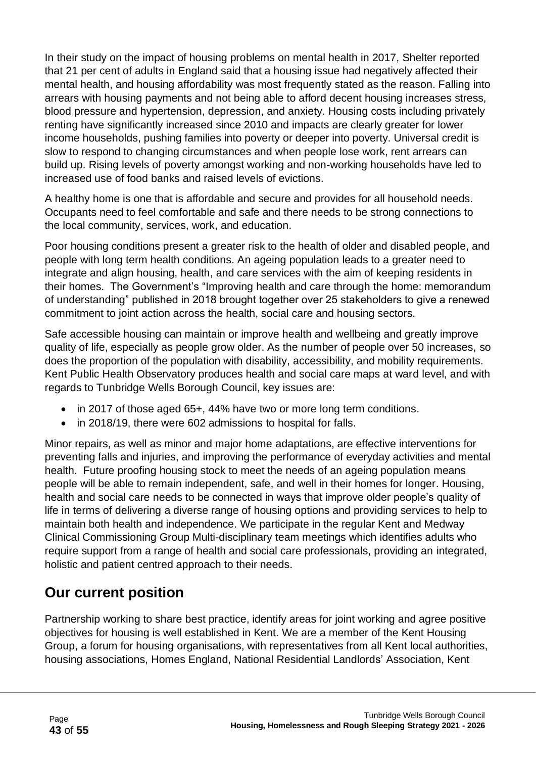In their study on the impact of housing problems on mental health in 2017, Shelter reported that 21 per cent of adults in England said that a housing issue had negatively affected their mental health, and housing affordability was most frequently stated as the reason. Falling into arrears with housing payments and not being able to afford decent housing increases stress, blood pressure and hypertension, depression, and anxiety. Housing costs including privately renting have significantly increased since 2010 and impacts are clearly greater for lower income households, pushing families into poverty or deeper into poverty. Universal credit is slow to respond to changing circumstances and when people lose work, rent arrears can build up. Rising levels of poverty amongst working and non-working households have led to increased use of food banks and raised levels of evictions.

A healthy home is one that is affordable and secure and provides for all household needs. Occupants need to feel comfortable and safe and there needs to be strong connections to the local community, services, work, and education.

Poor housing conditions present a greater risk to the health of older and disabled people, and people with long term health conditions. An ageing population leads to a greater need to integrate and align housing, health, and care services with the aim of keeping residents in their homes. The Government's "Improving health and care through the home: memorandum of understanding" published in 2018 brought together over 25 stakeholders to give a renewed commitment to joint action across the health, social care and housing sectors.

Safe accessible housing can maintain or improve health and wellbeing and greatly improve quality of life, especially as people grow older. As the number of people over 50 increases, so does the proportion of the population with disability, accessibility, and mobility requirements. Kent Public Health Observatory produces health and social care maps at ward level, and with regards to Tunbridge Wells Borough Council, key issues are:

- in 2017 of those aged 65+, 44% have two or more long term conditions.
- in 2018/19, there were 602 admissions to hospital for falls.

Minor repairs, as well as minor and major home adaptations, are effective interventions for preventing falls and injuries, and improving the performance of everyday activities and mental health. Future proofing housing stock to meet the needs of an ageing population means people will be able to remain independent, safe, and well in their homes for longer. Housing, health and social care needs to be connected in ways that improve older people's quality of life in terms of delivering a diverse range of housing options and providing services to help to maintain both health and independence. We participate in the regular Kent and Medway Clinical Commissioning Group Multi-disciplinary team meetings which identifies adults who require support from a range of health and social care professionals, providing an integrated, holistic and patient centred approach to their needs.

## Our current position

Partnership working to share best practice, identify areas for joint working and agree positive objectives for housing is well established in Kent. We are a member of the Kent Housing Group, a forum for housing organisations, with representatives from all Kent local authorities, housing associations, Homes England, National Residential Landlords' Association, Kent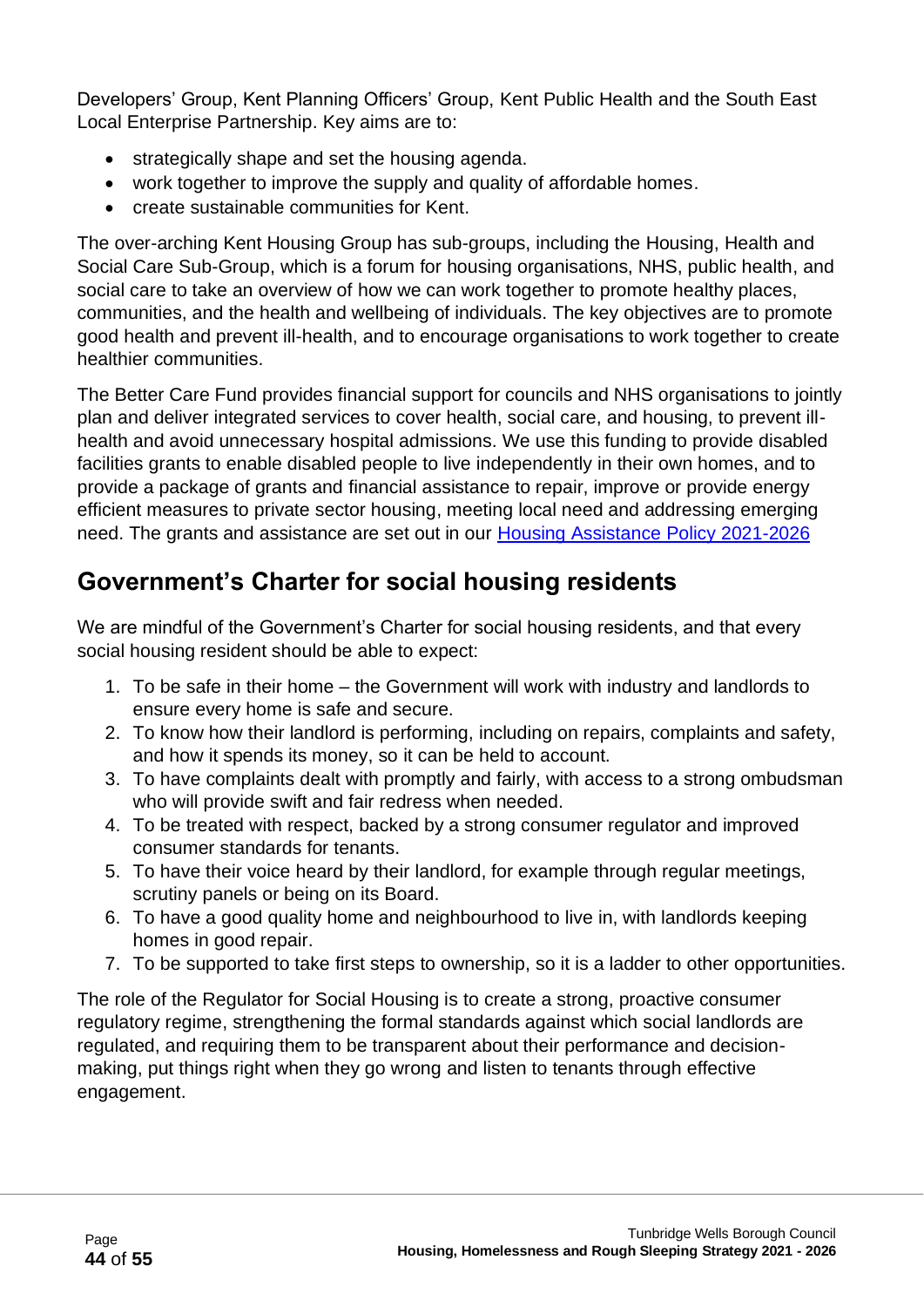Developers' Group, Kent Planning Officers' Group, Kent Public Health and the South East Local Enterprise Partnership. Key aims are to:

- strategically shape and set the housing agenda.
- work together to improve the supply and quality of affordable homes.
- create sustainable communities for Kent.

The over-arching Kent Housing Group has sub-groups, including the Housing, Health and Social Care Sub-Group, which is a forum for housing organisations, NHS, public health, and social care to take an overview of how we can work together to promote healthy places, communities, and the health and wellbeing of individuals. The key objectives are to promote good health and prevent ill-health, and to encourage organisations to work together to create healthier communities.

The Better Care Fund provides financial support for councils and NHS organisations to jointly plan and deliver integrated services to cover health, social care, and housing, to prevent ill-health and avoid unnecessary hospital admissions. We use this funding to provide disabled facilities grants to enable disabled people to live independently in their own homes, and to provide a package of grants and financial assistance to repair, improve or provide energy efficient measures to private sector housing, meeting local need and addressing emerging need. The grants and assistance are set out in our Housing Assistance Policy 2021-2026

## Government's Charter for social housing residents

We are mindful of the Government's Charter for social housing residents, and that every social housing resident should be able to expect:

1. To be safe in their home – the Government will work with industry and landlords to ensure every home is safe and secure.
2. To know how their landlord is performing, including on repairs, complaints and safety, and how it spends its money, so it can be held to account.
3. To have complaints dealt with promptly and fairly, with access to a strong ombudsman who will provide swift and fair redress when needed.
4. To be treated with respect, backed by a strong consumer regulator and improved consumer standards for tenants.
5. To have their voice heard by their landlord, for example through regular meetings, scrutiny panels or being on its Board.
6. To have a good quality home and neighbourhood to live in, with landlords keeping homes in good repair.
7. To be supported to take first steps to ownership, so it is a ladder to other opportunities.

The role of the Regulator for Social Housing is to create a strong, proactive consumer regulatory regime, strengthening the formal standards against which social landlords are regulated, and requiring them to be transparent about their performance and decision-making, put things right when they go wrong and listen to tenants through effective engagement.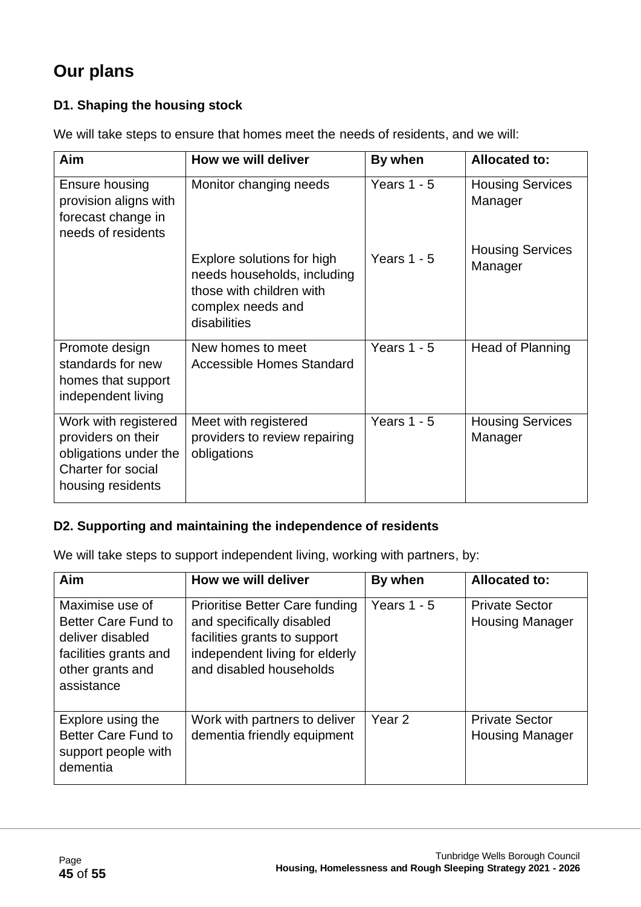# Our plans

### D1. Shaping the housing stock

We will take steps to ensure that homes meet the needs of residents, and we will:

| Aim | How we will deliver | By when | Allocated to: |
|---|---|---|---|
| Ensure housing provision aligns with forecast change in needs of residents | Monitor changing needs | Years 1 - 5 | Housing Services Manager |
| | Explore solutions for high needs households, including those with children with complex needs and disabilities | Years 1 - 5 | Housing Services Manager |
| Promote design standards for new homes that support independent living | New homes to meet Accessible Homes Standard | Years 1 - 5 | Head of Planning |
| Work with registered providers on their obligations under the Charter for social housing residents | Meet with registered providers to review repairing obligations | Years 1 - 5 | Housing Services Manager |

### D2. Supporting and maintaining the independence of residents

We will take steps to support independent living, working with partners, by:

| Aim | How we will deliver | By when | Allocated to: |
|---|---|---|---|
| Maximise use of Better Care Fund to deliver disabled facilities grants and other grants and assistance | Prioritise Better Care funding and specifically disabled facilities grants to support independent living for elderly and disabled households | Years 1 - 5 | Private Sector Housing Manager |
| Explore using the Better Care Fund to support people with dementia | Work with partners to deliver dementia friendly equipment | Year 2 | Private Sector Housing Manager |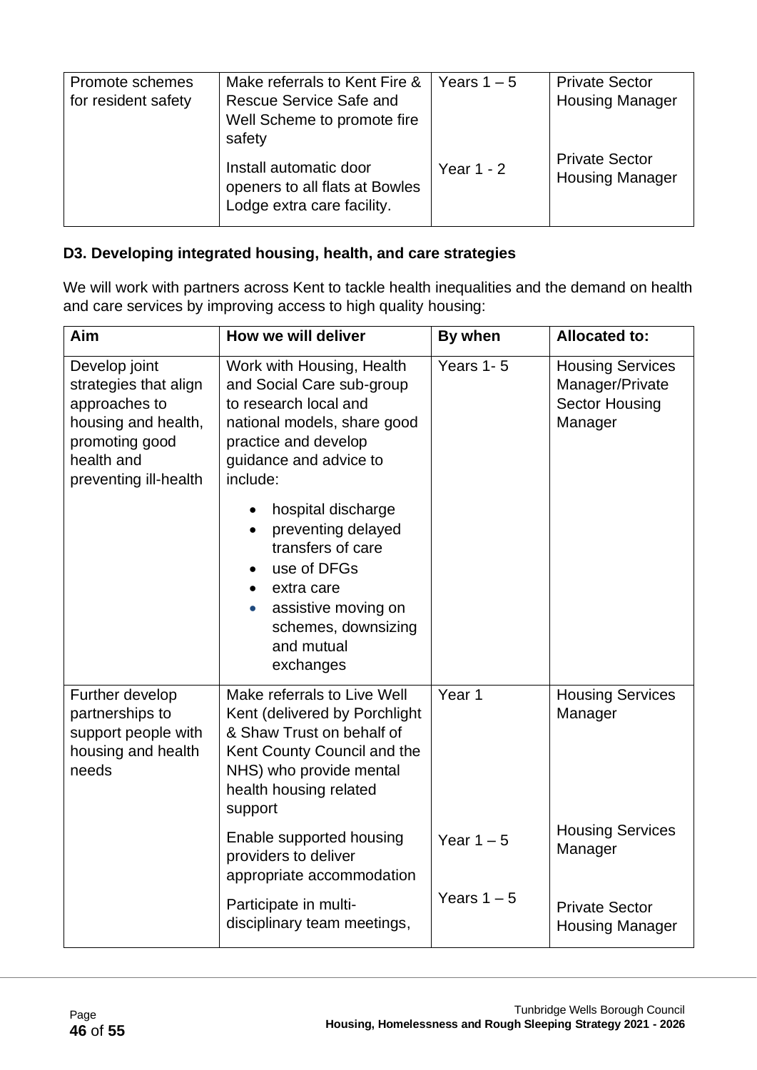| Promote schemes for resident safety | Make referrals to Kent Fire & Rescue Service Safe and Well Scheme to promote fire safety | Years 1 – 5 | Private Sector Housing Manager |
|---|---|---|---|
| | Install automatic door openers to all flats at Bowles Lodge extra care facility. | Year 1 - 2 | Private Sector Housing Manager |

### D3. Developing integrated housing, health, and care strategies

We will work with partners across Kent to tackle health inequalities and the demand on health and care services by improving access to high quality housing:

| Aim | How we will deliver | By when | Allocated to: |
|---|---|---|---|
| Develop joint strategies that align approaches to housing and health, promoting good health and preventing ill-health | Work with Housing, Health and Social Care sub-group to research local and national models, share good practice and develop guidance and advice to include:<br>• hospital discharge<br>• preventing delayed transfers of care<br>• use of DFGs<br>• extra care<br>• assistive moving on schemes, downsizing and mutual exchanges | Years 1- 5 | Housing Services Manager/Private Sector Housing Manager |
| Further develop partnerships to support people with housing and health needs | Make referrals to Live Well Kent (delivered by Porchlight & Shaw Trust on behalf of Kent County Council and the NHS) who provide mental health housing related support | Year 1 | Housing Services Manager |
| | Enable supported housing providers to deliver appropriate accommodation | Year 1 – 5 | Housing Services Manager |
| | Participate in multi-disciplinary team meetings, | Years 1 – 5 | Private Sector Housing Manager |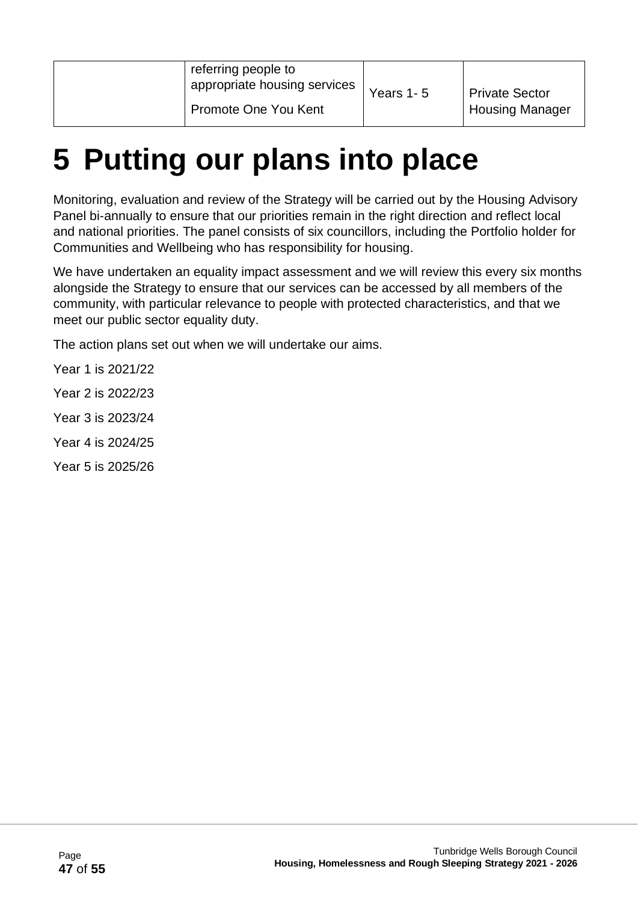|  | referring people to appropriate housing services<br>Promote One You Kent | Years 1- 5 | Private Sector Housing Manager |
|---|---|---|---|

# 5 Putting our plans into place

Monitoring, evaluation and review of the Strategy will be carried out by the Housing Advisory Panel bi-annually to ensure that our priorities remain in the right direction and reflect local and national priorities. The panel consists of six councillors, including the Portfolio holder for Communities and Wellbeing who has responsibility for housing.

We have undertaken an equality impact assessment and we will review this every six months alongside the Strategy to ensure that our services can be accessed by all members of the community, with particular relevance to people with protected characteristics, and that we meet our public sector equality duty.

The action plans set out when we will undertake our aims.

Year 1 is 2021/22

Year 2 is 2022/23

Year 3 is 2023/24

Year 4 is 2024/25

Year 5 is 2025/26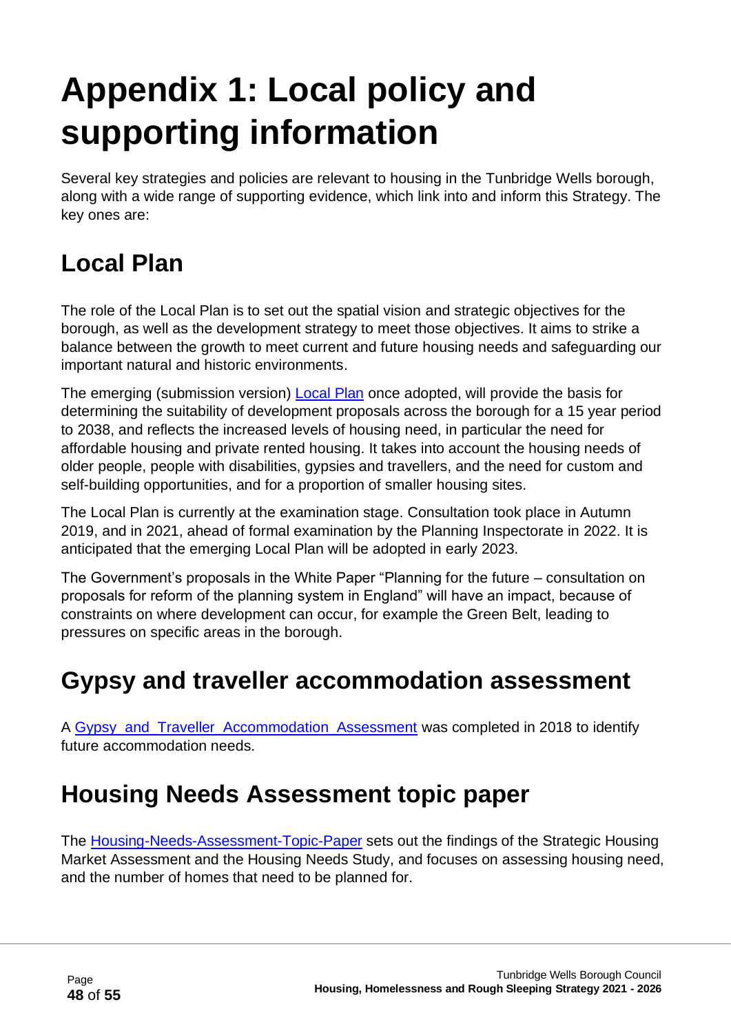# Appendix 1: Local policy and supporting information

Several key strategies and policies are relevant to housing in the Tunbridge Wells borough, along with a wide range of supporting evidence, which link into and inform this Strategy. The key ones are:

## Local Plan

The role of the Local Plan is to set out the spatial vision and strategic objectives for the borough, as well as the development strategy to meet those objectives. It aims to strike a balance between the growth to meet current and future housing needs and safeguarding our important natural and historic environments.

The emerging (submission version) Local Plan once adopted, will provide the basis for determining the suitability of development proposals across the borough for a 15 year period to 2038, and reflects the increased levels of housing need, in particular the need for affordable housing and private rented housing. It takes into account the housing needs of older people, people with disabilities, gypsies and travellers, and the need for custom and self-building opportunities, and for a proportion of smaller housing sites.

The Local Plan is currently at the examination stage. Consultation took place in Autumn 2019, and in 2021, ahead of formal examination by the Planning Inspectorate in 2022. It is anticipated that the emerging Local Plan will be adopted in early 2023.

The Government's proposals in the White Paper "Planning for the future – consultation on proposals for reform of the planning system in England" will have an impact, because of constraints on where development can occur, for example the Green Belt, leading to pressures on specific areas in the borough.

## Gypsy and traveller accommodation assessment

A Gypsy and Traveller Accommodation Assessment was completed in 2018 to identify future accommodation needs.

## Housing Needs Assessment topic paper

The Housing-Needs-Assessment-Topic-Paper sets out the findings of the Strategic Housing Market Assessment and the Housing Needs Study, and focuses on assessing housing need, and the number of homes that need to be planned for.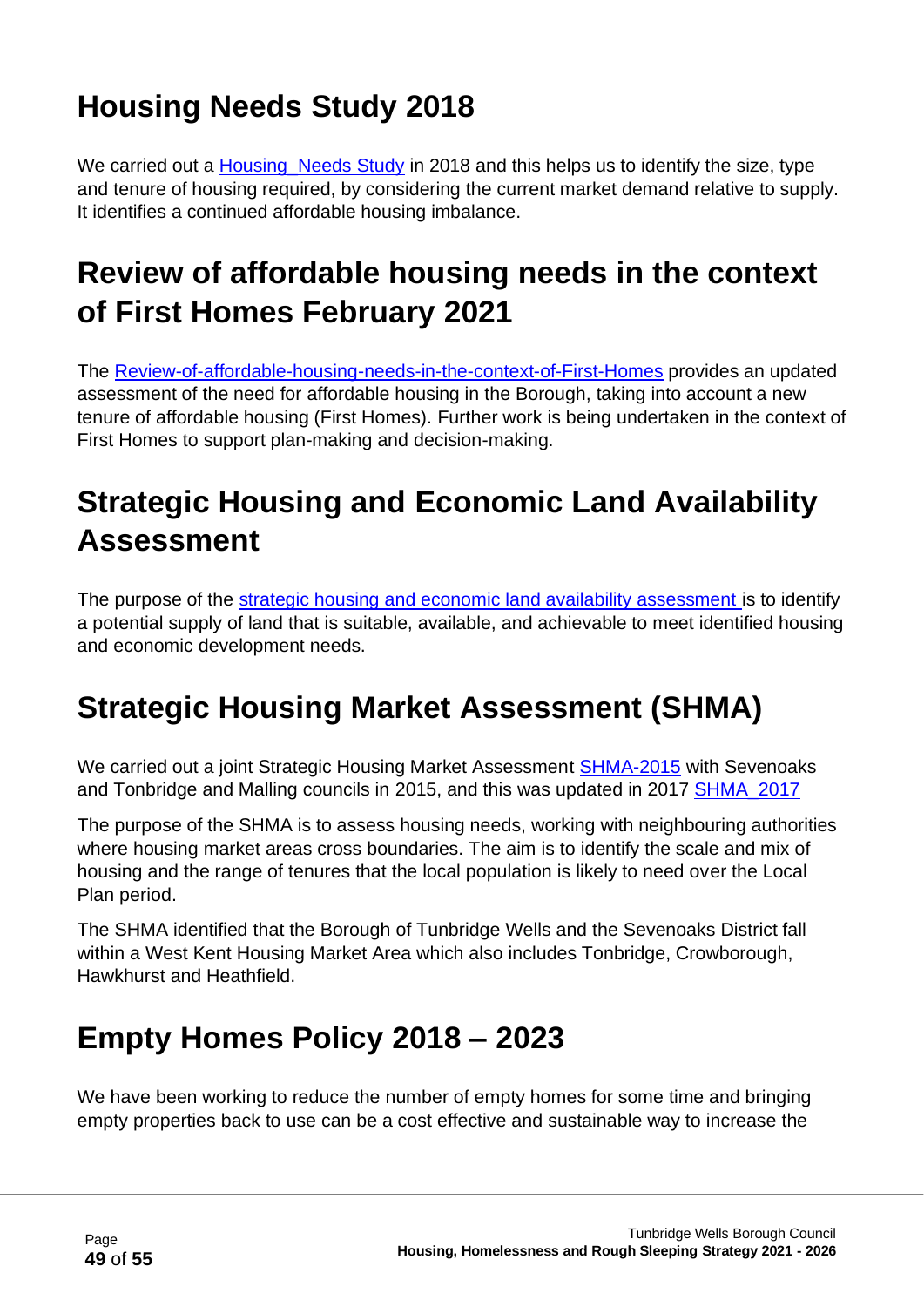# Housing Needs Study 2018

We carried out a Housing  Needs Study in 2018 and this helps us to identify the size, type and tenure of housing required, by considering the current market demand relative to supply. It identifies a continued affordable housing imbalance.

# Review of affordable housing needs in the context of First Homes February 2021

The Review-of-affordable-housing-needs-in-the-context-of-First-Homes provides an updated assessment of the need for affordable housing in the Borough, taking into account a new tenure of affordable housing (First Homes). Further work is being undertaken in the context of First Homes to support plan-making and decision-making.

# Strategic Housing and Economic Land Availability Assessment

The purpose of the strategic housing and economic land availability assessment is to identify a potential supply of land that is suitable, available, and achievable to meet identified housing and economic development needs.

# Strategic Housing Market Assessment (SHMA)

We carried out a joint Strategic Housing Market Assessment SHMA-2015 with Sevenoaks and Tonbridge and Malling councils in 2015, and this was updated in 2017 SHMA  2017

The purpose of the SHMA is to assess housing needs, working with neighbouring authorities where housing market areas cross boundaries. The aim is to identify the scale and mix of housing and the range of tenures that the local population is likely to need over the Local Plan period.

The SHMA identified that the Borough of Tunbridge Wells and the Sevenoaks District fall within a West Kent Housing Market Area which also includes Tonbridge, Crowborough, Hawkhurst and Heathfield.

# Empty Homes Policy 2018 – 2023

We have been working to reduce the number of empty homes for some time and bringing empty properties back to use can be a cost effective and sustainable way to increase the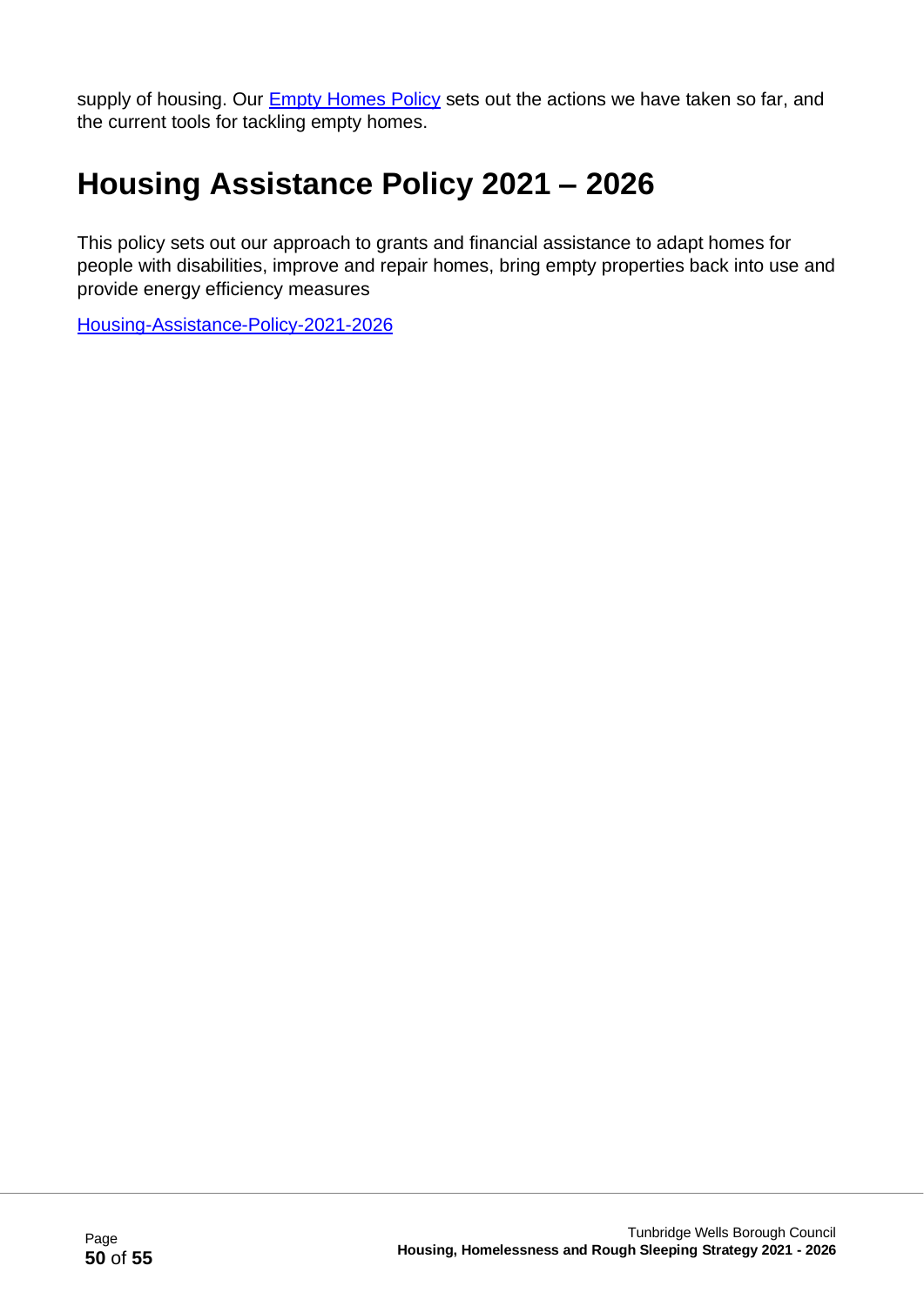supply of housing. Our Empty Homes Policy sets out the actions we have taken so far, and the current tools for tackling empty homes.

# Housing Assistance Policy 2021 – 2026

This policy sets out our approach to grants and financial assistance to adapt homes for people with disabilities, improve and repair homes, bring empty properties back into use and provide energy efficiency measures

Housing-Assistance-Policy-2021-2026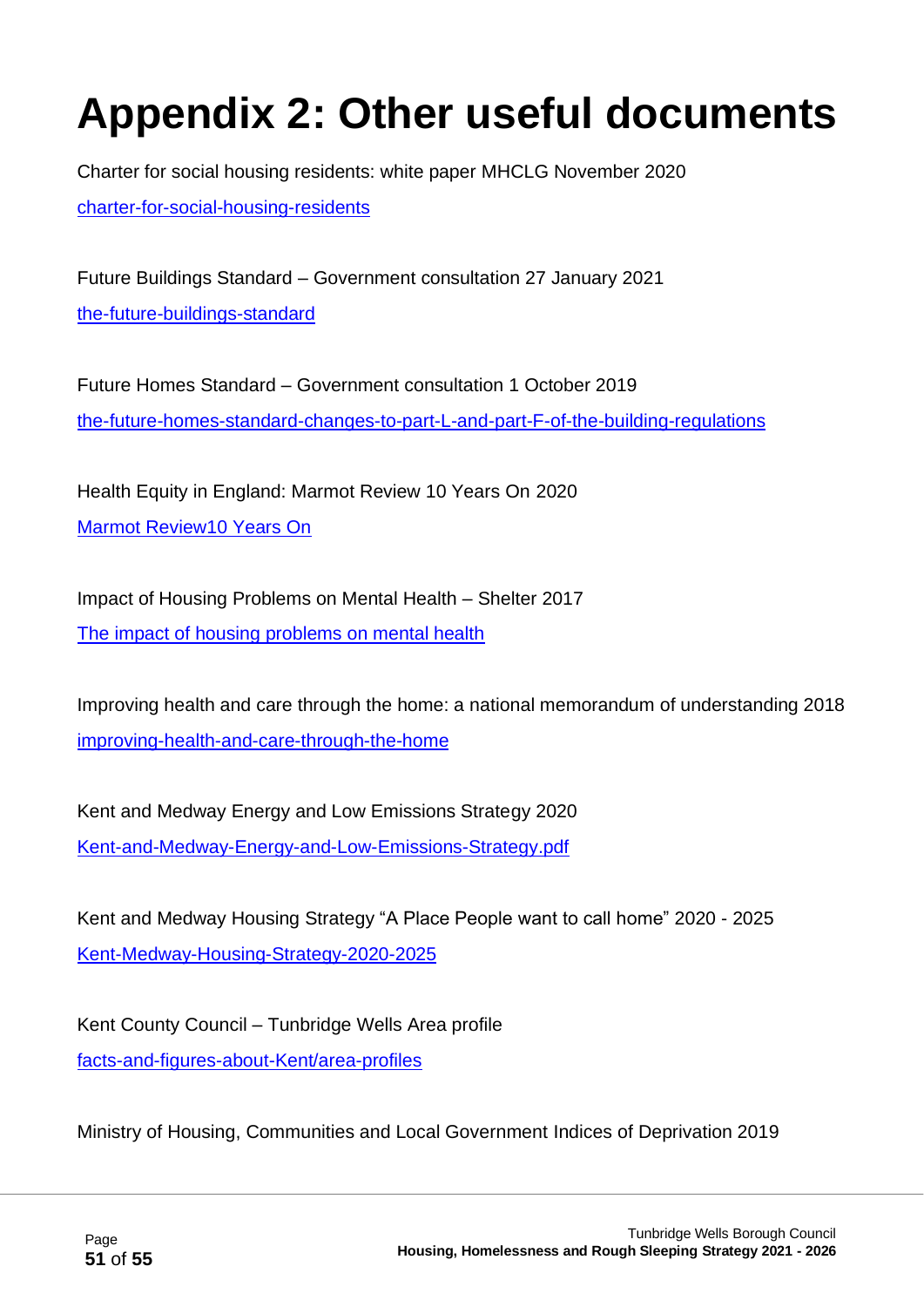# Appendix 2: Other useful documents

Charter for social housing residents: white paper MHCLG November 2020

charter-for-social-housing-residents

Future Buildings Standard – Government consultation 27 January 2021

the-future-buildings-standard

Future Homes Standard – Government consultation 1 October 2019

the-future-homes-standard-changes-to-part-L-and-part-F-of-the-building-regulations

Health Equity in England: Marmot Review 10 Years On 2020

Marmot Review10 Years On

Impact of Housing Problems on Mental Health – Shelter 2017

The impact of housing problems on mental health

Improving health and care through the home: a national memorandum of understanding 2018

improving-health-and-care-through-the-home

Kent and Medway Energy and Low Emissions Strategy 2020

Kent-and-Medway-Energy-and-Low-Emissions-Strategy.pdf

Kent and Medway Housing Strategy "A Place People want to call home" 2020 - 2025

Kent-Medway-Housing-Strategy-2020-2025

Kent County Council – Tunbridge Wells Area profile

facts-and-figures-about-Kent/area-profiles

Ministry of Housing, Communities and Local Government Indices of Deprivation 2019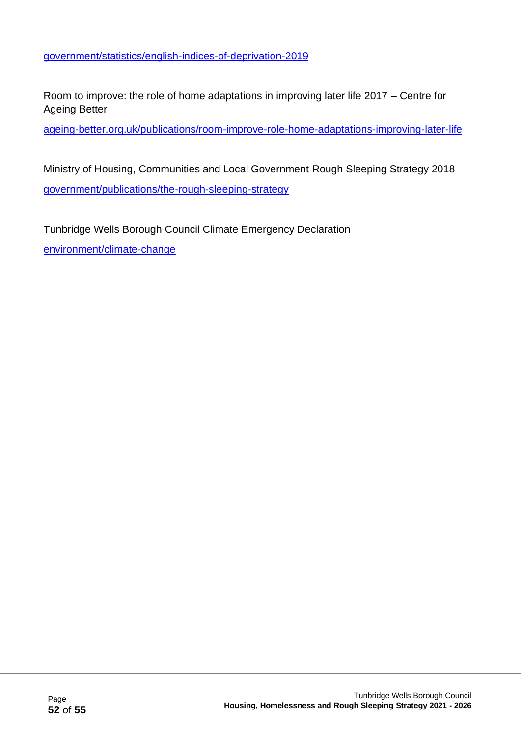government/statistics/english-indices-of-deprivation-2019

Room to improve: the role of home adaptations in improving later life 2017 – Centre for Ageing Better

ageing-better.org.uk/publications/room-improve-role-home-adaptations-improving-later-life

Ministry of Housing, Communities and Local Government Rough Sleeping Strategy 2018

government/publications/the-rough-sleeping-strategy

Tunbridge Wells Borough Council Climate Emergency Declaration

environment/climate-change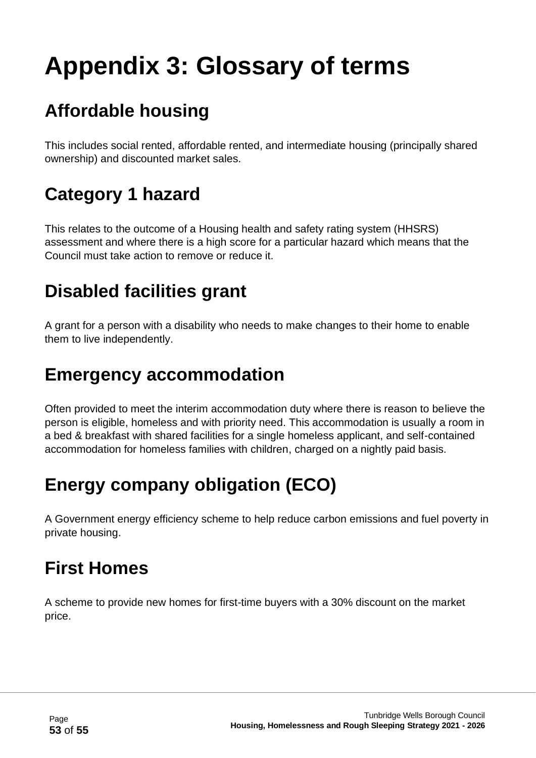# Appendix 3: Glossary of terms

## Affordable housing

This includes social rented, affordable rented, and intermediate housing (principally shared ownership) and discounted market sales.

## Category 1 hazard

This relates to the outcome of a Housing health and safety rating system (HHSRS) assessment and where there is a high score for a particular hazard which means that the Council must take action to remove or reduce it.

## Disabled facilities grant

A grant for a person with a disability who needs to make changes to their home to enable them to live independently.

## Emergency accommodation

Often provided to meet the interim accommodation duty where there is reason to believe the person is eligible, homeless and with priority need. This accommodation is usually a room in a bed & breakfast with shared facilities for a single homeless applicant, and self-contained accommodation for homeless families with children, charged on a nightly paid basis.

## Energy company obligation (ECO)

A Government energy efficiency scheme to help reduce carbon emissions and fuel poverty in private housing.

## First Homes

A scheme to provide new homes for first-time buyers with a 30% discount on the market price.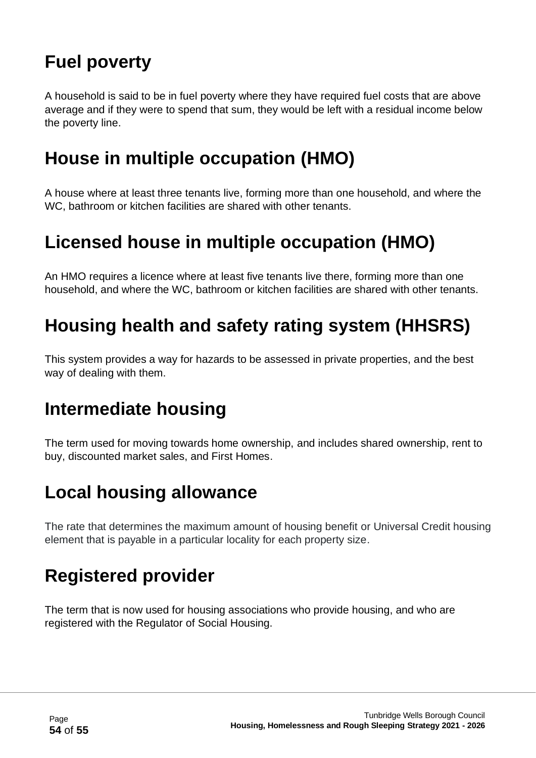## Fuel poverty

A household is said to be in fuel poverty where they have required fuel costs that are above average and if they were to spend that sum, they would be left with a residual income below the poverty line.

## House in multiple occupation (HMO)

A house where at least three tenants live, forming more than one household, and where the WC, bathroom or kitchen facilities are shared with other tenants.

## Licensed house in multiple occupation (HMO)

An HMO requires a licence where at least five tenants live there, forming more than one household, and where the WC, bathroom or kitchen facilities are shared with other tenants.

## Housing health and safety rating system (HHSRS)

This system provides a way for hazards to be assessed in private properties, and the best way of dealing with them.

## Intermediate housing

The term used for moving towards home ownership, and includes shared ownership, rent to buy, discounted market sales, and First Homes.

## Local housing allowance

The rate that determines the maximum amount of housing benefit or Universal Credit housing element that is payable in a particular locality for each property size.

## Registered provider

The term that is now used for housing associations who provide housing, and who are registered with the Regulator of Social Housing.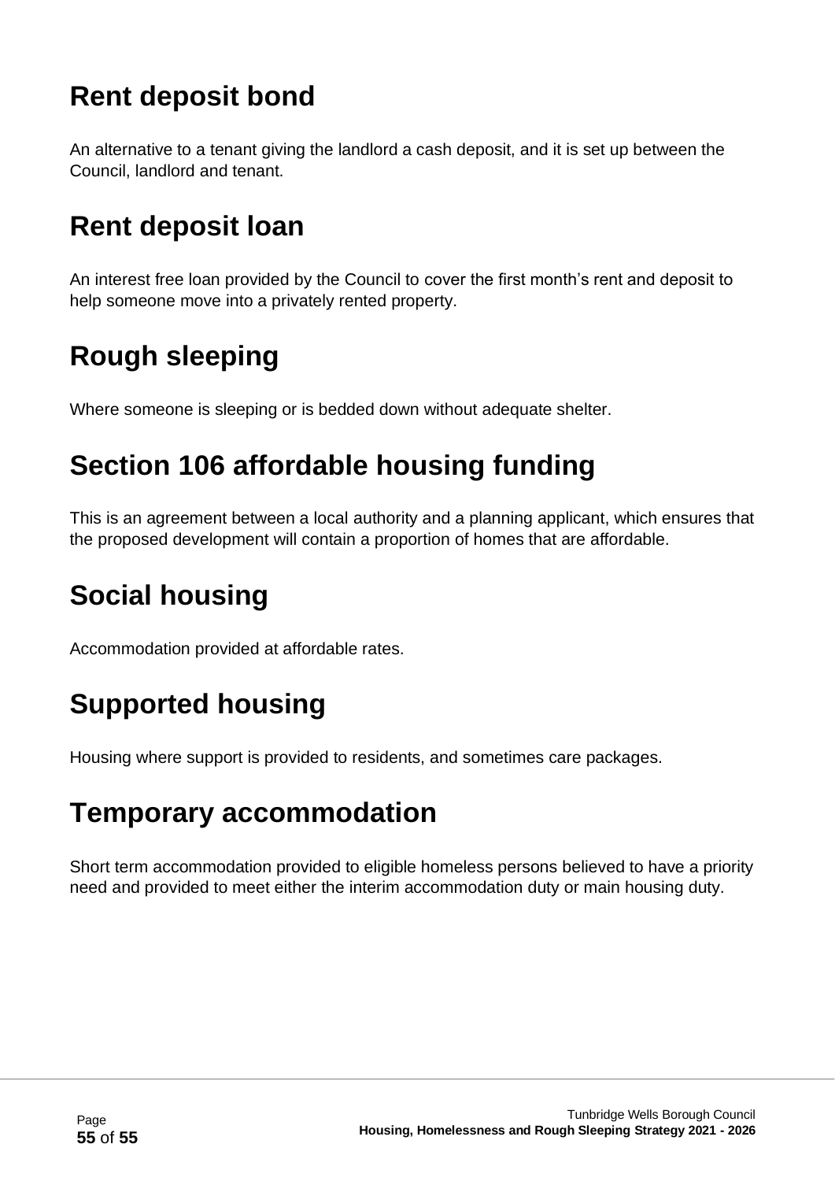## Rent deposit bond

An alternative to a tenant giving the landlord a cash deposit, and it is set up between the Council, landlord and tenant.

## Rent deposit loan

An interest free loan provided by the Council to cover the first month's rent and deposit to help someone move into a privately rented property.

## Rough sleeping

Where someone is sleeping or is bedded down without adequate shelter.

## Section 106 affordable housing funding

This is an agreement between a local authority and a planning applicant, which ensures that the proposed development will contain a proportion of homes that are affordable.

## Social housing

Accommodation provided at affordable rates.

## Supported housing

Housing where support is provided to residents, and sometimes care packages.

## Temporary accommodation

Short term accommodation provided to eligible homeless persons believed to have a priority need and provided to meet either the interim accommodation duty or main housing duty.